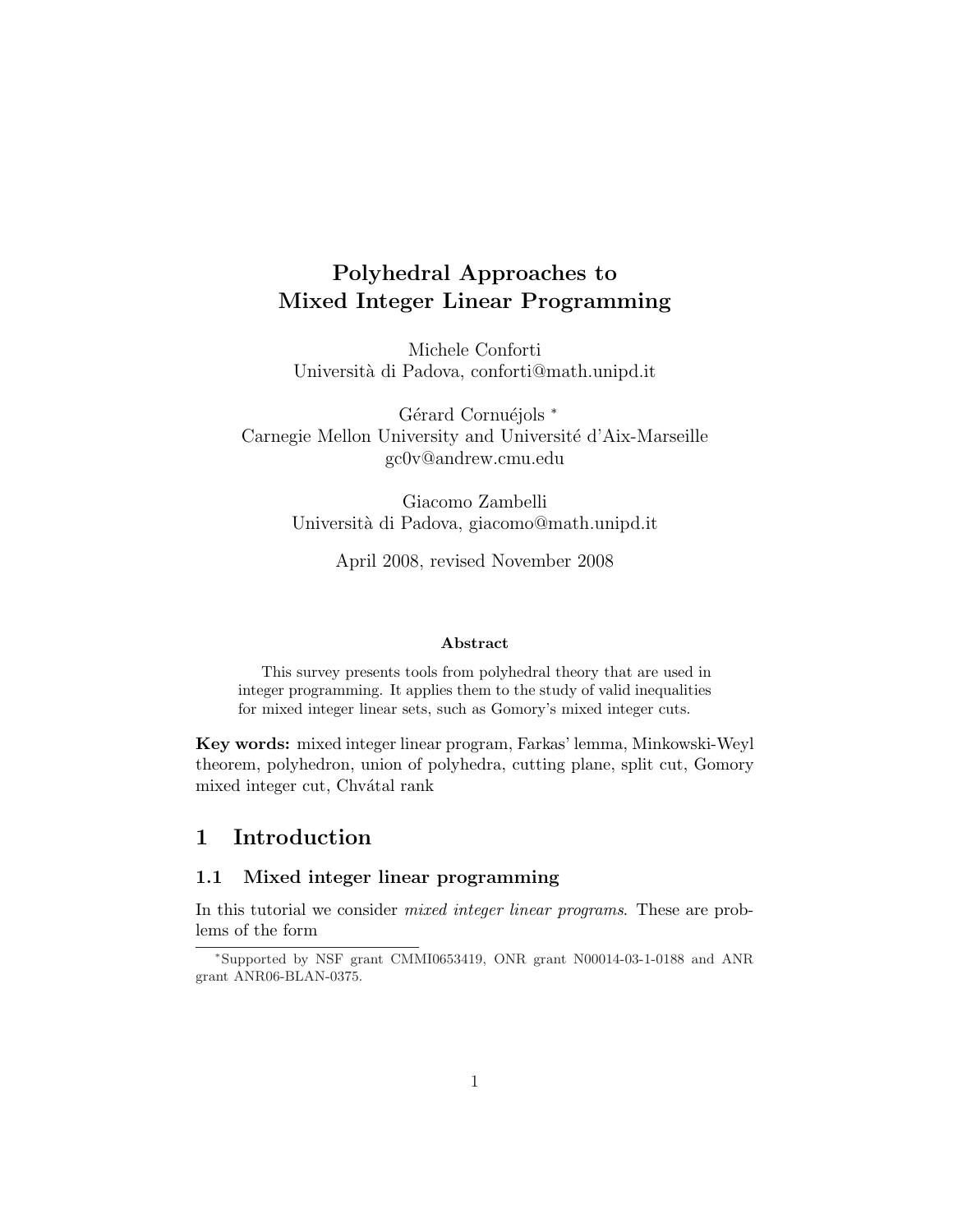# Polyhedral Approaches to Mixed Integer Linear Programming

Michele Conforti
Università di Padova, conforti@math.unipd.it

Gérard Cornuéjols [*]
Carnegie Mellon University and Université d'Aix-Marseille
gc0v@andrew.cmu.edu

Giacomo Zambelli
Università di Padova, giacomo@math.unipd.it

April 2008, revised November 2008

**Abstract**

This survey presents tools from polyhedral theory that are used in integer programming. It applies them to the study of valid inequalities for mixed integer linear sets, such as Gomory's mixed integer cuts.

**Key words:** mixed integer linear program, Farkas' lemma, Minkowski-Weyl theorem, polyhedron, union of polyhedra, cutting plane, split cut, Gomory mixed integer cut, Chvátal rank

## 1 Introduction

### 1.1 Mixed integer linear programming

In this tutorial we consider *mixed integer linear programs*. These are problems of the form

[*] Supported by NSF grant CMMI0653419, ONR grant N00014-03-1-0188 and ANR grant ANR06-BLAN-0375.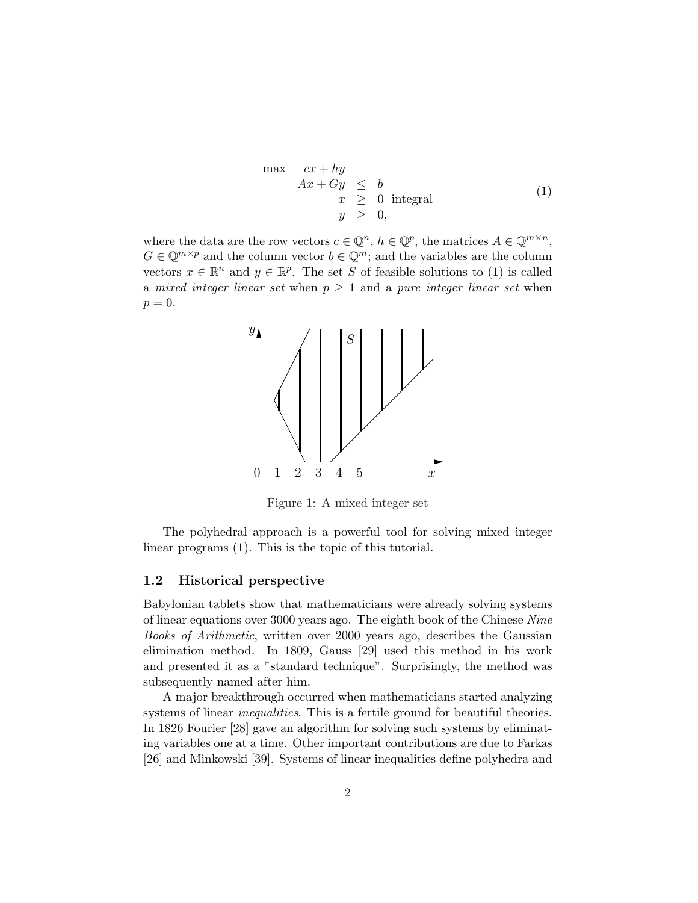$$
\begin{array}{rrcl}
\max & cx + hy & & \\
& Ax + Gy & \leq & b \\
& x & \geq & 0 \text{ integral} \\
& y & \geq & 0,
\end{array}
\tag{1}
$$

where the data are the row vectors $c \in \mathbb{Q}^n$, $h \in \mathbb{Q}^p$, the matrices $A \in \mathbb{Q}^{m \times n}$, $G \in \mathbb{Q}^{m \times p}$ and the column vector $b \in \mathbb{Q}^m$; and the variables are the column vectors $x \in \mathbb{R}^n$ and $y \in \mathbb{R}^p$. The set $S$ of feasible solutions to (1) is called a *mixed integer linear set* when $p \geq 1$ and a *pure integer linear set* when $p = 0$.

Figure 1: A mixed integer set

The polyhedral approach is a powerful tool for solving mixed integer linear programs (1). This is the topic of this tutorial.

### 1.2 Historical perspective

Babylonian tablets show that mathematicians were already solving systems of linear equations over 3000 years ago. The eighth book of the Chinese *Nine Books of Arithmetic*, written over 2000 years ago, describes the Gaussian elimination method. In 1809, Gauss [29] used this method in his work and presented it as a "standard technique". Surprisingly, the method was subsequently named after him.

A major breakthrough occurred when mathematicians started analyzing systems of linear *inequalities*. This is a fertile ground for beautiful theories. In 1826 Fourier [28] gave an algorithm for solving such systems by eliminating variables one at a time. Other important contributions are due to Farkas [26] and Minkowski [39]. Systems of linear inequalities define polyhedra and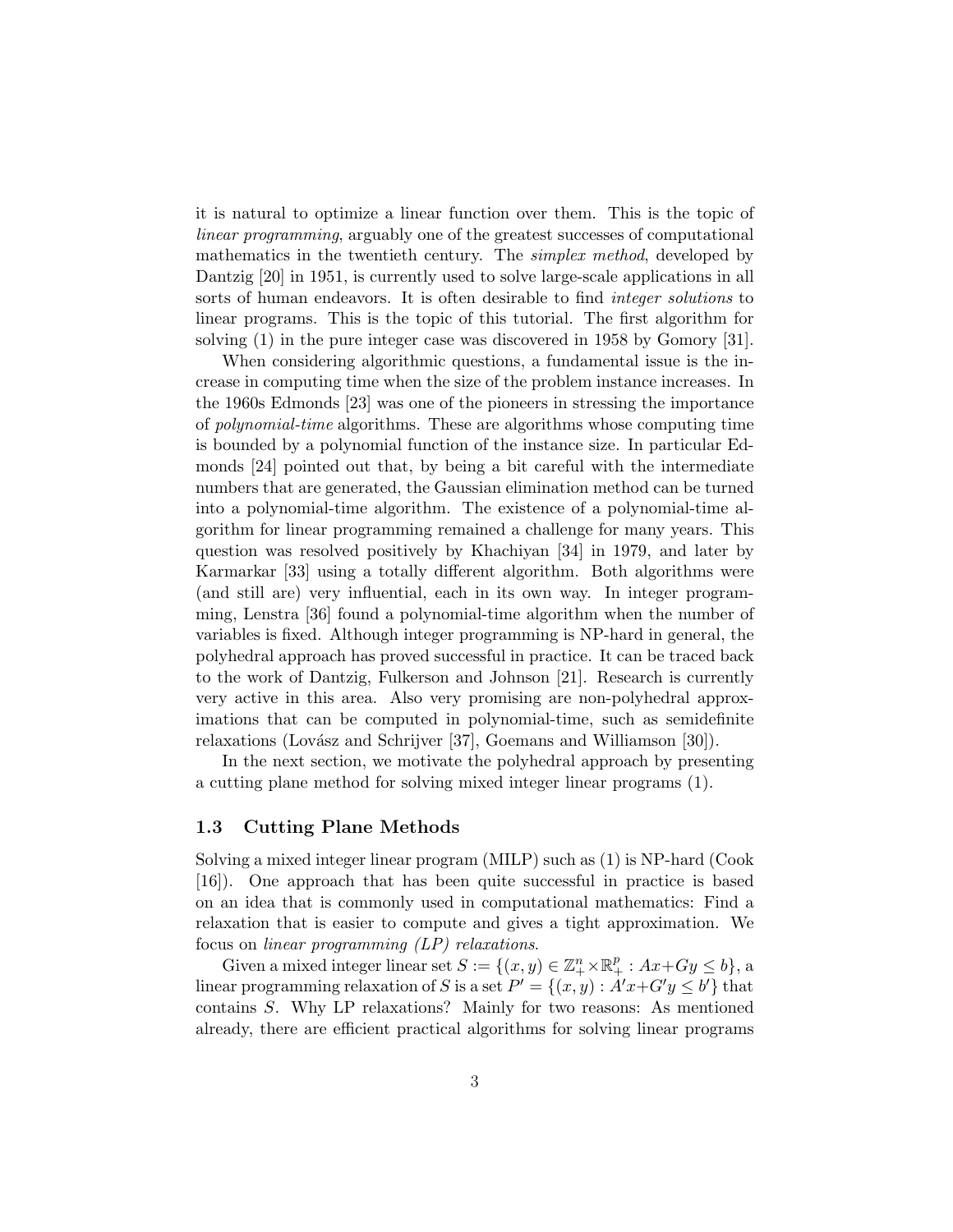it is natural to optimize a linear function over them. This is the topic of *linear programming*, arguably one of the greatest successes of computational mathematics in the twentieth century. The *simplex method*, developed by Dantzig [20] in 1951, is currently used to solve large-scale applications in all sorts of human endeavors. It is often desirable to find *integer solutions* to linear programs. This is the topic of this tutorial. The first algorithm for solving (1) in the pure integer case was discovered in 1958 by Gomory [31].

When considering algorithmic questions, a fundamental issue is the increase in computing time when the size of the problem instance increases. In the 1960s Edmonds [23] was one of the pioneers in stressing the importance of *polynomial-time* algorithms. These are algorithms whose computing time is bounded by a polynomial function of the instance size. In particular Edmonds [24] pointed out that, by being a bit careful with the intermediate numbers that are generated, the Gaussian elimination method can be turned into a polynomial-time algorithm. The existence of a polynomial-time algorithm for linear programming remained a challenge for many years. This question was resolved positively by Khachiyan [34] in 1979, and later by Karmarkar [33] using a totally different algorithm. Both algorithms were (and still are) very influential, each in its own way. In integer programming, Lenstra [36] found a polynomial-time algorithm when the number of variables is fixed. Although integer programming is NP-hard in general, the polyhedral approach has proved successful in practice. It can be traced back to the work of Dantzig, Fulkerson and Johnson [21]. Research is currently very active in this area. Also very promising are non-polyhedral approximations that can be computed in polynomial-time, such as semidefinite relaxations (Lovász and Schrijver [37], Goemans and Williamson [30]).

In the next section, we motivate the polyhedral approach by presenting a cutting plane method for solving mixed integer linear programs (1).

### 1.3 Cutting Plane Methods

Solving a mixed integer linear program (MILP) such as (1) is NP-hard (Cook [16]). One approach that has been quite successful in practice is based on an idea that is commonly used in computational mathematics: Find a relaxation that is easier to compute and gives a tight approximation. We focus on *linear programming (LP) relaxations*.

Given a mixed integer linear set $S := \{(x, y) \in \mathbb{Z}^n_+ \times \mathbb{R}^p_+ : Ax + Gy \leq b\}$, a linear programming relaxation of $S$ is a set $P' = \{(x, y) : A'x + G'y \leq b'\}$ that contains $S$. Why LP relaxations? Mainly for two reasons: As mentioned already, there are efficient practical algorithms for solving linear programs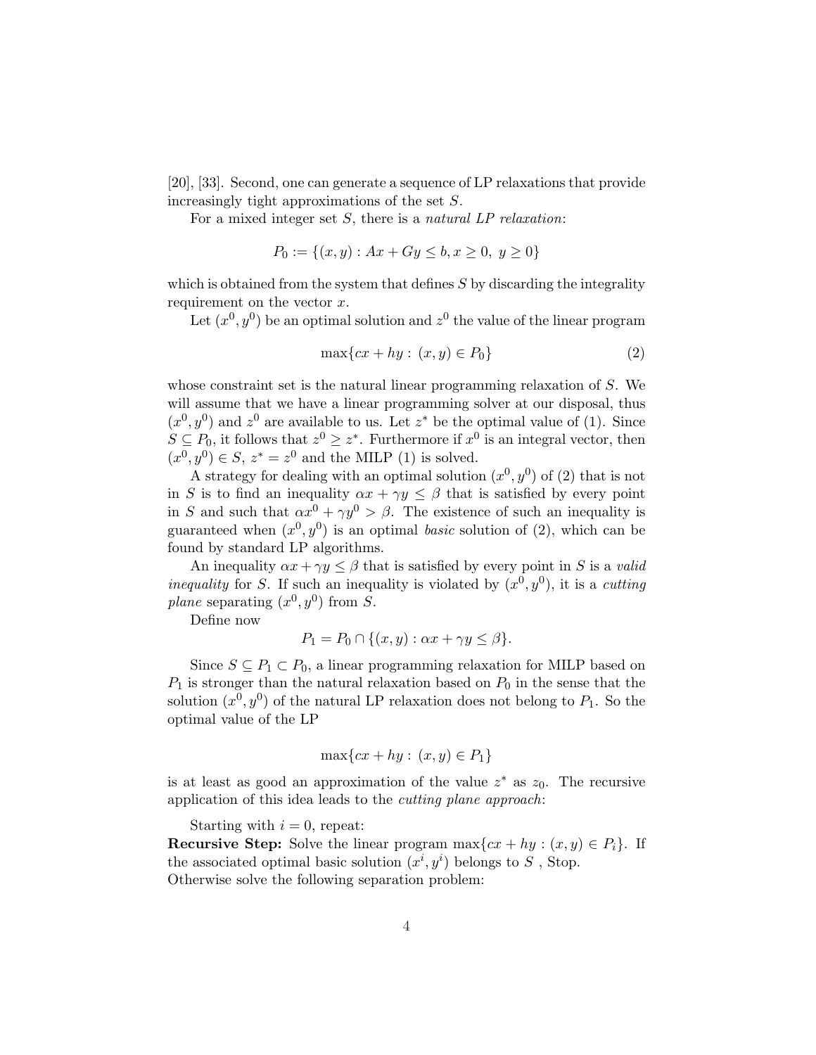[20], [33]. Second, one can generate a sequence of LP relaxations that provide increasingly tight approximations of the set $S$.

For a mixed integer set $S$, there is a *natural LP relaxation*:

$$P_0 := \{(x, y) : Ax + Gy \leq b, x \geq 0,\ y \geq 0\}$$

which is obtained from the system that defines $S$ by discarding the integrality requirement on the vector $x$.

Let $(x^0, y^0)$ be an optimal solution and $z^0$ the value of the linear program

$$\max\{cx + hy : (x, y) \in P_0\} \tag{2}$$

whose constraint set is the natural linear programming relaxation of $S$. We will assume that we have a linear programming solver at our disposal, thus $(x^0, y^0)$ and $z^0$ are available to us. Let $z^*$ be the optimal value of (1). Since $S \subseteq P_0$, it follows that $z^0 \geq z^*$. Furthermore if $x^0$ is an integral vector, then $(x^0, y^0) \in S$, $z^* = z^0$ and the MILP (1) is solved.

A strategy for dealing with an optimal solution $(x^0, y^0)$ of (2) that is not in $S$ is to find an inequality $\alpha x + \gamma y \leq \beta$ that is satisfied by every point in $S$ and such that $\alpha x^0 + \gamma y^0 > \beta$. The existence of such an inequality is guaranteed when $(x^0, y^0)$ is an optimal *basic* solution of (2), which can be found by standard LP algorithms.

An inequality $\alpha x + \gamma y \leq \beta$ that is satisfied by every point in $S$ is a *valid inequality* for $S$. If such an inequality is violated by $(x^0, y^0)$, it is a *cutting plane* separating $(x^0, y^0)$ from $S$.

Define now

$$P_1 = P_0 \cap \{(x, y) : \alpha x + \gamma y \leq \beta\}.$$

Since $S \subseteq P_1 \subset P_0$, a linear programming relaxation for MILP based on $P_1$ is stronger than the natural relaxation based on $P_0$ in the sense that the solution $(x^0, y^0)$ of the natural LP relaxation does not belong to $P_1$. So the optimal value of the LP

$$\max\{cx + hy : (x, y) \in P_1\}$$

is at least as good an approximation of the value $z^*$ as $z_0$. The recursive application of this idea leads to the *cutting plane approach*:

Starting with $i = 0$, repeat:

**Recursive Step:** Solve the linear program $\max\{cx + hy : (x, y) \in P_i\}$. If the associated optimal basic solution $(x^i, y^i)$ belongs to $S$ , Stop.
Otherwise solve the following separation problem: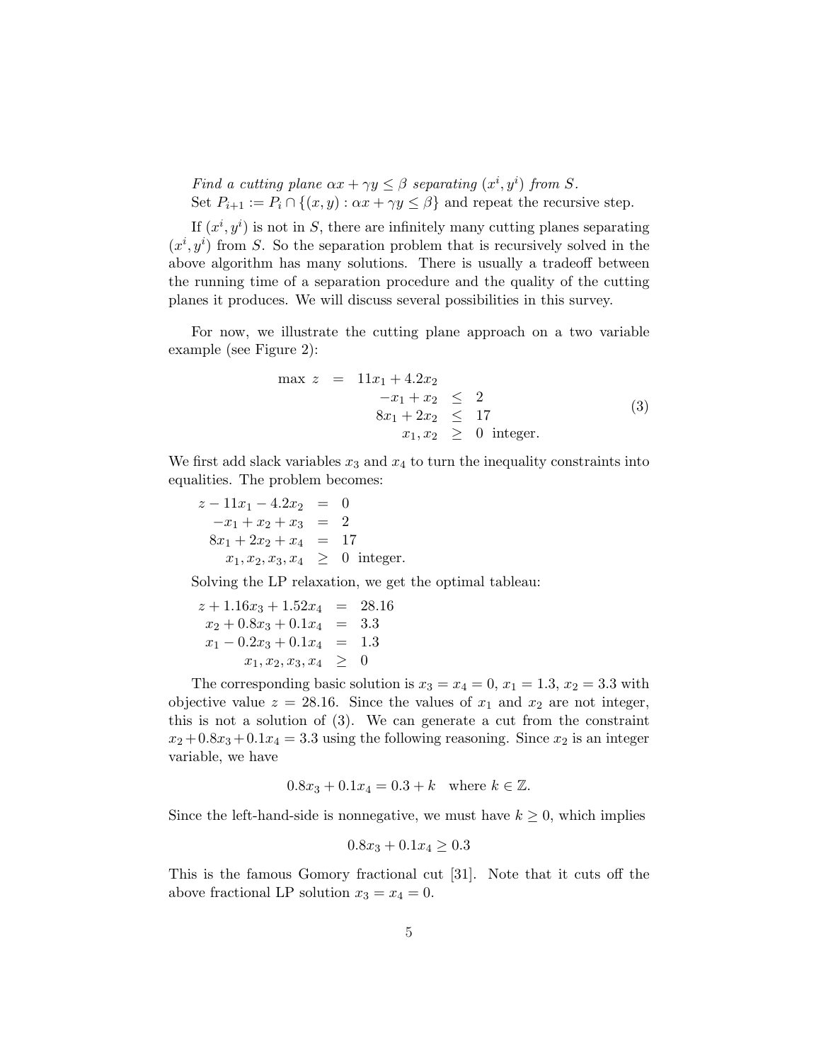*Find a cutting plane $\alpha x + \gamma y \leq \beta$ separating $(x^i, y^i)$ from $S$.*
Set $P_{i+1} := P_i \cap \{(x, y) : \alpha x + \gamma y \leq \beta\}$ and repeat the recursive step.

If $(x^i, y^i)$ is not in $S$, there are infinitely many cutting planes separating $(x^i, y^i)$ from $S$. So the separation problem that is recursively solved in the above algorithm has many solutions. There is usually a tradeoff between the running time of a separation procedure and the quality of the cutting planes it produces. We will discuss several possibilities in this survey.

For now, we illustrate the cutting plane approach on a two variable example (see Figure 2):

$$
\begin{array}{rrcl}
\max\ z & = & 11x_1 + 4.2x_2 & \\
 & & -x_1 + x_2 & \leq\ 2 \\
 & & 8x_1 + 2x_2 & \leq\ 17 \\
 & & x_1, x_2 & \geq\ 0 \ \text{ integer.}
\end{array}
\tag{3}
$$

We first add slack variables $x_3$ and $x_4$ to turn the inequality constraints into equalities. The problem becomes:

$$
\begin{array}{rcl}
z - 11x_1 - 4.2x_2 & = & 0 \\
-x_1 + x_2 + x_3 & = & 2 \\
8x_1 + 2x_2 + x_4 & = & 17 \\
x_1, x_2, x_3, x_4 & \geq & 0 \ \text{ integer.}
\end{array}
$$

Solving the LP relaxation, we get the optimal tableau:

$$
\begin{array}{rcl}
z + 1.16x_3 + 1.52x_4 & = & 28.16 \\
x_2 + 0.8x_3 + 0.1x_4 & = & 3.3 \\
x_1 - 0.2x_3 + 0.1x_4 & = & 1.3 \\
x_1, x_2, x_3, x_4 & \geq & 0
\end{array}
$$

The corresponding basic solution is $x_3 = x_4 = 0$, $x_1 = 1.3$, $x_2 = 3.3$ with objective value $z = 28.16$. Since the values of $x_1$ and $x_2$ are not integer, this is not a solution of (3). We can generate a cut from the constraint $x_2 + 0.8x_3 + 0.1x_4 = 3.3$ using the following reasoning. Since $x_2$ is an integer variable, we have

$$0.8x_3 + 0.1x_4 = 0.3 + k \quad \text{where } k \in \mathbb{Z}.$$

Since the left-hand-side is nonnegative, we must have $k \geq 0$, which implies

$$0.8x_3 + 0.1x_4 \geq 0.3$$

This is the famous Gomory fractional cut [31]. Note that it cuts off the above fractional LP solution $x_3 = x_4 = 0$.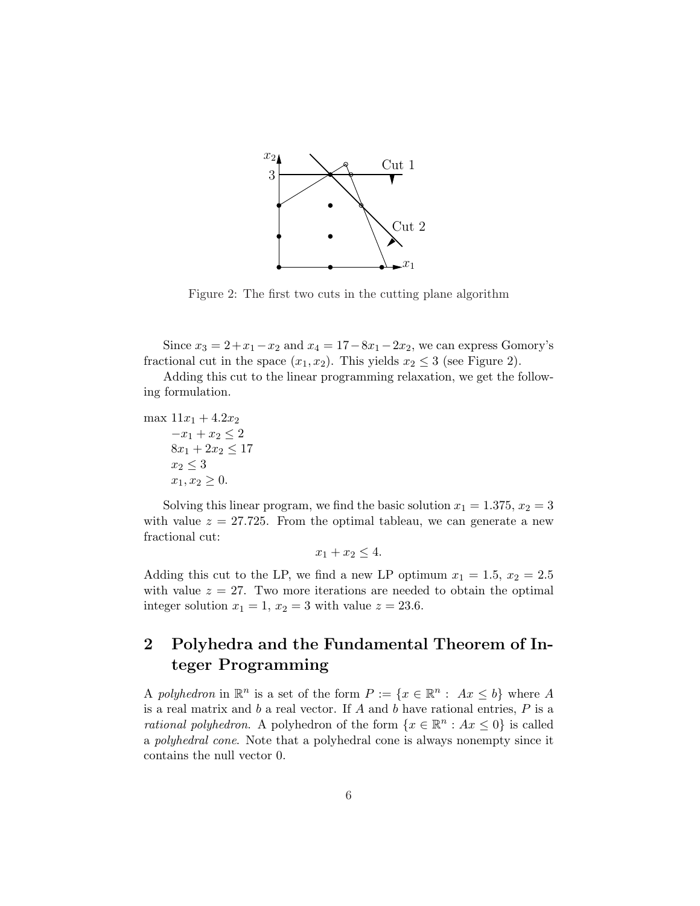Figure 2: The first two cuts in the cutting plane algorithm

Since $x_3 = 2 + x_1 - x_2$ and $x_4 = 17 - 8x_1 - 2x_2$, we can express Gomory's fractional cut in the space $(x_1, x_2)$. This yields $x_2 \leq 3$ (see Figure 2).

Adding this cut to the linear programming relaxation, we get the following formulation.

$$
\begin{aligned}
\max\ & 11x_1 + 4.2x_2 \\
& -x_1 + x_2 \leq 2 \\
& 8x_1 + 2x_2 \leq 17 \\
& x_2 \leq 3 \\
& x_1, x_2 \geq 0.
\end{aligned}
$$

Solving this linear program, we find the basic solution $x_1 = 1.375$, $x_2 = 3$ with value $z = 27.725$. From the optimal tableau, we can generate a new fractional cut:

$$x_1 + x_2 \leq 4.$$

Adding this cut to the LP, we find a new LP optimum $x_1 = 1.5$, $x_2 = 2.5$ with value $z = 27$. Two more iterations are needed to obtain the optimal integer solution $x_1 = 1$, $x_2 = 3$ with value $z = 23.6$.

## 2 Polyhedra and the Fundamental Theorem of Integer Programming

A *polyhedron* in $\mathbb{R}^n$ is a set of the form $P := \{x \in \mathbb{R}^n : Ax \leq b\}$ where $A$ is a real matrix and $b$ a real vector. If $A$ and $b$ have rational entries, $P$ is a *rational polyhedron*. A polyhedron of the form $\{x \in \mathbb{R}^n : Ax \leq 0\}$ is called a *polyhedral cone*. Note that a polyhedral cone is always nonempty since it contains the null vector 0.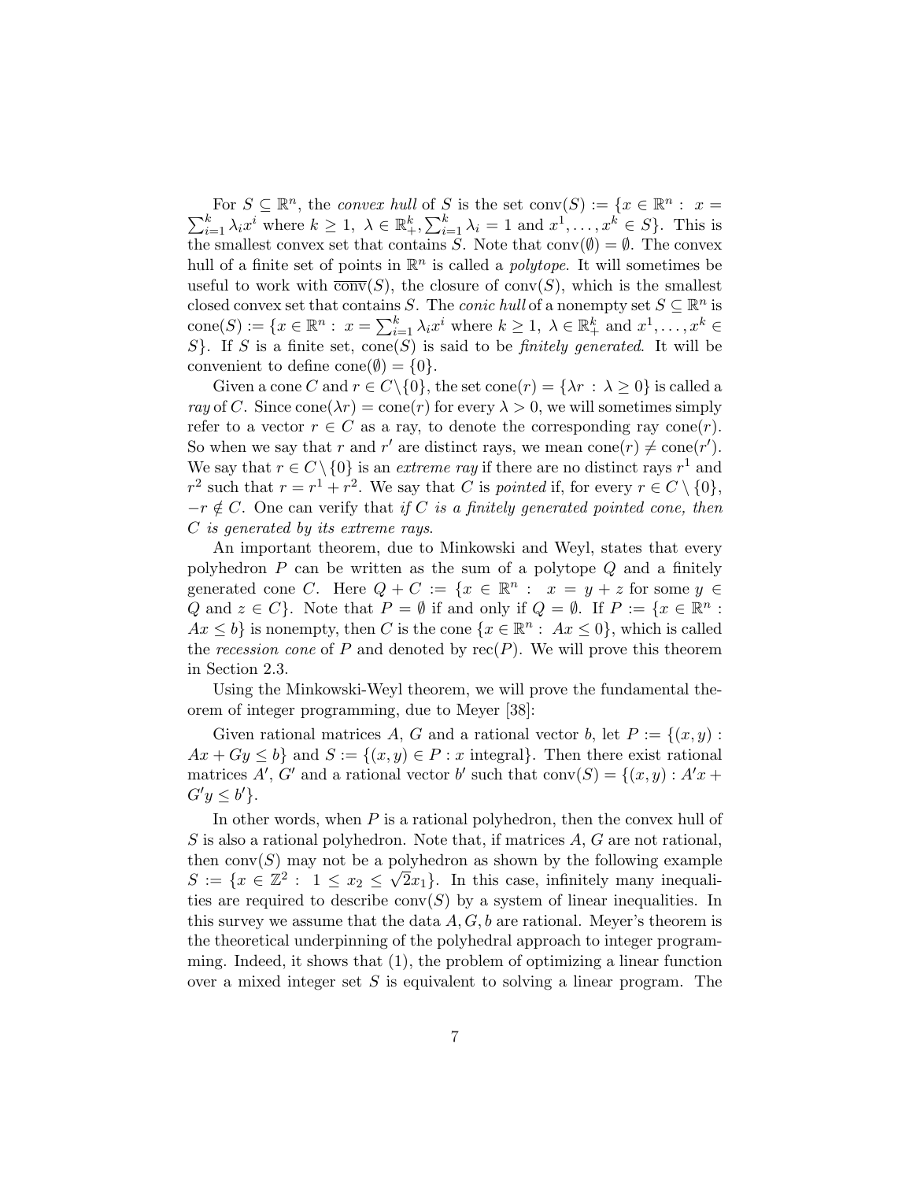For $S \subseteq \mathbb{R}^n$, the *convex hull* of $S$ is the set $\text{conv}(S) := \{x \in \mathbb{R}^n : x = \sum_{i=1}^k \lambda_i x^i$ where $k \geq 1,\ \lambda \in \mathbb{R}^k_+, \sum_{i=1}^k \lambda_i = 1$ and $x^1, \ldots, x^k \in S\}$. This is the smallest convex set that contains $S$. Note that $\text{conv}(\emptyset) = \emptyset$. The convex hull of a finite set of points in $\mathbb{R}^n$ is called a *polytope*. It will sometimes be useful to work with $\overline{\text{conv}}(S)$, the closure of $\text{conv}(S)$, which is the smallest closed convex set that contains $S$. The *conic hull* of a nonempty set $S \subseteq \mathbb{R}^n$ is $\text{cone}(S) := \{x \in \mathbb{R}^n : x = \sum_{i=1}^k \lambda_i x^i$ where $k \geq 1,\ \lambda \in \mathbb{R}^k_+$ and $x^1, \ldots, x^k \in S\}$. If $S$ is a finite set, $\text{cone}(S)$ is said to be *finitely generated*. It will be convenient to define $\text{cone}(\emptyset) = \{0\}$.

Given a cone $C$ and $r \in C \setminus \{0\}$, the set $\text{cone}(r) = \{\lambda r : \lambda \geq 0\}$ is called a *ray* of $C$. Since $\text{cone}(\lambda r) = \text{cone}(r)$ for every $\lambda > 0$, we will sometimes simply refer to a vector $r \in C$ as a ray, to denote the corresponding ray $\text{cone}(r)$. So when we say that $r$ and $r'$ are distinct rays, we mean $\text{cone}(r) \neq \text{cone}(r')$. We say that $r \in C \setminus \{0\}$ is an *extreme ray* if there are no distinct rays $r^1$ and $r^2$ such that $r = r^1 + r^2$. We say that $C$ is *pointed* if, for every $r \in C \setminus \{0\}$, $-r \notin C$. One can verify that *if $C$ is a finitely generated pointed cone, then $C$ is generated by its extreme rays*.

An important theorem, due to Minkowski and Weyl, states that every polyhedron $P$ can be written as the sum of a polytope $Q$ and a finitely generated cone $C$. Here $Q + C := \{x \in \mathbb{R}^n : x = y + z$ for some $y \in Q$ and $z \in C\}$. Note that $P = \emptyset$ if and only if $Q = \emptyset$. If $P := \{x \in \mathbb{R}^n : Ax \leq b\}$ is nonempty, then $C$ is the cone $\{x \in \mathbb{R}^n : Ax \leq 0\}$, which is called the *recession cone* of $P$ and denoted by $\text{rec}(P)$. We will prove this theorem in Section 2.3.

Using the Minkowski-Weyl theorem, we will prove the fundamental theorem of integer programming, due to Meyer [38]:

Given rational matrices $A$, $G$ and a rational vector $b$, let $P := \{(x, y) : Ax + Gy \leq b\}$ and $S := \{(x, y) \in P : x \text{ integral}\}$. Then there exist rational matrices $A'$, $G'$ and a rational vector $b'$ such that $\text{conv}(S) = \{(x, y) : A'x + G'y \leq b'\}$.

In other words, when $P$ is a rational polyhedron, then the convex hull of $S$ is also a rational polyhedron. Note that, if matrices $A, G$ are not rational, then $\text{conv}(S)$ may not be a polyhedron as shown by the following example $S := \{x \in \mathbb{Z}^2 : 1 \leq x_2 \leq \sqrt{2}x_1\}$. In this case, infinitely many inequalities are required to describe $\text{conv}(S)$ by a system of linear inequalities. In this survey we assume that the data $A, G, b$ are rational. Meyer's theorem is the theoretical underpinning of the polyhedral approach to integer programming. Indeed, it shows that (1), the problem of optimizing a linear function over a mixed integer set $S$ is equivalent to solving a linear program. The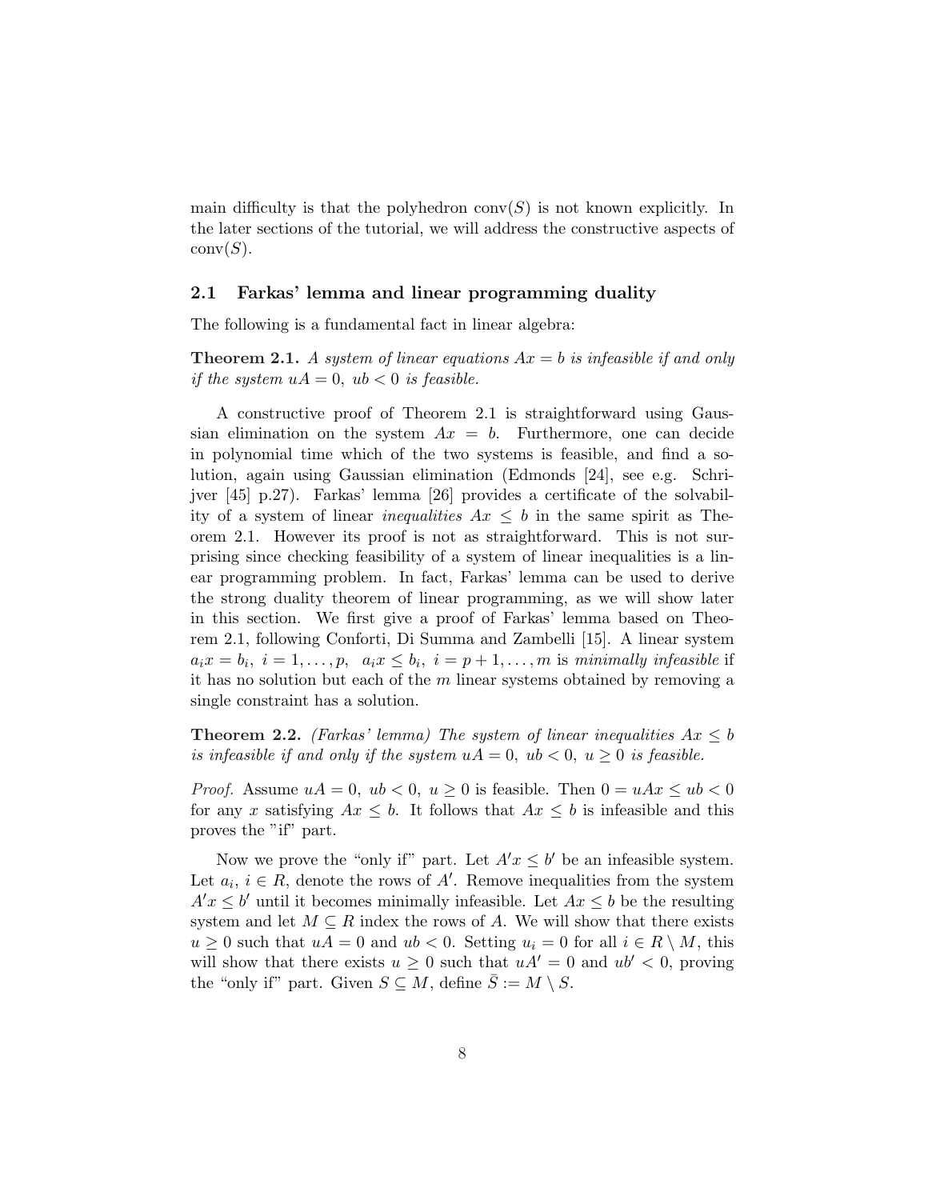main difficulty is that the polyhedron $\text{conv}(S)$ is not known explicitly. In the later sections of the tutorial, we will address the constructive aspects of $\text{conv}(S)$.

### 2.1 Farkas' lemma and linear programming duality

The following is a fundamental fact in linear algebra:

**Theorem 2.1.** *A system of linear equations $Ax = b$ is infeasible if and only if the system $uA = 0$, $ub < 0$ is feasible.*

A constructive proof of Theorem 2.1 is straightforward using Gaussian elimination on the system $Ax = b$. Furthermore, one can decide in polynomial time which of the two systems is feasible, and find a solution, again using Gaussian elimination (Edmonds [24], see e.g. Schrijver [45] p.27). Farkas' lemma [26] provides a certificate of the solvability of a system of linear *inequalities* $Ax \leq b$ in the same spirit as Theorem 2.1. However its proof is not as straightforward. This is not surprising since checking feasibility of a system of linear inequalities is a linear programming problem. In fact, Farkas' lemma can be used to derive the strong duality theorem of linear programming, as we will show later in this section. We first give a proof of Farkas' lemma based on Theorem 2.1, following Conforti, Di Summa and Zambelli [15]. A linear system $a_i x = b_i$, $i = 1, \dots, p$, $a_i x \leq b_i$, $i = p+1, \dots, m$ is *minimally infeasible* if it has no solution but each of the $m$ linear systems obtained by removing a single constraint has a solution.

**Theorem 2.2.** *(Farkas' lemma) The system of linear inequalities $Ax \leq b$ is infeasible if and only if the system $uA = 0$, $ub < 0$, $u \geq 0$ is feasible.*

*Proof.* Assume $uA = 0$, $ub < 0$, $u \geq 0$ is feasible. Then $0 = uAx \leq ub < 0$ for any $x$ satisfying $Ax \leq b$. It follows that $Ax \leq b$ is infeasible and this proves the "if" part.

Now we prove the "only if" part. Let $A'x \leq b'$ be an infeasible system. Let $a_i$, $i \in R$, denote the rows of $A'$. Remove inequalities from the system $A'x \leq b'$ until it becomes minimally infeasible. Let $Ax \leq b$ be the resulting system and let $M \subseteq R$ index the rows of $A$. We will show that there exists $u \geq 0$ such that $uA = 0$ and $ub < 0$. Setting $u_i = 0$ for all $i \in R \setminus M$, this will show that there exists $u \geq 0$ such that $uA' = 0$ and $ub' < 0$, proving the "only if" part. Given $S \subseteq M$, define $\bar{S} := M \setminus S$.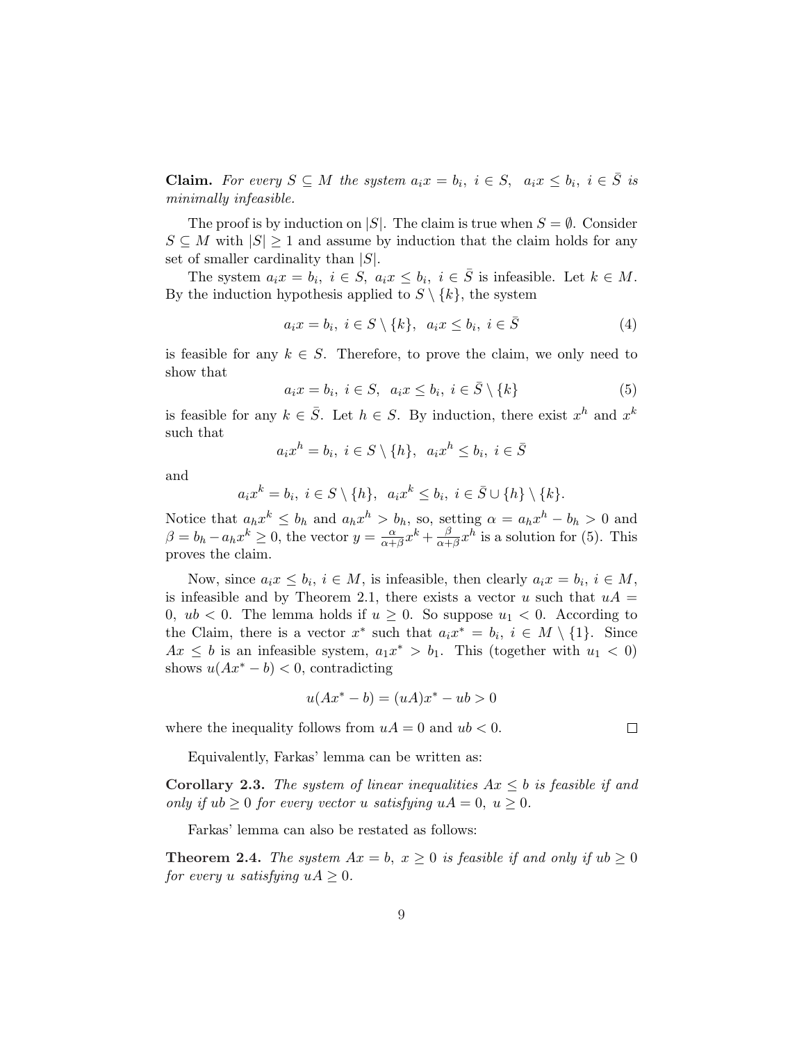**Claim.** *For every $S \subseteq M$ the system $a_i x = b_i,\ i \in S,\ \ a_i x \le b_i,\ i \in \bar{S}$ is minimally infeasible.*

The proof is by induction on $|S|$. The claim is true when $S = \emptyset$. Consider $S \subseteq M$ with $|S| \ge 1$ and assume by induction that the claim holds for any set of smaller cardinality than $|S|$.

The system $a_i x = b_i,\ i \in S,\ a_i x \le b_i,\ i \in \bar{S}$ is infeasible. Let $k \in M$. By the induction hypothesis applied to $S \setminus \{k\}$, the system

$$a_i x = b_i,\ i \in S \setminus \{k\},\ \ a_i x \le b_i,\ i \in \bar{S} \tag{4}$$

is feasible for any $k \in S$. Therefore, to prove the claim, we only need to show that

$$a_i x = b_i,\ i \in S,\ \ a_i x \le b_i,\ i \in \bar{S} \setminus \{k\} \tag{5}$$

is feasible for any $k \in \bar{S}$. Let $h \in S$. By induction, there exist $x^h$ and $x^k$ such that

$$a_i x^h = b_i,\ i \in S \setminus \{h\},\ \ a_i x^h \le b_i,\ i \in \bar{S}$$

and

$$a_i x^k = b_i,\ i \in S \setminus \{h\},\ \ a_i x^k \le b_i,\ i \in \bar{S} \cup \{h\} \setminus \{k\}.$$

Notice that $a_h x^k \le b_h$ and $a_h x^h > b_h$, so, setting $\alpha = a_h x^h - b_h > 0$ and $\beta = b_h - a_h x^k \ge 0$, the vector $y = \frac{\alpha}{\alpha+\beta} x^k + \frac{\beta}{\alpha+\beta} x^h$ is a solution for (5). This proves the claim.

Now, since $a_i x \le b_i,\ i \in M$, is infeasible, then clearly $a_i x = b_i,\ i \in M$, is infeasible and by Theorem 2.1, there exists a vector $u$ such that $uA = 0,\ ub < 0$. The lemma holds if $u \ge 0$. So suppose $u_1 < 0$. According to the Claim, there is a vector $x^*$ such that $a_i x^* = b_i,\ i \in M \setminus \{1\}$. Since $Ax \le b$ is an infeasible system, $a_1 x^* > b_1$. This (together with $u_1 < 0$) shows $u(Ax^* - b) < 0$, contradicting

$$u(Ax^* - b) = (uA)x^* - ub > 0$$

where the inequality follows from $uA = 0$ and $ub < 0$. $\square$

Equivalently, Farkas' lemma can be written as:

**Corollary 2.3.** *The system of linear inequalities $Ax \le b$ is feasible if and only if $ub \ge 0$ for every vector $u$ satisfying $uA = 0,\ u \ge 0$.*

Farkas' lemma can also be restated as follows:

**Theorem 2.4.** *The system $Ax = b,\ x \ge 0$ is feasible if and only if $ub \ge 0$ for every $u$ satisfying $uA \ge 0$.*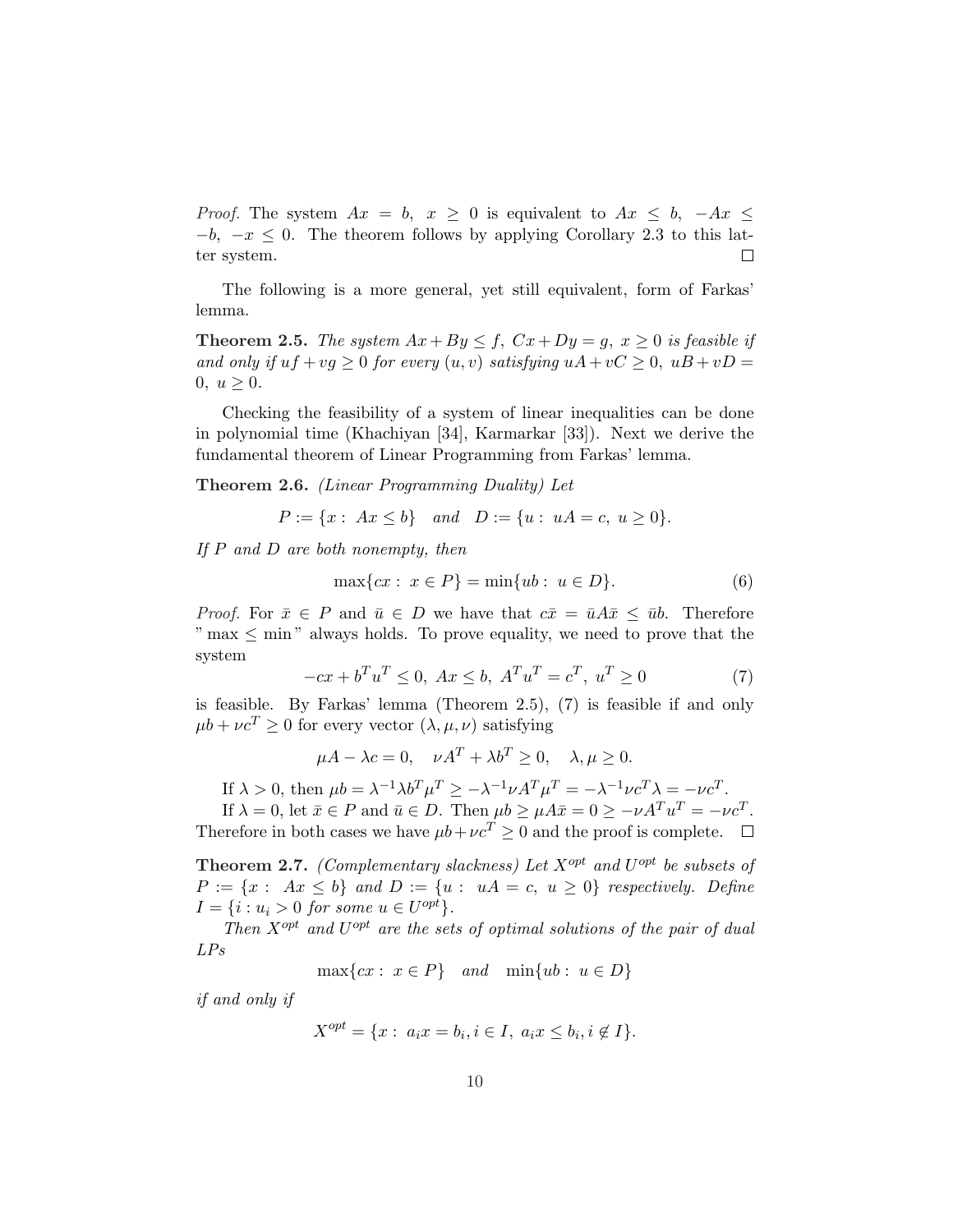*Proof.* The system $Ax = b, \ x \geq 0$ is equivalent to $Ax \leq b, \ -Ax \leq -b, \ -x \leq 0$. The theorem follows by applying Corollary 2.3 to this latter system. $\square$

The following is a more general, yet still equivalent, form of Farkas' lemma.

**Theorem 2.5.** *The system $Ax + By \leq f, \ Cx + Dy = g, \ x \geq 0$ is feasible if and only if $uf + vg \geq 0$ for every $(u, v)$ satisfying $uA + vC \geq 0, \ uB + vD = 0, \ u \geq 0$.*

Checking the feasibility of a system of linear inequalities can be done in polynomial time (Khachiyan [34], Karmarkar [33]). Next we derive the fundamental theorem of Linear Programming from Farkas' lemma.

**Theorem 2.6.** *(Linear Programming Duality) Let*

$$P := \{x : \ Ax \leq b\} \quad and \quad D := \{u : \ uA = c, \ u \geq 0\}.$$

*If $P$ and $D$ are both nonempty, then*

$$\max\{cx : \ x \in P\} = \min\{ub : \ u \in D\}. \tag{6}$$

*Proof.* For $\bar{x} \in P$ and $\bar{u} \in D$ we have that $c\bar{x} = \bar{u}A\bar{x} \leq \bar{u}b$. Therefore " $\max \leq \min$ " always holds. To prove equality, we need to prove that the system

$$-cx + b^T u^T \leq 0, \ Ax \leq b, \ A^T u^T = c^T, \ u^T \geq 0 \tag{7}$$

is feasible. By Farkas' lemma (Theorem 2.5), (7) is feasible if and only $\mu b + \nu c^T \geq 0$ for every vector $(\lambda, \mu, \nu)$ satisfying

$$\mu A - \lambda c = 0, \quad \nu A^T + \lambda b^T \geq 0, \quad \lambda, \mu \geq 0.$$

If $\lambda > 0$, then $\mu b = \lambda^{-1} \lambda b^T \mu^T \geq -\lambda^{-1} \nu A^T \mu^T = -\lambda^{-1} \nu c^T \lambda = -\nu c^T$.

If $\lambda = 0$, let $\bar{x} \in P$ and $\bar{u} \in D$. Then $\mu b \geq \mu A \bar{x} = 0 \geq -\nu A^T u^T = -\nu c^T$. Therefore in both cases we have $\mu b + \nu c^T \geq 0$ and the proof is complete. $\square$

**Theorem 2.7.** *(Complementary slackness) Let $X^{opt}$ and $U^{opt}$ be subsets of $P := \{x : \ Ax \leq b\}$ and $D := \{u : \ uA = c, \ u \geq 0\}$ respectively. Define $I = \{i : u_i > 0 \text{ for some } u \in U^{opt}\}$.*

*Then $X^{opt}$ and $U^{opt}$ are the sets of optimal solutions of the pair of dual LPs*

$$\max\{cx : \ x \in P\} \quad and \quad \min\{ub : \ u \in D\}$$

*if and only if*

$$X^{opt} = \{x : \ a_i x = b_i, i \in I, \ a_i x \leq b_i, i \notin I\}.$$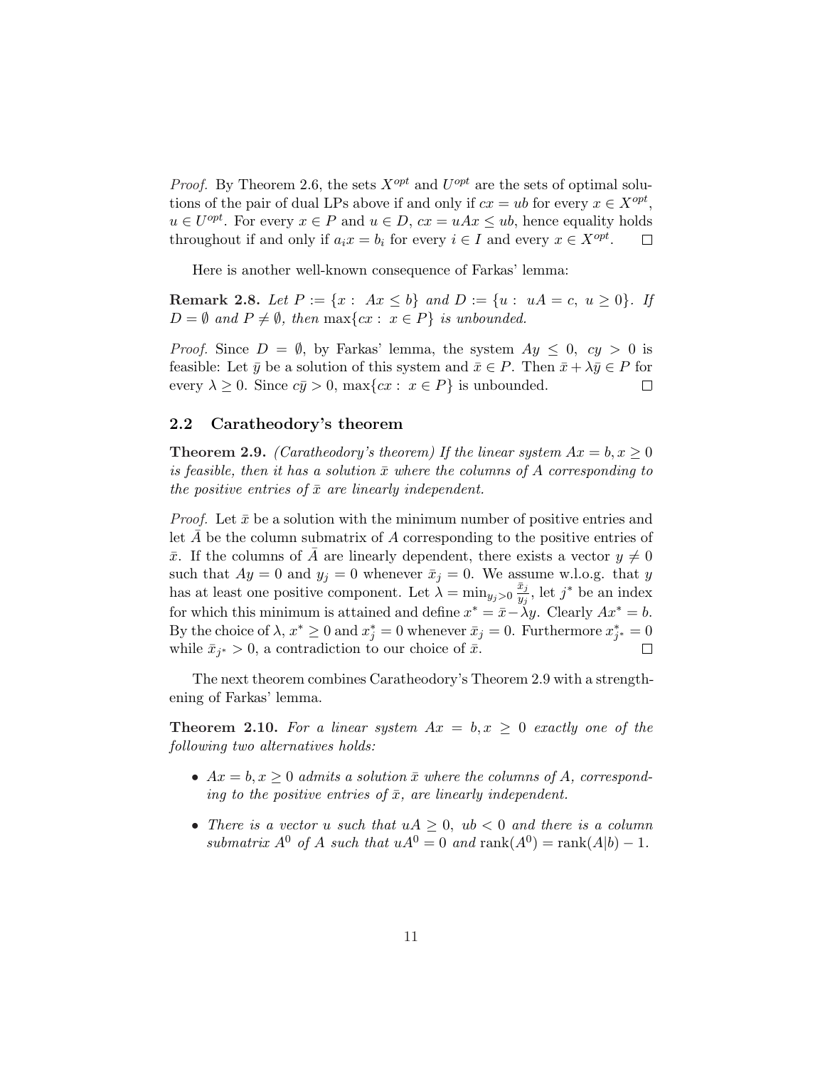*Proof.* By Theorem 2.6, the sets $X^{opt}$ and $U^{opt}$ are the sets of optimal solutions of the pair of dual LPs above if and only if $cx = ub$ for every $x \in X^{opt}$, $u \in U^{opt}$. For every $x \in P$ and $u \in D$, $cx = uAx \leq ub$, hence equality holds throughout if and only if $a_i x = b_i$ for every $i \in I$ and every $x \in X^{opt}$. □

Here is another well-known consequence of Farkas' lemma:

**Remark 2.8.** *Let $P := \{x : \; Ax \leq b\}$ and $D := \{u : \; uA = c, \; u \geq 0\}$. If $D = \emptyset$ and $P \neq \emptyset$, then $\max\{cx : \; x \in P\}$ is unbounded.*

*Proof.* Since $D = \emptyset$, by Farkas' lemma, the system $Ay \leq 0, \; cy > 0$ is feasible: Let $\bar{y}$ be a solution of this system and $\bar{x} \in P$. Then $\bar{x} + \lambda \bar{y} \in P$ for every $\lambda \geq 0$. Since $c\bar{y} > 0$, $\max\{cx : \; x \in P\}$ is unbounded. □

## 2.2 Caratheodory's theorem

**Theorem 2.9.** *(Caratheodory's theorem) If the linear system $Ax = b, x \geq 0$ is feasible, then it has a solution $\bar{x}$ where the columns of $A$ corresponding to the positive entries of $\bar{x}$ are linearly independent.*

*Proof.* Let $\bar{x}$ be a solution with the minimum number of positive entries and let $\bar{A}$ be the column submatrix of $A$ corresponding to the positive entries of $\bar{x}$. If the columns of $\bar{A}$ are linearly dependent, there exists a vector $y \neq 0$ such that $Ay = 0$ and $y_j = 0$ whenever $\bar{x}_j = 0$. We assume w.l.o.g. that $y$ has at least one positive component. Let $\lambda = \min_{y_j > 0} \frac{\bar{x}_j}{y_j}$, let $j^*$ be an index for which this minimum is attained and define $x^* = \bar{x} - \lambda y$. Clearly $Ax^* = b$. By the choice of $\lambda$, $x^* \geq 0$ and $x^*_j = 0$ whenever $\bar{x}_j = 0$. Furthermore $x^*_{j^*} = 0$ while $\bar{x}_{j^*} > 0$, a contradiction to our choice of $\bar{x}$. □

The next theorem combines Caratheodory's Theorem 2.9 with a strengthening of Farkas' lemma.

**Theorem 2.10.** *For a linear system $Ax = b, x \geq 0$ exactly one of the following two alternatives holds:*

- *$Ax = b, x \geq 0$ admits a solution $\bar{x}$ where the columns of $A$, corresponding to the positive entries of $\bar{x}$, are linearly independent.*
- *There is a vector $u$ such that $uA \geq 0, \; ub < 0$ and there is a column submatrix $A^0$ of $A$ such that $uA^0 = 0$ and $\text{rank}(A^0) = \text{rank}(A|b) - 1$.*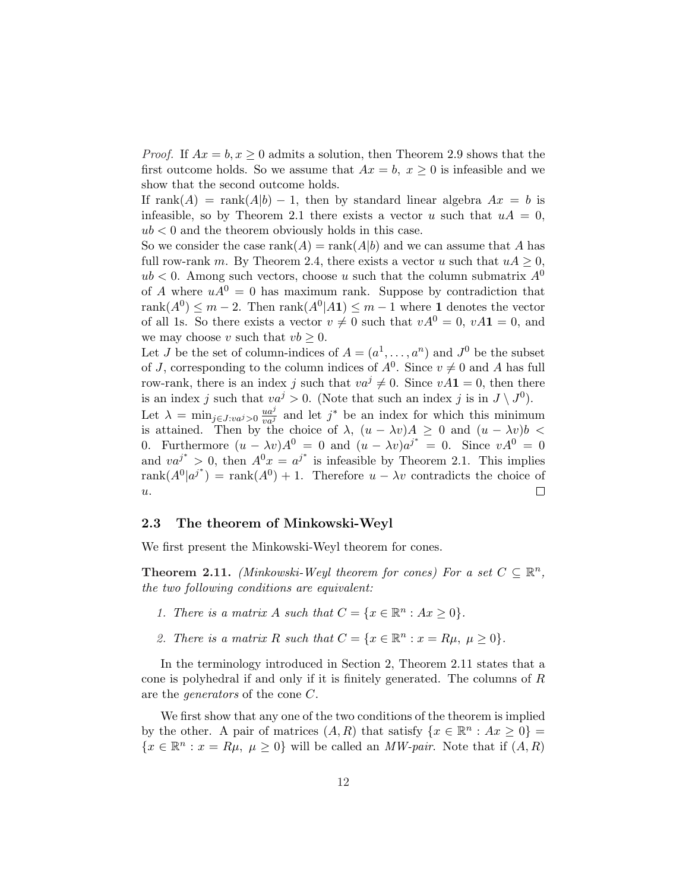*Proof.* If $Ax = b, x \geq 0$ admits a solution, then Theorem 2.9 shows that the first outcome holds. So we assume that $Ax = b,\ x \geq 0$ is infeasible and we show that the second outcome holds.

If $\text{rank}(A) = \text{rank}(A|b) - 1$, then by standard linear algebra $Ax = b$ is infeasible, so by Theorem 2.1 there exists a vector $u$ such that $uA = 0$, $ub < 0$ and the theorem obviously holds in this case.

So we consider the case $\text{rank}(A) = \text{rank}(A|b)$ and we can assume that $A$ has full row-rank $m$. By Theorem 2.4, there exists a vector $u$ such that $uA \geq 0$, $ub < 0$. Among such vectors, choose $u$ such that the column submatrix $A^0$ of $A$ where $uA^0 = 0$ has maximum rank. Suppose by contradiction that $\text{rank}(A^0) \leq m - 2$. Then $\text{rank}(A^0|A\mathbf{1}) \leq m - 1$ where $\mathbf{1}$ denotes the vector of all 1s. So there exists a vector $v \neq 0$ such that $vA^0 = 0$, $vA\mathbf{1} = 0$, and we may choose $v$ such that $vb \geq 0$.

Let $J$ be the set of column-indices of $A = (a^1, \ldots, a^n)$ and $J^0$ be the subset of $J$, corresponding to the column indices of $A^0$. Since $v \neq 0$ and $A$ has full row-rank, there is an index $j$ such that $va^j \neq 0$. Since $vA\mathbf{1} = 0$, then there is an index $j$ such that $va^j > 0$. (Note that such an index $j$ is in $J \setminus J^0$).

Let $\lambda = \min_{j \in J : va^j > 0} \frac{ua^j}{va^j}$ and let $j^*$ be an index for which this minimum is attained. Then by the choice of $\lambda$, $(u - \lambda v)A \geq 0$ and $(u - \lambda v)b < 0$. Furthermore $(u - \lambda v)A^0 = 0$ and $(u - \lambda v)a^{j^*} = 0$. Since $vA^0 = 0$ and $va^{j^*} > 0$, then $A^0 x = a^{j^*}$ is infeasible by Theorem 2.1. This implies $\text{rank}(A^0|a^{j^*}) = \text{rank}(A^0) + 1$. Therefore $u - \lambda v$ contradicts the choice of $u$. $\square$

### 2.3 The theorem of Minkowski-Weyl

We first present the Minkowski-Weyl theorem for cones.

**Theorem 2.11.** *(Minkowski-Weyl theorem for cones) For a set $C \subseteq \mathbb{R}^n$, the two following conditions are equivalent:*

1. *There is a matrix $A$ such that $C = \{x \in \mathbb{R}^n : Ax \geq 0\}$.*
2. *There is a matrix $R$ such that $C = \{x \in \mathbb{R}^n : x = R\mu,\ \mu \geq 0\}$.*

In the terminology introduced in Section 2, Theorem 2.11 states that a cone is polyhedral if and only if it is finitely generated. The columns of $R$ are the *generators* of the cone $C$.

We first show that any one of the two conditions of the theorem is implied by the other. A pair of matrices $(A, R)$ that satisfy $\{x \in \mathbb{R}^n : Ax \geq 0\} = \{x \in \mathbb{R}^n : x = R\mu,\ \mu \geq 0\}$ will be called an *MW-pair*. Note that if $(A, R)$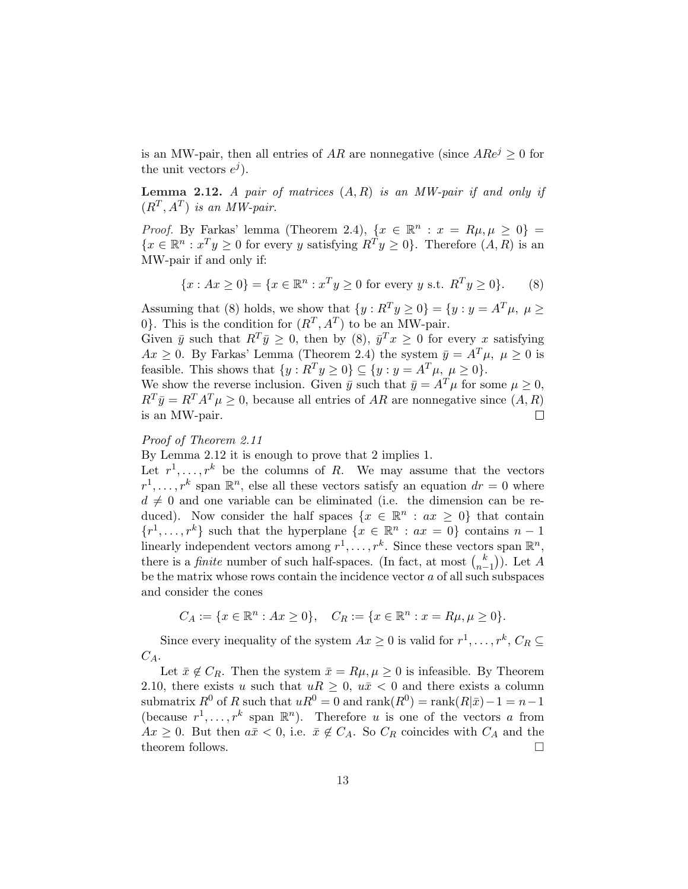is an MW-pair, then all entries of $AR$ are nonnegative (since $ARe^j \geq 0$ for the unit vectors $e^j$).

**Lemma 2.12.** *A pair of matrices $(A, R)$ is an MW-pair if and only if $(R^T, A^T)$ is an MW-pair.*

*Proof.* By Farkas' lemma (Theorem 2.4), $\{x \in \mathbb{R}^n : x = R\mu, \mu \geq 0\} = \{x \in \mathbb{R}^n : x^T y \geq 0 \text{ for every } y \text{ satisfying } R^T y \geq 0\}$. Therefore $(A, R)$ is an MW-pair if and only if:

$$\{x : Ax \geq 0\} = \{x \in \mathbb{R}^n : x^T y \geq 0 \text{ for every } y \text{ s.t. } R^T y \geq 0\}. \qquad (8)$$

Assuming that (8) holds, we show that $\{y : R^T y \geq 0\} = \{y : y = A^T \mu,\ \mu \geq 0\}$. This is the condition for $(R^T, A^T)$ to be an MW-pair.
Given $\bar{y}$ such that $R^T \bar{y} \geq 0$, then by (8), $\bar{y}^T x \geq 0$ for every $x$ satisfying $Ax \geq 0$. By Farkas' Lemma (Theorem 2.4) the system $\bar{y} = A^T \mu,\ \mu \geq 0$ is feasible. This shows that $\{y : R^T y \geq 0\} \subseteq \{y : y = A^T \mu,\ \mu \geq 0\}$.
We show the reverse inclusion. Given $\bar{y}$ such that $\bar{y} = A^T \mu$ for some $\mu \geq 0$, $R^T \bar{y} = R^T A^T \mu \geq 0$, because all entries of $AR$ are nonnegative since $(A, R)$ is an MW-pair. □

*Proof of Theorem 2.11*
By Lemma 2.12 it is enough to prove that 2 implies 1.
Let $r^1, \ldots, r^k$ be the columns of $R$. We may assume that the vectors $r^1, \ldots, r^k$ span $\mathbb{R}^n$, else all these vectors satisfy an equation $dr = 0$ where $d \neq 0$ and one variable can be eliminated (i.e. the dimension can be reduced). Now consider the half spaces $\{x \in \mathbb{R}^n : ax \geq 0\}$ that contain $\{r^1, \ldots, r^k\}$ such that the hyperplane $\{x \in \mathbb{R}^n : ax = 0\}$ contains $n - 1$ linearly independent vectors among $r^1, \ldots, r^k$. Since these vectors span $\mathbb{R}^n$, there is a *finite* number of such half-spaces. (In fact, at most $\binom{k}{n-1}$). Let $A$ be the matrix whose rows contain the incidence vector $a$ of all such subspaces and consider the cones

$$C_A := \{x \in \mathbb{R}^n : Ax \geq 0\}, \quad C_R := \{x \in \mathbb{R}^n : x = R\mu, \mu \geq 0\}.$$

Since every inequality of the system $Ax \geq 0$ is valid for $r^1, \ldots, r^k$, $C_R \subseteq C_A$.

Let $\bar{x} \notin C_R$. Then the system $\bar{x} = R\mu, \mu \geq 0$ is infeasible. By Theorem 2.10, there exists $u$ such that $uR \geq 0$, $u\bar{x} < 0$ and there exists a column submatrix $R^0$ of $R$ such that $uR^0 = 0$ and $\text{rank}(R^0) = \text{rank}(R|\bar{x}) - 1 = n - 1$ (because $r^1, \ldots, r^k$ span $\mathbb{R}^n$). Therefore $u$ is one of the vectors $a$ from $Ax \geq 0$. But then $a\bar{x} < 0$, i.e. $\bar{x} \notin C_A$. So $C_R$ coincides with $C_A$ and the theorem follows. □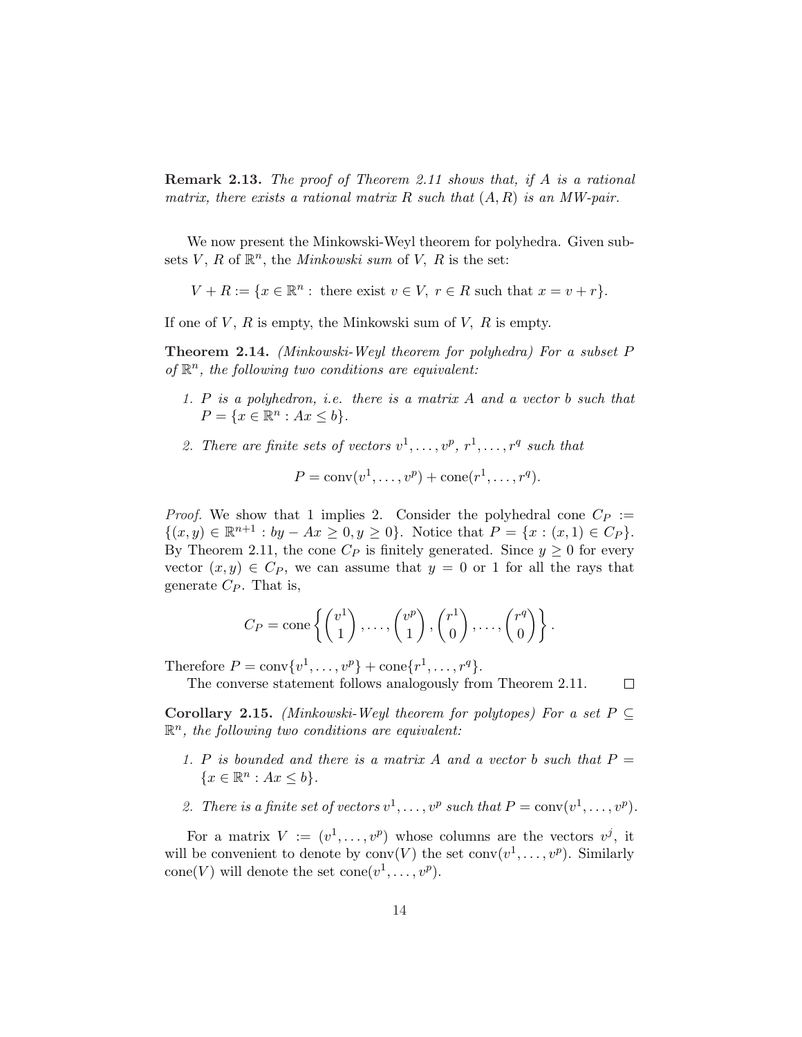**Remark 2.13.** *The proof of Theorem 2.11 shows that, if $A$ is a rational matrix, there exists a rational matrix $R$ such that $(A, R)$ is an MW-pair.*

We now present the Minkowski-Weyl theorem for polyhedra. Given subsets $V$, $R$ of $\mathbb{R}^n$, the *Minkowski sum* of $V$, $R$ is the set:

$$V + R := \{x \in \mathbb{R}^n : \text{ there exist } v \in V,\ r \in R \text{ such that } x = v + r\}.$$

If one of $V$, $R$ is empty, the Minkowski sum of $V$, $R$ is empty.

**Theorem 2.14.** *(Minkowski-Weyl theorem for polyhedra) For a subset $P$ of $\mathbb{R}^n$, the following two conditions are equivalent:*

1. *$P$ is a polyhedron, i.e. there is a matrix $A$ and a vector $b$ such that $P = \{x \in \mathbb{R}^n : Ax \leq b\}$.*
2. *There are finite sets of vectors $v^1, \ldots, v^p$, $r^1, \ldots, r^q$ such that*

$$P = \text{conv}(v^1, \ldots, v^p) + \text{cone}(r^1, \ldots, r^q).$$

*Proof.* We show that 1 implies 2. Consider the polyhedral cone $C_P := \{(x, y) \in \mathbb{R}^{n+1} : by - Ax \geq 0, y \geq 0\}$. Notice that $P = \{x : (x, 1) \in C_P\}$. By Theorem 2.11, the cone $C_P$ is finitely generated. Since $y \geq 0$ for every vector $(x, y) \in C_P$, we can assume that $y = 0$ or $1$ for all the rays that generate $C_P$. That is,

$$C_P = \text{cone}\left\{ \begin{pmatrix} v^1 \\ 1 \end{pmatrix}, \ldots, \begin{pmatrix} v^p \\ 1 \end{pmatrix}, \begin{pmatrix} r^1 \\ 0 \end{pmatrix}, \ldots, \begin{pmatrix} r^q \\ 0 \end{pmatrix} \right\}.$$

Therefore $P = \text{conv}\{v^1, \ldots, v^p\} + \text{cone}\{r^1, \ldots, r^q\}$.

The converse statement follows analogously from Theorem 2.11. $\square$

**Corollary 2.15.** *(Minkowski-Weyl theorem for polytopes) For a set $P \subseteq \mathbb{R}^n$, the following two conditions are equivalent:*

1. *$P$ is bounded and there is a matrix $A$ and a vector $b$ such that $P = \{x \in \mathbb{R}^n : Ax \leq b\}$.*
2. *There is a finite set of vectors $v^1, \ldots, v^p$ such that $P = \text{conv}(v^1, \ldots, v^p)$.*

For a matrix $V := (v^1, \ldots, v^p)$ whose columns are the vectors $v^j$, it will be convenient to denote by $\text{conv}(V)$ the set $\text{conv}(v^1, \ldots, v^p)$. Similarly $\text{cone}(V)$ will denote the set $\text{cone}(v^1, \ldots, v^p)$.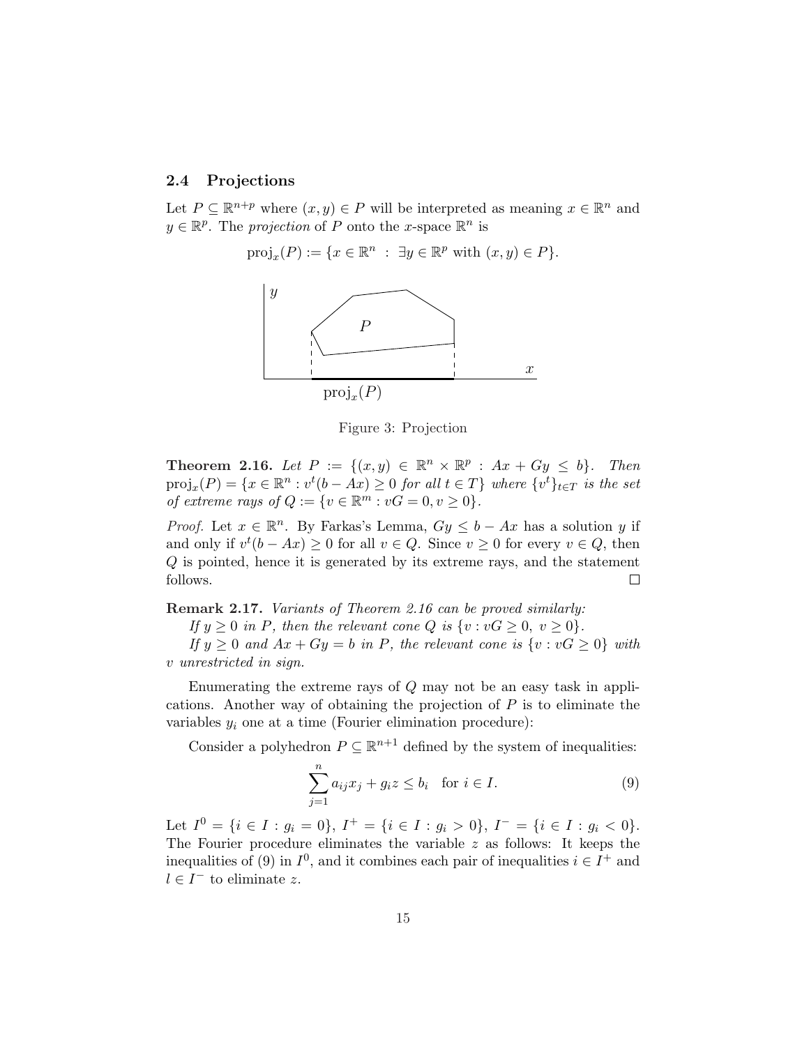### 2.4 Projections

Let $P \subseteq \mathbb{R}^{n+p}$ where $(x, y) \in P$ will be interpreted as meaning $x \in \mathbb{R}^n$ and $y \in \mathbb{R}^p$. The *projection* of $P$ onto the $x$-space $\mathbb{R}^n$ is

$$\text{proj}_x(P) := \{x \in \mathbb{R}^n \ : \ \exists y \in \mathbb{R}^p \text{ with } (x, y) \in P\}.$$

Figure 3: Projection

**Theorem 2.16.** *Let $P := \{(x, y) \in \mathbb{R}^n \times \mathbb{R}^p \ : \ Ax + Gy \leq b\}$. Then $\text{proj}_x(P) = \{x \in \mathbb{R}^n : v^t(b - Ax) \geq 0$ for all $t \in T\}$ where $\{v^t\}_{t \in T}$ is the set of extreme rays of $Q := \{v \in \mathbb{R}^m : vG = 0, v \geq 0\}$.*

*Proof.* Let $x \in \mathbb{R}^n$. By Farkas's Lemma, $Gy \leq b - Ax$ has a solution $y$ if and only if $v^t(b - Ax) \geq 0$ for all $v \in Q$. Since $v \geq 0$ for every $v \in Q$, then $Q$ is pointed, hence it is generated by its extreme rays, and the statement follows. □

**Remark 2.17.** *Variants of Theorem 2.16 can be proved similarly:*

*If $y \geq 0$ in $P$, then the relevant cone $Q$ is $\{v : vG \geq 0, \ v \geq 0\}$.*

*If $y \geq 0$ and $Ax + Gy = b$ in $P$, the relevant cone is $\{v : vG \geq 0\}$ with $v$ unrestricted in sign.*

Enumerating the extreme rays of $Q$ may not be an easy task in applications. Another way of obtaining the projection of $P$ is to eliminate the variables $y_i$ one at a time (Fourier elimination procedure):

Consider a polyhedron $P \subseteq \mathbb{R}^{n+1}$ defined by the system of inequalities:

$$\sum_{j=1}^{n} a_{ij}x_j + g_i z \leq b_i \quad \text{for } i \in I. \tag{9}$$

Let $I^0 = \{i \in I : g_i = 0\}$, $I^+ = \{i \in I : g_i > 0\}$, $I^- = \{i \in I : g_i < 0\}$. The Fourier procedure eliminates the variable $z$ as follows: It keeps the inequalities of (9) in $I^0$, and it combines each pair of inequalities $i \in I^+$ and $l \in I^-$ to eliminate $z$.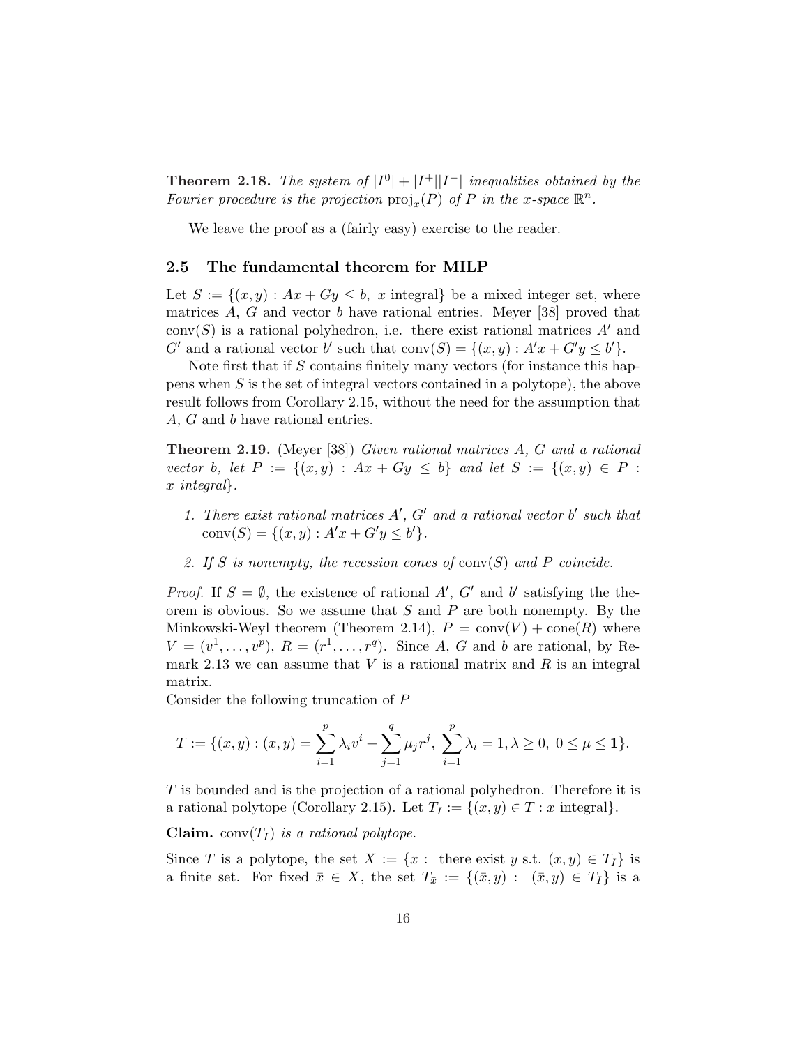**Theorem 2.18.** *The system of $|I^0| + |I^+||I^-|$ inequalities obtained by the Fourier procedure is the projection $\text{proj}_x(P)$ of $P$ in the $x$-space $\mathbb{R}^n$.*

We leave the proof as a (fairly easy) exercise to the reader.

## 2.5 The fundamental theorem for MILP

Let $S := \{(x, y) : Ax + Gy \leq b,\ x \text{ integral}\}$ be a mixed integer set, where matrices $A$, $G$ and vector $b$ have rational entries. Meyer [38] proved that $\text{conv}(S)$ is a rational polyhedron, i.e. there exist rational matrices $A'$ and $G'$ and a rational vector $b'$ such that $\text{conv}(S) = \{(x, y) : A'x + G'y \leq b'\}$.

Note first that if $S$ contains finitely many vectors (for instance this happens when $S$ is the set of integral vectors contained in a polytope), the above result follows from Corollary 2.15, without the need for the assumption that $A$, $G$ and $b$ have rational entries.

**Theorem 2.19.** (Meyer [38]) *Given rational matrices $A$, $G$ and a rational vector $b$, let $P := \{(x, y) : Ax + Gy \leq b\}$ and let $S := \{(x, y) \in P : x \text{ integral}\}$.*

1. *There exist rational matrices $A'$, $G'$ and a rational vector $b'$ such that $\text{conv}(S) = \{(x, y) : A'x + G'y \leq b'\}$.*
2. *If $S$ is nonempty, the recession cones of $\text{conv}(S)$ and $P$ coincide.*

*Proof.* If $S = \emptyset$, the existence of rational $A'$, $G'$ and $b'$ satisfying the theorem is obvious. So we assume that $S$ and $P$ are both nonempty. By the Minkowski-Weyl theorem (Theorem 2.14), $P = \text{conv}(V) + \text{cone}(R)$ where $V = (v^1, \ldots, v^p)$, $R = (r^1, \ldots, r^q)$. Since $A$, $G$ and $b$ are rational, by Remark 2.13 we can assume that $V$ is a rational matrix and $R$ is an integral matrix.
Consider the following truncation of $P$

$$T := \{(x, y) : (x, y) = \sum_{i=1}^{p} \lambda_i v^i + \sum_{j=1}^{q} \mu_j r^j,\ \sum_{i=1}^{p} \lambda_i = 1, \lambda \geq 0,\ 0 \leq \mu \leq \mathbf{1}\}.$$

$T$ is bounded and is the projection of a rational polyhedron. Therefore it is a rational polytope (Corollary 2.15). Let $T_I := \{(x, y) \in T : x \text{ integral}\}$.

**Claim.** *$\text{conv}(T_I)$ is a rational polytope.*

Since $T$ is a polytope, the set $X := \{x : \text{ there exist } y \text{ s.t. } (x, y) \in T_I\}$ is a finite set. For fixed $\bar{x} \in X$, the set $T_{\bar{x}} := \{(\bar{x}, y) : (\bar{x}, y) \in T_I\}$ is a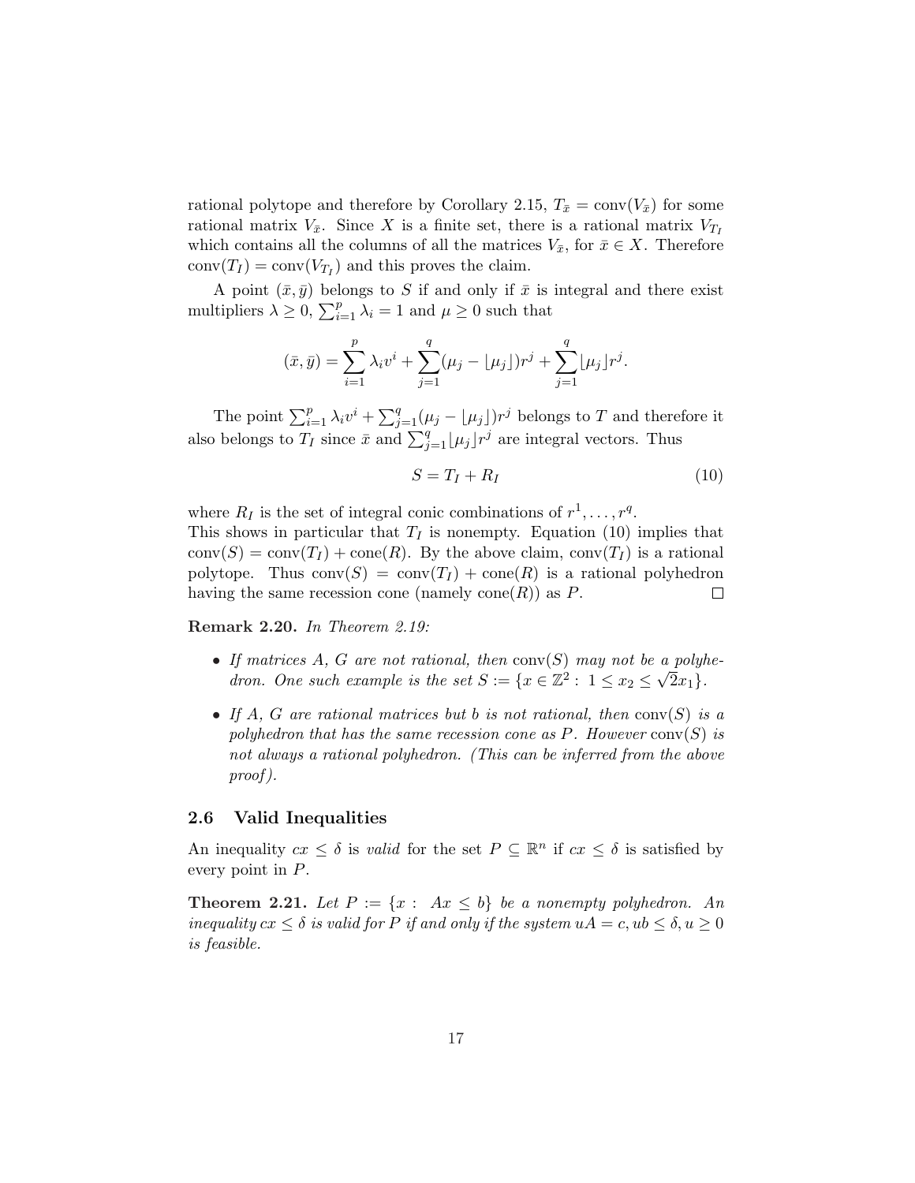rational polytope and therefore by Corollary 2.15, $T_{\bar{x}} = \text{conv}(V_{\bar{x}})$ for some rational matrix $V_{\bar{x}}$. Since $X$ is a finite set, there is a rational matrix $V_{T_I}$ which contains all the columns of all the matrices $V_{\bar{x}}$, for $\bar{x} \in X$. Therefore $\text{conv}(T_I) = \text{conv}(V_{T_I})$ and this proves the claim.

A point $(\bar{x}, \bar{y})$ belongs to $S$ if and only if $\bar{x}$ is integral and there exist multipliers $\lambda \geq 0$, $\sum_{i=1}^{p} \lambda_i = 1$ and $\mu \geq 0$ such that

$$(\bar{x}, \bar{y}) = \sum_{i=1}^{p} \lambda_i v^i + \sum_{j=1}^{q} (\mu_j - \lfloor \mu_j \rfloor) r^j + \sum_{j=1}^{q} \lfloor \mu_j \rfloor r^j.$$

The point $\sum_{i=1}^{p} \lambda_i v^i + \sum_{j=1}^{q} (\mu_j - \lfloor \mu_j \rfloor) r^j$ belongs to $T$ and therefore it also belongs to $T_I$ since $\bar{x}$ and $\sum_{j=1}^{q} \lfloor \mu_j \rfloor r^j$ are integral vectors. Thus

$$S = T_I + R_I \tag{10}$$

where $R_I$ is the set of integral conic combinations of $r^1, \ldots, r^q$.
This shows in particular that $T_I$ is nonempty. Equation (10) implies that $\text{conv}(S) = \text{conv}(T_I) + \text{cone}(R)$. By the above claim, $\text{conv}(T_I)$ is a rational polytope. Thus $\text{conv}(S) = \text{conv}(T_I) + \text{cone}(R)$ is a rational polyhedron having the same recession cone (namely $\text{cone}(R)$) as $P$. $\square$

**Remark 2.20.** *In Theorem 2.19:*

- *If matrices $A$, $G$ are not rational, then* $\text{conv}(S)$ *may not be a polyhedron. One such example is the set* $S := \{x \in \mathbb{Z}^2 : 1 \leq x_2 \leq \sqrt{2}x_1\}$.
- *If $A$, $G$ are rational matrices but $b$ is not rational, then* $\text{conv}(S)$ *is a polyhedron that has the same recession cone as $P$. However* $\text{conv}(S)$ *is not always a rational polyhedron. (This can be inferred from the above proof).*

### 2.6 Valid Inequalities

An inequality $cx \leq \delta$ is *valid* for the set $P \subseteq \mathbb{R}^n$ if $cx \leq \delta$ is satisfied by every point in $P$.

**Theorem 2.21.** *Let $P := \{x : Ax \leq b\}$ be a nonempty polyhedron. An inequality $cx \leq \delta$ is valid for $P$ if and only if the system $uA = c, ub \leq \delta, u \geq 0$ is feasible.*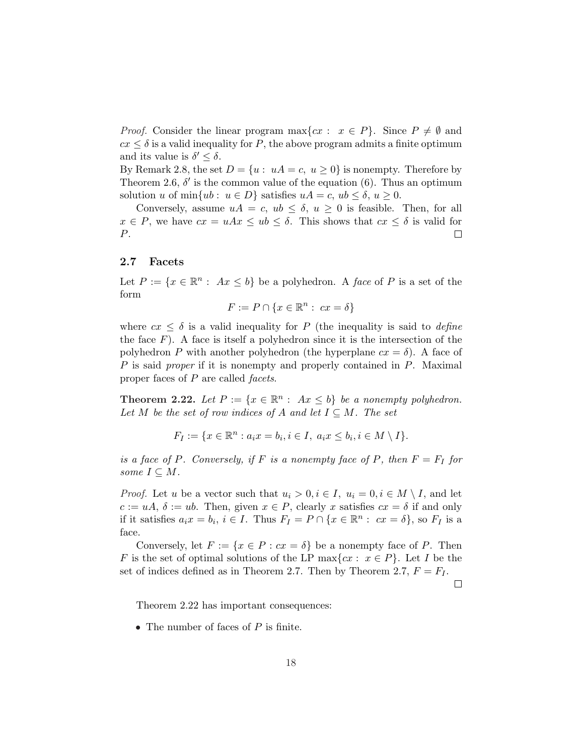*Proof.* Consider the linear program $\max\{cx : x \in P\}$. Since $P \neq \emptyset$ and $cx \leq \delta$ is a valid inequality for $P$, the above program admits a finite optimum and its value is $\delta' \leq \delta$.
By Remark 2.8, the set $D = \{u : uA = c, u \geq 0\}$ is nonempty. Therefore by Theorem 2.6, $\delta'$ is the common value of the equation (6). Thus an optimum solution $u$ of $\min\{ub : u \in D\}$ satisfies $uA = c$, $ub \leq \delta$, $u \geq 0$.

Conversely, assume $uA = c$, $ub \leq \delta$, $u \geq 0$ is feasible. Then, for all $x \in P$, we have $cx = uAx \leq ub \leq \delta$. This shows that $cx \leq \delta$ is valid for $P$. □

### 2.7 Facets

Let $P := \{x \in \mathbb{R}^n : Ax \leq b\}$ be a polyhedron. A *face* of $P$ is a set of the form

$$F := P \cap \{x \in \mathbb{R}^n : cx = \delta\}$$

where $cx \leq \delta$ is a valid inequality for $P$ (the inequality is said to *define* the face $F$). A face is itself a polyhedron since it is the intersection of the polyhedron $P$ with another polyhedron (the hyperplane $cx = \delta$). A face of $P$ is said *proper* if it is nonempty and properly contained in $P$. Maximal proper faces of $P$ are called *facets*.

**Theorem 2.22.** *Let $P := \{x \in \mathbb{R}^n : Ax \leq b\}$ be a nonempty polyhedron. Let $M$ be the set of row indices of $A$ and let $I \subseteq M$. The set*

$$F_I := \{x \in \mathbb{R}^n : a_i x = b_i, i \in I, \ a_i x \leq b_i, i \in M \setminus I\}.$$

*is a face of $P$. Conversely, if $F$ is a nonempty face of $P$, then $F = F_I$ for some $I \subseteq M$.*

*Proof.* Let $u$ be a vector such that $u_i > 0, i \in I$, $u_i = 0, i \in M \setminus I$, and let $c := uA$, $\delta := ub$. Then, given $x \in P$, clearly $x$ satisfies $cx = \delta$ if and only if it satisfies $a_i x = b_i$, $i \in I$. Thus $F_I = P \cap \{x \in \mathbb{R}^n : cx = \delta\}$, so $F_I$ is a face.

Conversely, let $F := \{x \in P : cx = \delta\}$ be a nonempty face of $P$. Then $F$ is the set of optimal solutions of the LP $\max\{cx : x \in P\}$. Let $I$ be the set of indices defined as in Theorem 2.7. Then by Theorem 2.7, $F = F_I$. □

Theorem 2.22 has important consequences:

- The number of faces of $P$ is finite.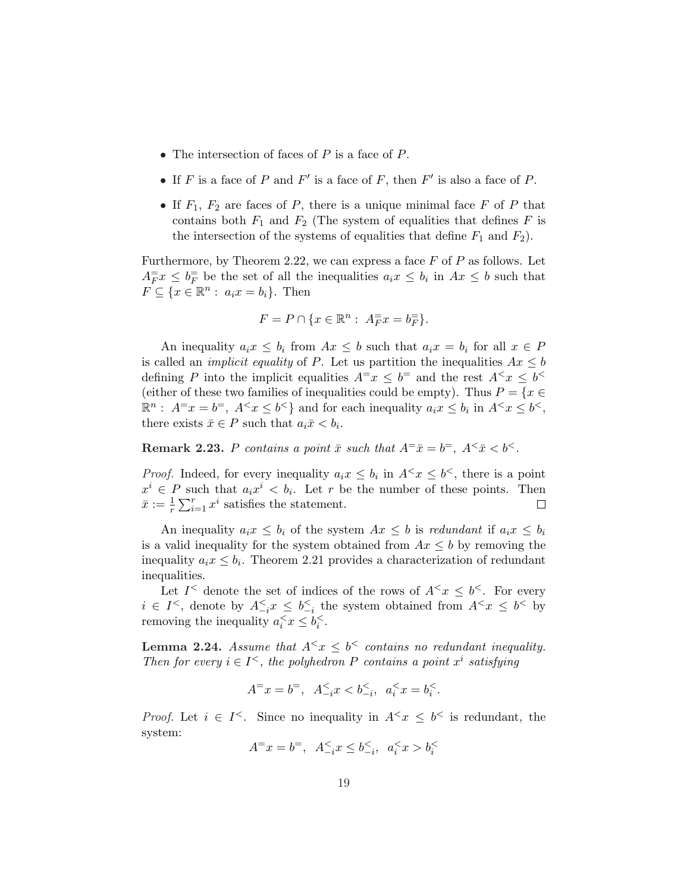- The intersection of faces of $P$ is a face of $P$.
- If $F$ is a face of $P$ and $F'$ is a face of $F$, then $F'$ is also a face of $P$.
- If $F_1$, $F_2$ are faces of $P$, there is a unique minimal face $F$ of $P$ that contains both $F_1$ and $F_2$ (The system of equalities that defines $F$ is the intersection of the systems of equalities that define $F_1$ and $F_2$).

Furthermore, by Theorem 2.22, we can express a face $F$ of $P$ as follows. Let $A^{=}_{F}x \leq b^{=}_{F}$ be the set of all the inequalities $a_i x \leq b_i$ in $Ax \leq b$ such that $F \subseteq \{x \in \mathbb{R}^n : \; a_i x = b_i\}$. Then

$$F = P \cap \{x \in \mathbb{R}^n : \; A^{=}_{F}x = b^{=}_{F}\}.$$

An inequality $a_i x \leq b_i$ from $Ax \leq b$ such that $a_i x = b_i$ for all $x \in P$ is called an *implicit equality* of $P$. Let us partition the inequalities $Ax \leq b$ defining $P$ into the implicit equalities $A^{=}x \leq b^{=}$ and the rest $A^{<}x \leq b^{<}$ (either of these two families of inequalities could be empty). Thus $P = \{x \in \mathbb{R}^n : \; A^{=}x = b^{=}, \; A^{<}x \leq b^{<}\}$ and for each inequality $a_i x \leq b_i$ in $A^{<}x \leq b^{<}$, there exists $\bar{x} \in P$ such that $a_i \bar{x} < b_i$.

**Remark 2.23.** *$P$ contains a point $\bar{x}$ such that $A^{=}\bar{x} = b^{=}, \; A^{<}\bar{x} < b^{<}$.*

*Proof.* Indeed, for every inequality $a_i x \leq b_i$ in $A^{<}x \leq b^{<}$, there is a point $x^i \in P$ such that $a_i x^i < b_i$. Let $r$ be the number of these points. Then $\bar{x} := \frac{1}{r}\sum_{i=1}^{r} x^i$ satisfies the statement. $\square$

An inequality $a_i x \leq b_i$ of the system $Ax \leq b$ is *redundant* if $a_i x \leq b_i$ is a valid inequality for the system obtained from $Ax \leq b$ by removing the inequality $a_i x \leq b_i$. Theorem 2.21 provides a characterization of redundant inequalities.

Let $I^{<}$ denote the set of indices of the rows of $A^{<}x \leq b^{<}$. For every $i \in I^{<}$, denote by $A^{<}_{-i}x \leq b^{<}_{-i}$ the system obtained from $A^{<}x \leq b^{<}$ by removing the inequality $a^{<}_{i}x \leq b^{<}_{i}$.

**Lemma 2.24.** *Assume that $A^{<}x \leq b^{<}$ contains no redundant inequality. Then for every $i \in I^{<}$, the polyhedron $P$ contains a point $x^i$ satisfying*

$$A^{=}x = b^{=}, \;\; A^{<}_{-i}x < b^{<}_{-i}, \;\; a^{<}_{i}x = b^{<}_{i}.$$

*Proof.* Let $i \in I^{<}$. Since no inequality in $A^{<}x \leq b^{<}$ is redundant, the system:

$$A^{=}x = b^{=}, \;\; A^{<}_{-i}x \leq b^{<}_{-i}, \;\; a^{<}_{i}x > b^{<}_{i}$$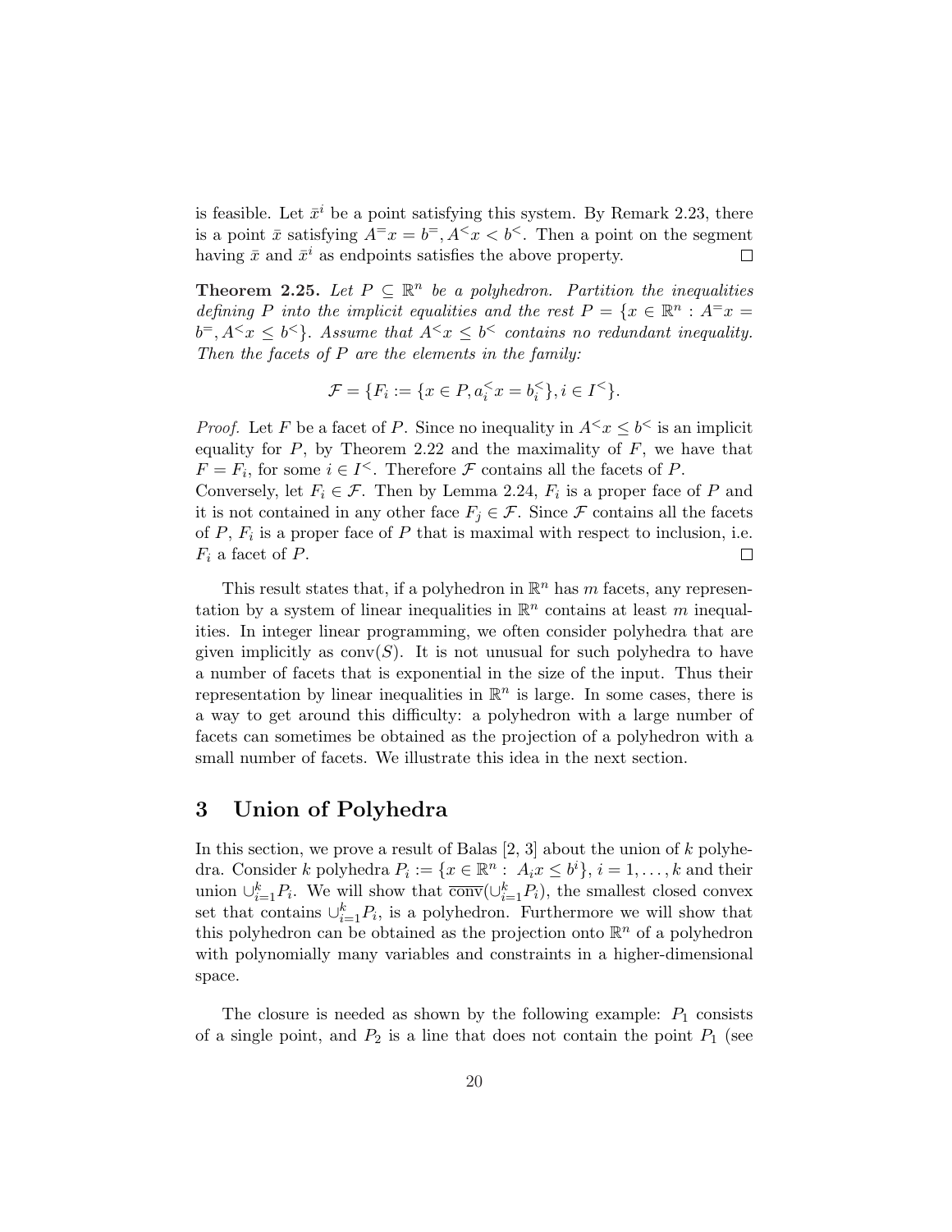is feasible. Let $\bar{x}^i$ be a point satisfying this system. By Remark 2.23, there is a point $\bar{x}$ satisfying $A^= x = b^=, A^< x < b^<$. Then a point on the segment having $\bar{x}$ and $\bar{x}^i$ as endpoints satisfies the above property. $\square$

**Theorem 2.25.** *Let $P \subseteq \mathbb{R}^n$ be a polyhedron. Partition the inequalities defining $P$ into the implicit equalities and the rest $P = \{x \in \mathbb{R}^n : A^= x = b^=, A^< x \leq b^<\}$. Assume that $A^< x \leq b^<$ contains no redundant inequality. Then the facets of $P$ are the elements in the family:*

$$\mathcal{F} = \{F_i := \{x \in P, a_i^< x = b_i^<\}, i \in I^<\}.$$

*Proof.* Let $F$ be a facet of $P$. Since no inequality in $A^< x \leq b^<$ is an implicit equality for $P$, by Theorem 2.22 and the maximality of $F$, we have that $F = F_i$, for some $i \in I^<$. Therefore $\mathcal{F}$ contains all the facets of $P$.
Conversely, let $F_i \in \mathcal{F}$. Then by Lemma 2.24, $F_i$ is a proper face of $P$ and it is not contained in any other face $F_j \in \mathcal{F}$. Since $\mathcal{F}$ contains all the facets of $P$, $F_i$ is a proper face of $P$ that is maximal with respect to inclusion, i.e. $F_i$ a facet of $P$. $\square$

This result states that, if a polyhedron in $\mathbb{R}^n$ has $m$ facets, any representation by a system of linear inequalities in $\mathbb{R}^n$ contains at least $m$ inequalities. In integer linear programming, we often consider polyhedra that are given implicitly as $\text{conv}(S)$. It is not unusual for such polyhedra to have a number of facets that is exponential in the size of the input. Thus their representation by linear inequalities in $\mathbb{R}^n$ is large. In some cases, there is a way to get around this difficulty: a polyhedron with a large number of facets can sometimes be obtained as the projection of a polyhedron with a small number of facets. We illustrate this idea in the next section.

# 3 Union of Polyhedra

In this section, we prove a result of Balas [2, 3] about the union of $k$ polyhedra. Consider $k$ polyhedra $P_i := \{x \in \mathbb{R}^n : A_i x \leq b^i\}$, $i = 1, \ldots, k$ and their union $\cup_{i=1}^k P_i$. We will show that $\overline{\text{conv}}(\cup_{i=1}^k P_i)$, the smallest closed convex set that contains $\cup_{i=1}^k P_i$, is a polyhedron. Furthermore we will show that this polyhedron can be obtained as the projection onto $\mathbb{R}^n$ of a polyhedron with polynomially many variables and constraints in a higher-dimensional space.

The closure is needed as shown by the following example: $P_1$ consists of a single point, and $P_2$ is a line that does not contain the point $P_1$ (see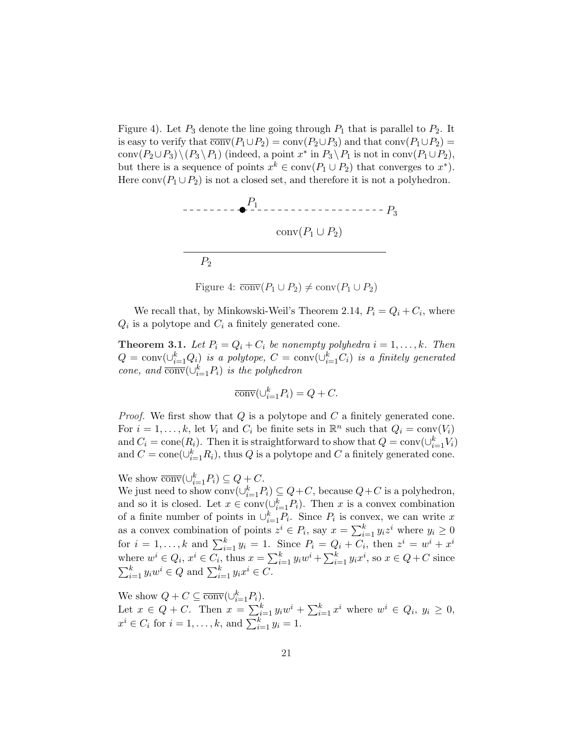Figure 4). Let $P_3$ denote the line going through $P_1$ that is parallel to $P_2$. It is easy to verify that $\overline{\text{conv}}(P_1 \cup P_2) = \text{conv}(P_2 \cup P_3)$ and that $\text{conv}(P_1 \cup P_2) = \text{conv}(P_2 \cup P_3) \setminus (P_3 \setminus P_1)$ (indeed, a point $x^*$ in $P_3 \setminus P_1$ is not in $\text{conv}(P_1 \cup P_2)$, but there is a sequence of points $x^k \in \text{conv}(P_1 \cup P_2)$ that converges to $x^*$). Here $\text{conv}(P_1 \cup P_2)$ is not a closed set, and therefore it is not a polyhedron.

Figure 4: $\overline{\text{conv}}(P_1 \cup P_2) \neq \text{conv}(P_1 \cup P_2)$

We recall that, by Minkowski-Weil's Theorem 2.14, $P_i = Q_i + C_i$, where $Q_i$ is a polytope and $C_i$ a finitely generated cone.

**Theorem 3.1.** *Let $P_i = Q_i + C_i$ be nonempty polyhedra $i = 1, \ldots, k$. Then $Q = \text{conv}(\cup_{i=1}^k Q_i)$ is a polytope, $C = \text{conv}(\cup_{i=1}^k C_i)$ is a finitely generated cone, and $\overline{\text{conv}}(\cup_{i=1}^k P_i)$ is the polyhedron*

$$\overline{\text{conv}}(\cup_{i=1}^k P_i) = Q + C.$$

*Proof.* We first show that $Q$ is a polytope and $C$ a finitely generated cone. For $i = 1, \ldots, k$, let $V_i$ and $C_i$ be finite sets in $\mathbb{R}^n$ such that $Q_i = \text{conv}(V_i)$ and $C_i = \text{cone}(R_i)$. Then it is straightforward to show that $Q = \text{conv}(\cup_{i=1}^k V_i)$ and $C = \text{cone}(\cup_{i=1}^k R_i)$, thus $Q$ is a polytope and $C$ a finitely generated cone.

We show $\overline{\text{conv}}(\cup_{i=1}^k P_i) \subseteq Q + C$.
We just need to show $\text{conv}(\cup_{i=1}^k P_i) \subseteq Q + C$, because $Q + C$ is a polyhedron, and so it is closed. Let $x \in \text{conv}(\cup_{i=1}^k P_i)$. Then $x$ is a convex combination of a finite number of points in $\cup_{i=1}^k P_i$. Since $P_i$ is convex, we can write $x$ as a convex combination of points $z^i \in P_i$, say $x = \sum_{i=1}^k y_i z^i$ where $y_i \geq 0$ for $i = 1, \ldots, k$ and $\sum_{i=1}^k y_i = 1$. Since $P_i = Q_i + C_i$, then $z^i = w^i + x^i$ where $w^i \in Q_i$, $x^i \in C_i$, thus $x = \sum_{i=1}^k y_i w^i + \sum_{i=1}^k y_i x^i$, so $x \in Q + C$ since $\sum_{i=1}^k y_i w^i \in Q$ and $\sum_{i=1}^k y_i x^i \in C$.

We show $Q + C \subseteq \overline{\text{conv}}(\cup_{i=1}^k P_i)$.
Let $x \in Q + C$. Then $x = \sum_{i=1}^k y_i w^i + \sum_{i=1}^k x^i$ where $w^i \in Q_i$, $y_i \geq 0$, $x^i \in C_i$ for $i = 1, \ldots, k$, and $\sum_{i=1}^k y_i = 1$.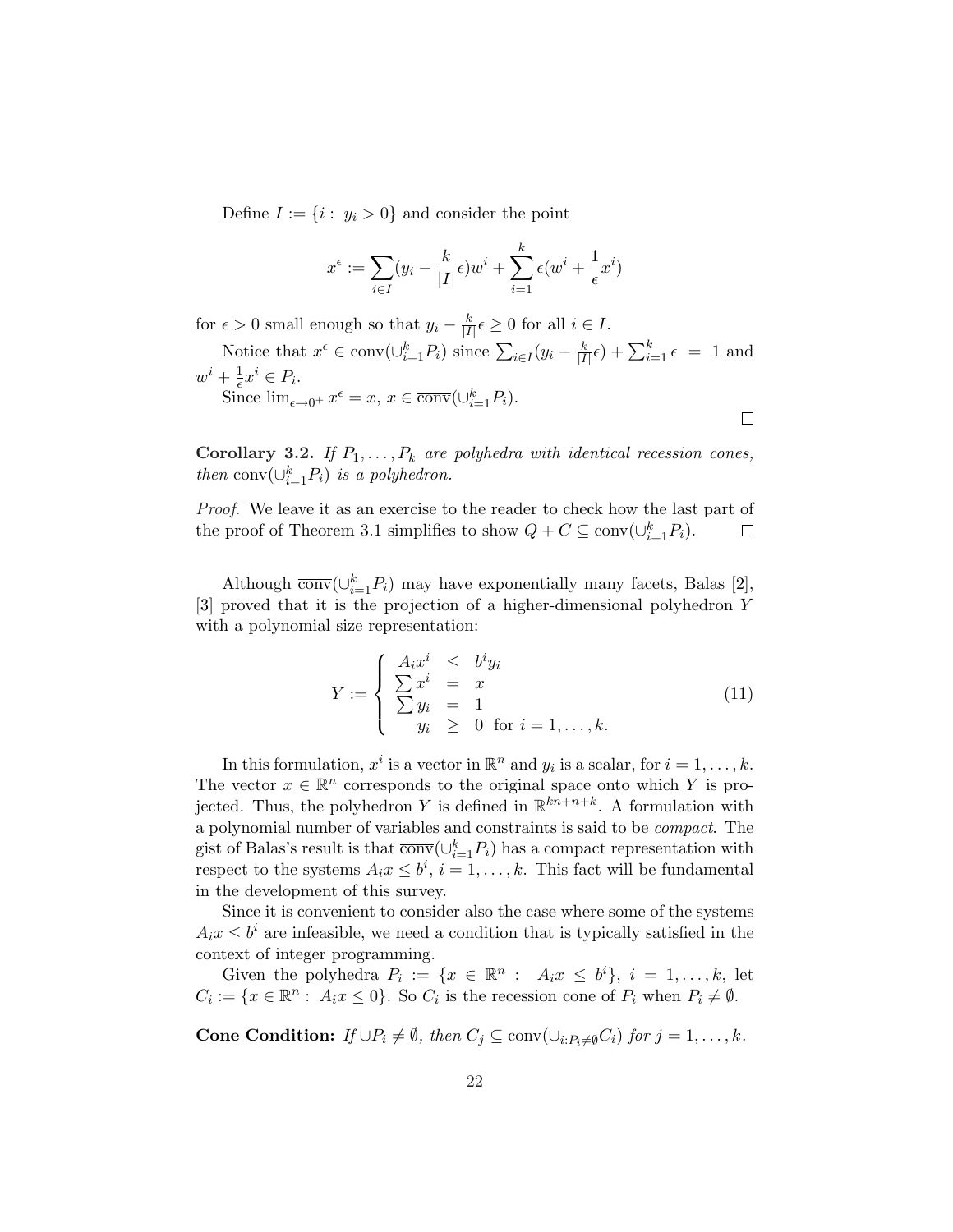Define $I := \{i : \; y_i > 0\}$ and consider the point

$$x^\epsilon := \sum_{i \in I} (y_i - \frac{k}{|I|}\epsilon) w^i + \sum_{i=1}^{k} \epsilon (w^i + \frac{1}{\epsilon} x^i)$$

for $\epsilon > 0$ small enough so that $y_i - \frac{k}{|I|}\epsilon \geq 0$ for all $i \in I$.

Notice that $x^\epsilon \in \operatorname{conv}(\cup_{i=1}^k P_i)$ since $\sum_{i \in I}(y_i - \frac{k}{|I|}\epsilon) + \sum_{i=1}^k \epsilon \; = \; 1$ and $w^i + \frac{1}{\epsilon} x^i \in P_i$.

Since $\lim_{\epsilon \to 0^+} x^\epsilon = x$, $x \in \overline{\operatorname{conv}}(\cup_{i=1}^k P_i)$.

□

**Corollary 3.2.** *If $P_1, \ldots, P_k$ are polyhedra with identical recession cones, then $\operatorname{conv}(\cup_{i=1}^k P_i)$ is a polyhedron.*

*Proof.* We leave it as an exercise to the reader to check how the last part of the proof of Theorem 3.1 simplifies to show $Q + C \subseteq \operatorname{conv}(\cup_{i=1}^k P_i)$. □

Although $\overline{\operatorname{conv}}(\cup_{i=1}^k P_i)$ may have exponentially many facets, Balas [2], [3] proved that it is the projection of a higher-dimensional polyhedron $Y$ with a polynomial size representation:

$$Y := \left\{ \begin{array}{rcl} A_i x^i & \leq & b^i y_i \\ \sum x^i & = & x \\ \sum y_i & = & 1 \\ y_i & \geq & 0 \;\; \text{for } i = 1, \ldots, k. \end{array} \right. \tag{11}$$

In this formulation, $x^i$ is a vector in $\mathbb{R}^n$ and $y_i$ is a scalar, for $i = 1, \ldots, k$. The vector $x \in \mathbb{R}^n$ corresponds to the original space onto which $Y$ is projected. Thus, the polyhedron $Y$ is defined in $\mathbb{R}^{kn+n+k}$. A formulation with a polynomial number of variables and constraints is said to be *compact*. The gist of Balas's result is that $\overline{\operatorname{conv}}(\cup_{i=1}^k P_i)$ has a compact representation with respect to the systems $A_i x \leq b^i$, $i = 1, \ldots, k$. This fact will be fundamental in the development of this survey.

Since it is convenient to consider also the case where some of the systems $A_i x \leq b^i$ are infeasible, we need a condition that is typically satisfied in the context of integer programming.

Given the polyhedra $P_i := \{x \in \mathbb{R}^n : \; A_i x \leq b^i\}$, $i = 1, \ldots, k$, let $C_i := \{x \in \mathbb{R}^n : \; A_i x \leq 0\}$. So $C_i$ is the recession cone of $P_i$ when $P_i \neq \emptyset$.

**Cone Condition:** *If $\cup P_i \neq \emptyset$, then $C_j \subseteq \operatorname{conv}(\cup_{i: P_i \neq \emptyset} C_i)$ for $j = 1, \ldots, k$.*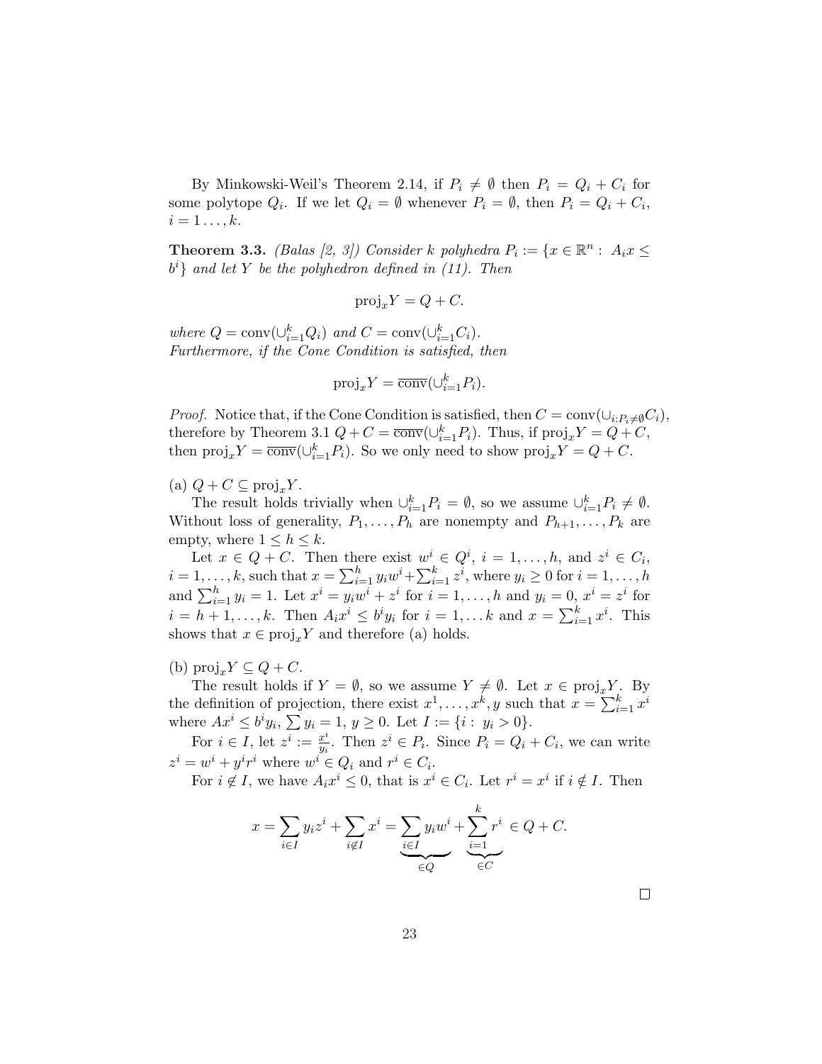By Minkowski-Weil's Theorem 2.14, if $P_i \neq \emptyset$ then $P_i = Q_i + C_i$ for some polytope $Q_i$. If we let $Q_i = \emptyset$ whenever $P_i = \emptyset$, then $P_i = Q_i + C_i$, $i = 1 \dots, k$.

**Theorem 3.3.** *(Balas [2, 3]) Consider $k$ polyhedra $P_i := \{x \in \mathbb{R}^n : A_i x \leq b^i\}$ and let $Y$ be the polyhedron defined in (11). Then*

$$\text{proj}_x Y = Q + C.$$

*where $Q = \text{conv}(\cup_{i=1}^k Q_i)$ and $C = \text{conv}(\cup_{i=1}^k C_i)$.*
*Furthermore, if the Cone Condition is satisfied, then*

$$\text{proj}_x Y = \overline{\text{conv}}(\cup_{i=1}^k P_i).$$

*Proof.* Notice that, if the Cone Condition is satisfied, then $C = \text{conv}(\cup_{i: P_i \neq \emptyset} C_i)$, therefore by Theorem 3.1 $Q + C = \overline{\text{conv}}(\cup_{i=1}^k P_i)$. Thus, if $\text{proj}_x Y = Q + C$, then $\text{proj}_x Y = \overline{\text{conv}}(\cup_{i=1}^k P_i)$. So we only need to show $\text{proj}_x Y = Q + C$.

(a) $Q + C \subseteq \text{proj}_x Y$.

The result holds trivially when $\cup_{i=1}^k P_i = \emptyset$, so we assume $\cup_{i=1}^k P_i \neq \emptyset$. Without loss of generality, $P_1, \dots, P_h$ are nonempty and $P_{h+1}, \dots, P_k$ are empty, where $1 \leq h \leq k$.

Let $x \in Q + C$. Then there exist $w^i \in Q^i$, $i = 1, \dots, h$, and $z^i \in C_i$, $i = 1, \dots, k$, such that $x = \sum_{i=1}^h y_i w^i + \sum_{i=1}^k z^i$, where $y_i \geq 0$ for $i = 1, \dots, h$ and $\sum_{i=1}^h y_i = 1$. Let $x^i = y_i w^i + z^i$ for $i = 1, \dots, h$ and $y_i = 0$, $x^i = z^i$ for $i = h+1, \dots, k$. Then $A_i x^i \leq b^i y_i$ for $i = 1, \dots k$ and $x = \sum_{i=1}^k x^i$. This shows that $x \in \text{proj}_x Y$ and therefore (a) holds.

(b) $\text{proj}_x Y \subseteq Q + C$.

The result holds if $Y = \emptyset$, so we assume $Y \neq \emptyset$. Let $x \in \text{proj}_x Y$. By the definition of projection, there exist $x^1, \dots, x^k, y$ such that $x = \sum_{i=1}^k x^i$ where $Ax^i \leq b^i y_i$, $\sum y_i = 1$, $y \geq 0$. Let $I := \{i : y_i > 0\}$.

For $i \in I$, let $z^i := \frac{x^i}{y_i}$. Then $z^i \in P_i$. Since $P_i = Q_i + C_i$, we can write $z^i = w^i + y^i r^i$ where $w^i \in Q_i$ and $r^i \in C_i$.

For $i \notin I$, we have $A_i x^i \leq 0$, that is $x^i \in C_i$. Let $r^i = x^i$ if $i \notin I$. Then

$$x = \sum_{i \in I} y_i z^i + \sum_{i \notin I} x^i = \underbrace{\sum_{i \in I} y_i w^i}_{\in Q} + \underbrace{\sum_{i=1}^k r^i}_{\in C} \in Q + C.$$

$\square$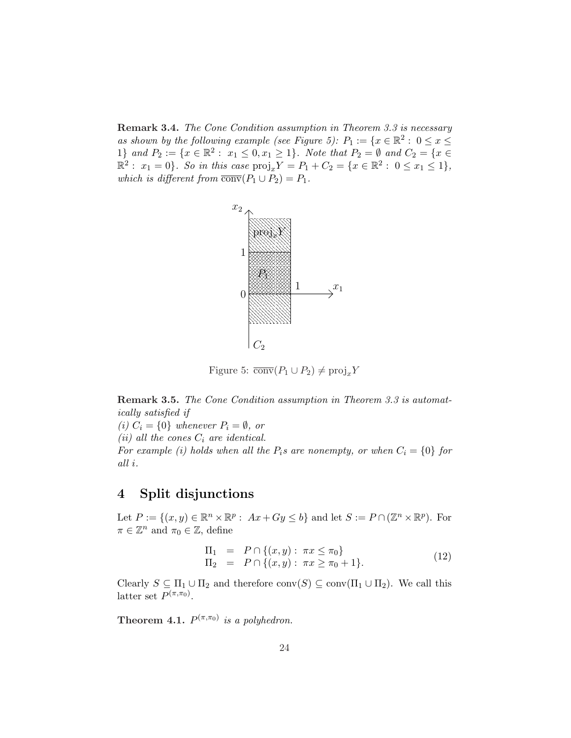**Remark 3.4.** *The Cone Condition assumption in Theorem 3.3 is necessary as shown by the following example (see Figure 5):* $P_1 := \{x \in \mathbb{R}^2 : 0 \leq x \leq 1\}$ *and* $P_2 := \{x \in \mathbb{R}^2 : x_1 \leq 0, x_1 \geq 1\}$*. Note that* $P_2 = \emptyset$ *and* $C_2 = \{x \in \mathbb{R}^2 : x_1 = 0\}$*. So in this case* $\text{proj}_x Y = P_1 + C_2 = \{x \in \mathbb{R}^2 : 0 \leq x_1 \leq 1\}$*, which is different from* $\overline{\text{conv}}(P_1 \cup P_2) = P_1$*.*

Figure 5: $\overline{\text{conv}}(P_1 \cup P_2) \neq \text{proj}_x Y$

**Remark 3.5.** *The Cone Condition assumption in Theorem 3.3 is automatically satisfied if*
*(i)* $C_i = \{0\}$ *whenever* $P_i = \emptyset$*, or*
*(ii) all the cones* $C_i$ *are identical.*
*For example (i) holds when all the* $P_i$*s are nonempty, or when* $C_i = \{0\}$ *for all* $i$*.*

# 4 Split disjunctions

Let $P := \{(x, y) \in \mathbb{R}^n \times \mathbb{R}^p : Ax + Gy \leq b\}$ and let $S := P \cap (\mathbb{Z}^n \times \mathbb{R}^p)$. For $\pi \in \mathbb{Z}^n$ and $\pi_0 \in \mathbb{Z}$, define

$$\begin{array}{rcl} \Pi_1 & = & P \cap \{(x, y) : \pi x \leq \pi_0\} \\ \Pi_2 & = & P \cap \{(x, y) : \pi x \geq \pi_0 + 1\}. \end{array} \tag{12}$$

Clearly $S \subseteq \Pi_1 \cup \Pi_2$ and therefore $\text{conv}(S) \subseteq \text{conv}(\Pi_1 \cup \Pi_2)$. We call this latter set $P^{(\pi,\pi_0)}$.

**Theorem 4.1.** $P^{(\pi,\pi_0)}$ *is a polyhedron.*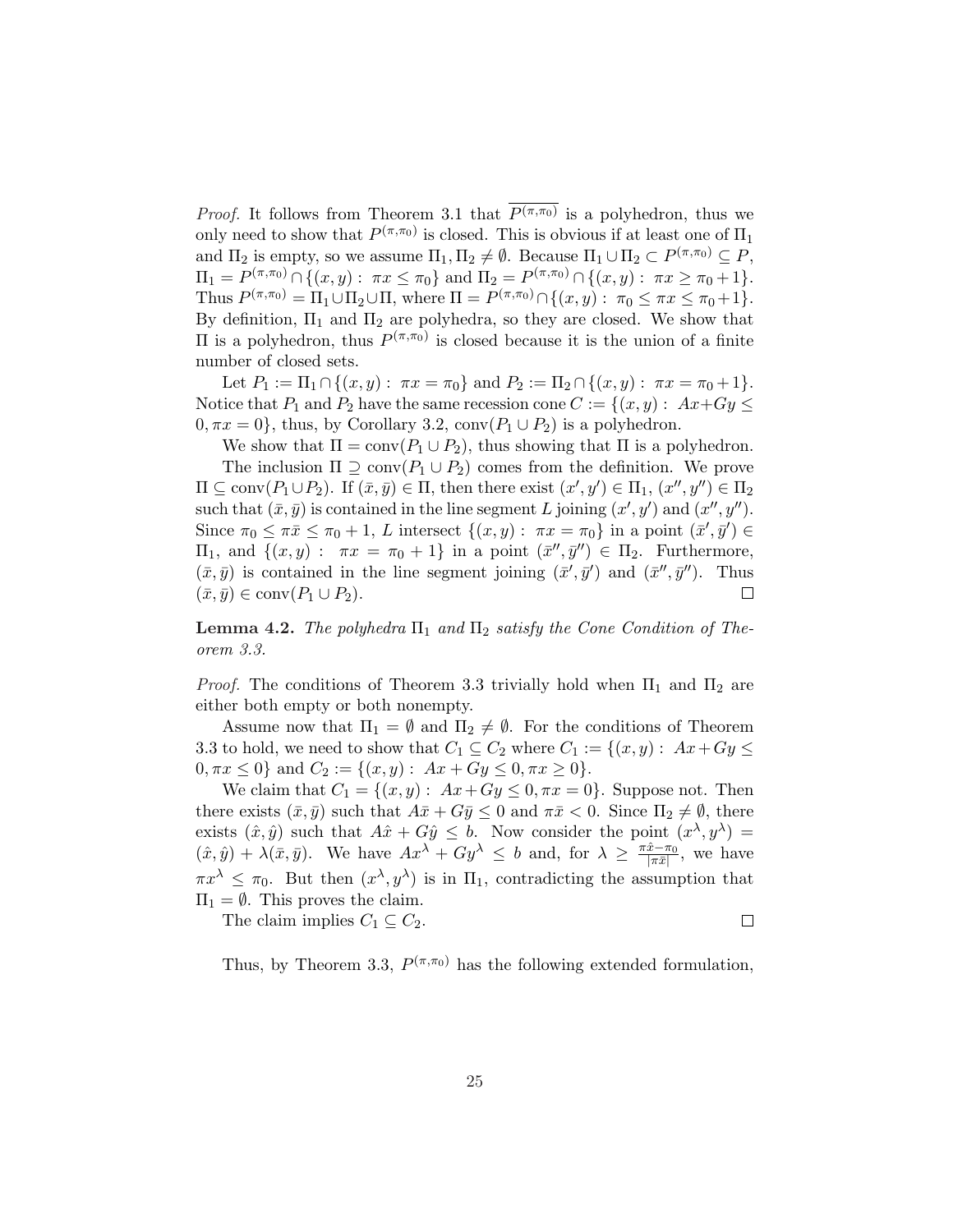*Proof.* It follows from Theorem 3.1 that $\overline{P^{(\pi,\pi_0)}}$ is a polyhedron, thus we only need to show that $P^{(\pi,\pi_0)}$ is closed. This is obvious if at least one of $\Pi_1$ and $\Pi_2$ is empty, so we assume $\Pi_1, \Pi_2 \neq \emptyset$. Because $\Pi_1 \cup \Pi_2 \subset P^{(\pi,\pi_0)} \subseteq P$, $\Pi_1 = P^{(\pi,\pi_0)} \cap \{(x,y) : \; \pi x \leq \pi_0\}$ and $\Pi_2 = P^{(\pi,\pi_0)} \cap \{(x,y) : \; \pi x \geq \pi_0 + 1\}$. Thus $P^{(\pi,\pi_0)} = \Pi_1 \cup \Pi_2 \cup \Pi$, where $\Pi = P^{(\pi,\pi_0)} \cap \{(x,y) : \; \pi_0 \leq \pi x \leq \pi_0 + 1\}$. By definition, $\Pi_1$ and $\Pi_2$ are polyhedra, so they are closed. We show that $\Pi$ is a polyhedron, thus $P^{(\pi,\pi_0)}$ is closed because it is the union of a finite number of closed sets.

Let $P_1 := \Pi_1 \cap \{(x,y) : \; \pi x = \pi_0\}$ and $P_2 := \Pi_2 \cap \{(x,y) : \; \pi x = \pi_0 + 1\}$. Notice that $P_1$ and $P_2$ have the same recession cone $C := \{(x,y) : \; Ax + Gy \leq 0, \pi x = 0\}$, thus, by Corollary 3.2, $\text{conv}(P_1 \cup P_2)$ is a polyhedron.

We show that $\Pi = \text{conv}(P_1 \cup P_2)$, thus showing that $\Pi$ is a polyhedron.

The inclusion $\Pi \supseteq \text{conv}(P_1 \cup P_2)$ comes from the definition. We prove $\Pi \subseteq \text{conv}(P_1 \cup P_2)$. If $(\bar{x}, \bar{y}) \in \Pi$, then there exist $(x', y') \in \Pi_1$, $(x'', y'') \in \Pi_2$ such that $(\bar{x}, \bar{y})$ is contained in the line segment $L$ joining $(x', y')$ and $(x'', y'')$. Since $\pi_0 \leq \pi \bar{x} \leq \pi_0 + 1$, $L$ intersect $\{(x,y) : \; \pi x = \pi_0\}$ in a point $(\bar{x}', \bar{y}') \in \Pi_1$, and $\{(x,y) : \; \pi x = \pi_0 + 1\}$ in a point $(\bar{x}'', \bar{y}'') \in \Pi_2$. Furthermore, $(\bar{x}, \bar{y})$ is contained in the line segment joining $(\bar{x}', \bar{y}')$ and $(\bar{x}'', \bar{y}'')$. Thus $(\bar{x}, \bar{y}) \in \text{conv}(P_1 \cup P_2)$. $\square$

**Lemma 4.2.** *The polyhedra $\Pi_1$ and $\Pi_2$ satisfy the Cone Condition of Theorem 3.3.*

*Proof.* The conditions of Theorem 3.3 trivially hold when $\Pi_1$ and $\Pi_2$ are either both empty or both nonempty.

Assume now that $\Pi_1 = \emptyset$ and $\Pi_2 \neq \emptyset$. For the conditions of Theorem 3.3 to hold, we need to show that $C_1 \subseteq C_2$ where $C_1 := \{(x,y) : \; Ax + Gy \leq 0, \pi x \leq 0\}$ and $C_2 := \{(x,y) : \; Ax + Gy \leq 0, \pi x \geq 0\}$.

We claim that $C_1 = \{(x,y) : \; Ax + Gy \leq 0, \pi x = 0\}$. Suppose not. Then there exists $(\bar{x}, \bar{y})$ such that $A\bar{x} + G\bar{y} \leq 0$ and $\pi \bar{x} < 0$. Since $\Pi_2 \neq \emptyset$, there exists $(\hat{x}, \hat{y})$ such that $A\hat{x} + G\hat{y} \leq b$. Now consider the point $(x^\lambda, y^\lambda) = (\hat{x}, \hat{y}) + \lambda(\bar{x}, \bar{y})$. We have $Ax^\lambda + Gy^\lambda \leq b$ and, for $\lambda \geq \frac{\pi \hat{x} - \pi_0}{|\pi \bar{x}|}$, we have $\pi x^\lambda \leq \pi_0$. But then $(x^\lambda, y^\lambda)$ is in $\Pi_1$, contradicting the assumption that $\Pi_1 = \emptyset$. This proves the claim.

The claim implies $C_1 \subseteq C_2$. $\square$

Thus, by Theorem 3.3, $P^{(\pi,\pi_0)}$ has the following extended formulation,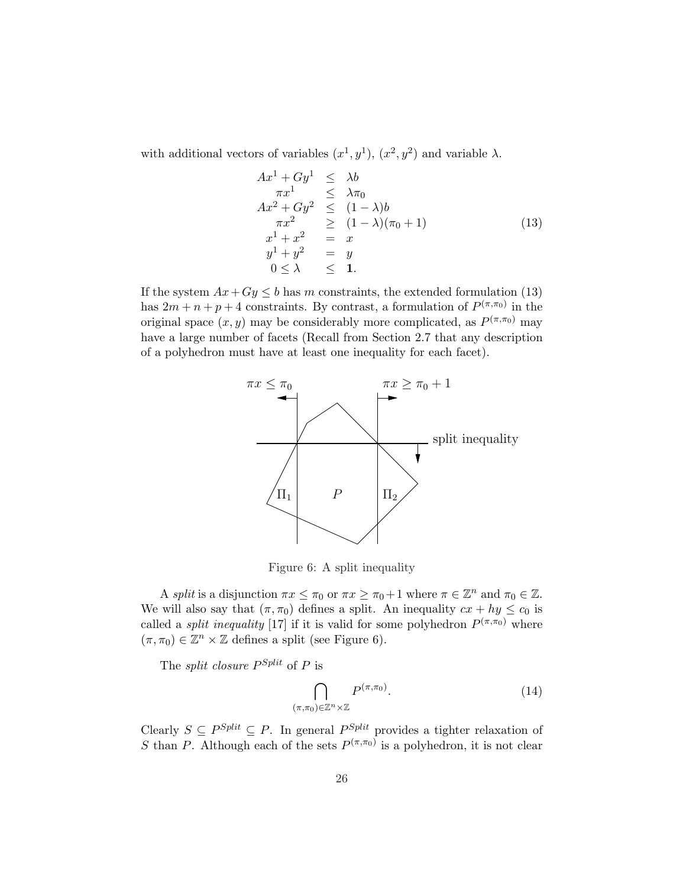with additional vectors of variables $(x^1, y^1)$, $(x^2, y^2)$ and variable $\lambda$.

$$
\begin{array}{lll}
Ax^1 + Gy^1 & \leq & \lambda b \\
\pi x^1 & \leq & \lambda \pi_0 \\
Ax^2 + Gy^2 & \leq & (1-\lambda) b \\
\pi x^2 & \geq & (1-\lambda)(\pi_0 + 1) \\
x^1 + x^2 & = & x \\
y^1 + y^2 & = & y \\
0 \leq \lambda & \leq & \mathbf{1}.
\end{array}
\tag{13}
$$

If the system $Ax + Gy \leq b$ has $m$ constraints, the extended formulation (13) has $2m + n + p + 4$ constraints. By contrast, a formulation of $P^{(\pi,\pi_0)}$ in the original space $(x, y)$ may be considerably more complicated, as $P^{(\pi,\pi_0)}$ may have a large number of facets (Recall from Section 2.7 that any description of a polyhedron must have at least one inequality for each facet).

Figure 6: A split inequality

A *split* is a disjunction $\pi x \leq \pi_0$ or $\pi x \geq \pi_0 + 1$ where $\pi \in \mathbb{Z}^n$ and $\pi_0 \in \mathbb{Z}$. We will also say that $(\pi, \pi_0)$ defines a split. An inequality $cx + hy \leq c_0$ is called a *split inequality* [17] if it is valid for some polyhedron $P^{(\pi,\pi_0)}$ where $(\pi, \pi_0) \in \mathbb{Z}^n \times \mathbb{Z}$ defines a split (see Figure 6).

The *split closure* $P^{Split}$ of $P$ is

$$
\bigcap_{(\pi,\pi_0)\in\mathbb{Z}^n\times\mathbb{Z}} P^{(\pi,\pi_0)}. \tag{14}
$$

Clearly $S \subseteq P^{Split} \subseteq P$. In general $P^{Split}$ provides a tighter relaxation of $S$ than $P$. Although each of the sets $P^{(\pi,\pi_0)}$ is a polyhedron, it is not clear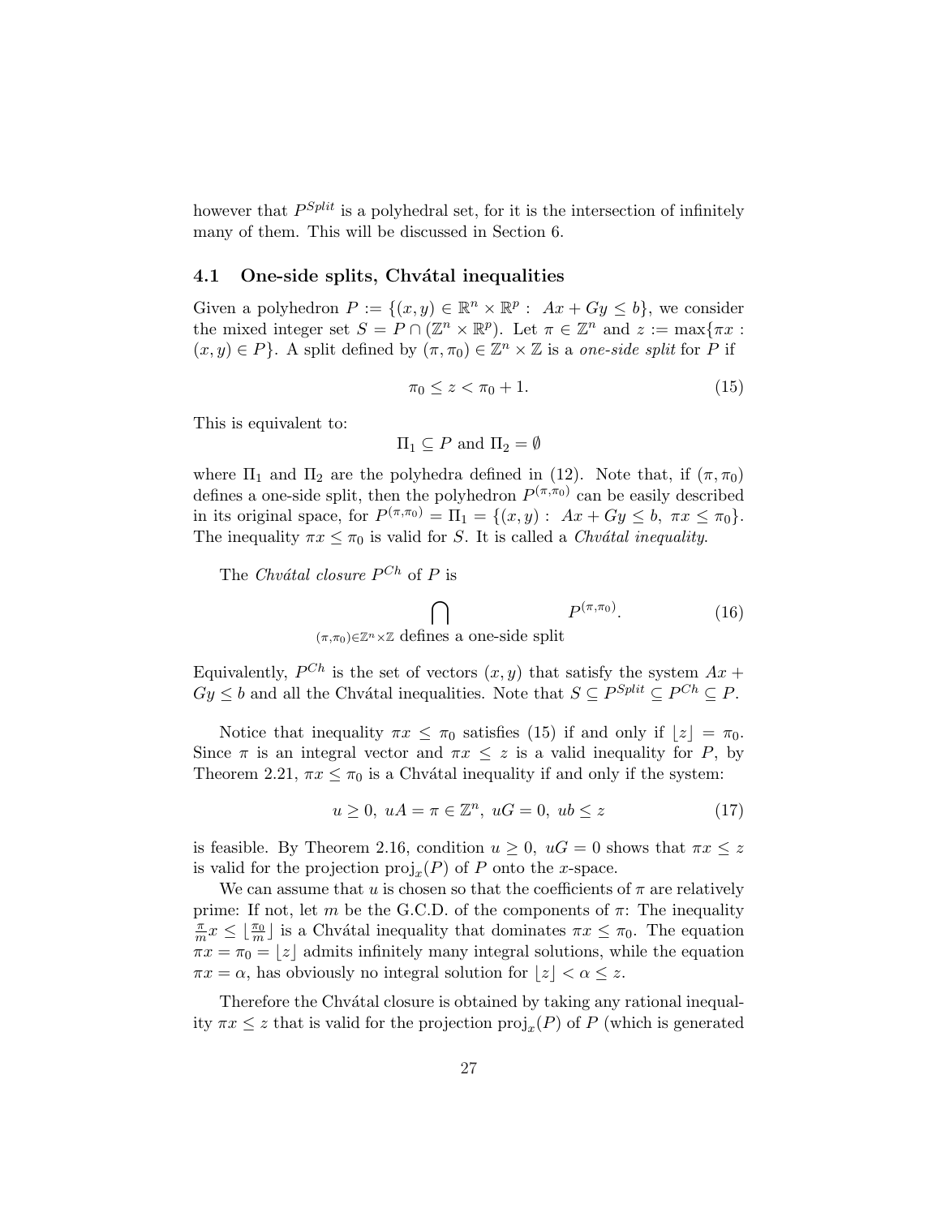however that $P^{Split}$ is a polyhedral set, for it is the intersection of infinitely many of them. This will be discussed in Section 6.

### 4.1 One-side splits, Chvátal inequalities

Given a polyhedron $P := \{(x,y) \in \mathbb{R}^n \times \mathbb{R}^p : \ Ax + Gy \leq b\}$, we consider the mixed integer set $S = P \cap (\mathbb{Z}^n \times \mathbb{R}^p)$. Let $\pi \in \mathbb{Z}^n$ and $z := \max\{\pi x : (x,y) \in P\}$. A split defined by $(\pi, \pi_0) \in \mathbb{Z}^n \times \mathbb{Z}$ is a *one-side split* for $P$ if

$$\pi_0 \leq z < \pi_0 + 1. \tag{15}$$

This is equivalent to:

$$\Pi_1 \subseteq P \text{ and } \Pi_2 = \emptyset$$

where $\Pi_1$ and $\Pi_2$ are the polyhedra defined in (12). Note that, if $(\pi, \pi_0)$ defines a one-side split, then the polyhedron $P^{(\pi,\pi_0)}$ can be easily described in its original space, for $P^{(\pi,\pi_0)} = \Pi_1 = \{(x,y) : \ Ax + Gy \leq b, \ \pi x \leq \pi_0\}$. The inequality $\pi x \leq \pi_0$ is valid for $S$. It is called a *Chvátal inequality*.

The *Chvátal closure* $P^{Ch}$ of $P$ is

$$\bigcap_{(\pi,\pi_0)\in\mathbb{Z}^n\times\mathbb{Z} \text{ defines a one-side split}} P^{(\pi,\pi_0)}. \tag{16}$$

Equivalently, $P^{Ch}$ is the set of vectors $(x,y)$ that satisfy the system $Ax + Gy \leq b$ and all the Chvátal inequalities. Note that $S \subseteq P^{Split} \subseteq P^{Ch} \subseteq P$.

Notice that inequality $\pi x \leq \pi_0$ satisfies (15) if and only if $\lfloor z \rfloor = \pi_0$. Since $\pi$ is an integral vector and $\pi x \leq z$ is a valid inequality for $P$, by Theorem 2.21, $\pi x \leq \pi_0$ is a Chvátal inequality if and only if the system:

$$u \geq 0, \ uA = \pi \in \mathbb{Z}^n, \ uG = 0, \ ub \leq z \tag{17}$$

is feasible. By Theorem 2.16, condition $u \geq 0, \ uG = 0$ shows that $\pi x \leq z$ is valid for the projection $\text{proj}_x(P)$ of $P$ onto the $x$-space.

We can assume that $u$ is chosen so that the coefficients of $\pi$ are relatively prime: If not, let $m$ be the G.C.D. of the components of $\pi$: The inequality $\frac{\pi}{m}x \leq \lfloor \frac{\pi_0}{m} \rfloor$ is a Chvátal inequality that dominates $\pi x \leq \pi_0$. The equation $\pi x = \pi_0 = \lfloor z \rfloor$ admits infinitely many integral solutions, while the equation $\pi x = \alpha$, has obviously no integral solution for $\lfloor z \rfloor < \alpha \leq z$.

Therefore the Chvátal closure is obtained by taking any rational inequality $\pi x \leq z$ that is valid for the projection $\text{proj}_x(P)$ of $P$ (which is generated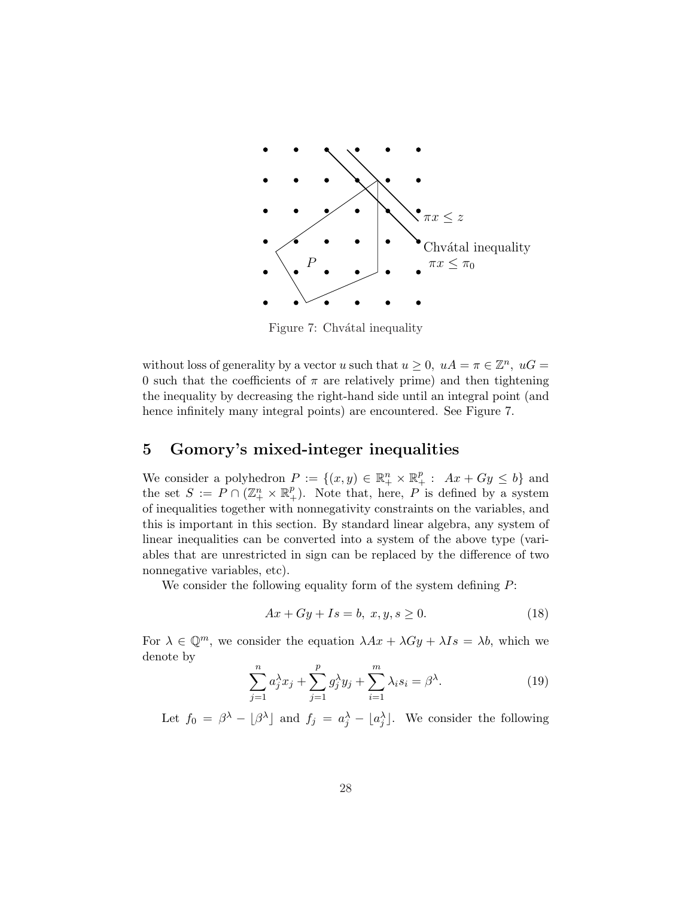Figure 7: Chvátal inequality

without loss of generality by a vector $u$ such that $u \geq 0,\ uA = \pi \in \mathbb{Z}^n,\ uG = 0$ such that the coefficients of $\pi$ are relatively prime) and then tightening the inequality by decreasing the right-hand side until an integral point (and hence infinitely many integral points) are encountered. See Figure 7.

## 5 Gomory's mixed-integer inequalities

We consider a polyhedron $P := \{(x, y) \in \mathbb{R}^n_+ \times \mathbb{R}^p_+ :\ Ax + Gy \leq b\}$ and the set $S := P \cap (\mathbb{Z}^n_+ \times \mathbb{R}^p_+)$. Note that, here, $P$ is defined by a system of inequalities together with nonnegativity constraints on the variables, and this is important in this section. By standard linear algebra, any system of linear inequalities can be converted into a system of the above type (variables that are unrestricted in sign can be replaced by the difference of two nonnegative variables, etc).

We consider the following equality form of the system defining $P$:

$$Ax + Gy + Is = b,\ x, y, s \geq 0. \tag{18}$$

For $\lambda \in \mathbb{Q}^m$, we consider the equation $\lambda Ax + \lambda Gy + \lambda Is = \lambda b$, which we denote by

$$\sum_{j=1}^{n} a_j^\lambda x_j + \sum_{j=1}^{p} g_j^\lambda y_j + \sum_{i=1}^{m} \lambda_i s_i = \beta^\lambda. \tag{19}$$

Let $f_0 = \beta^\lambda - \lfloor \beta^\lambda \rfloor$ and $f_j = a_j^\lambda - \lfloor a_j^\lambda \rfloor$. We consider the following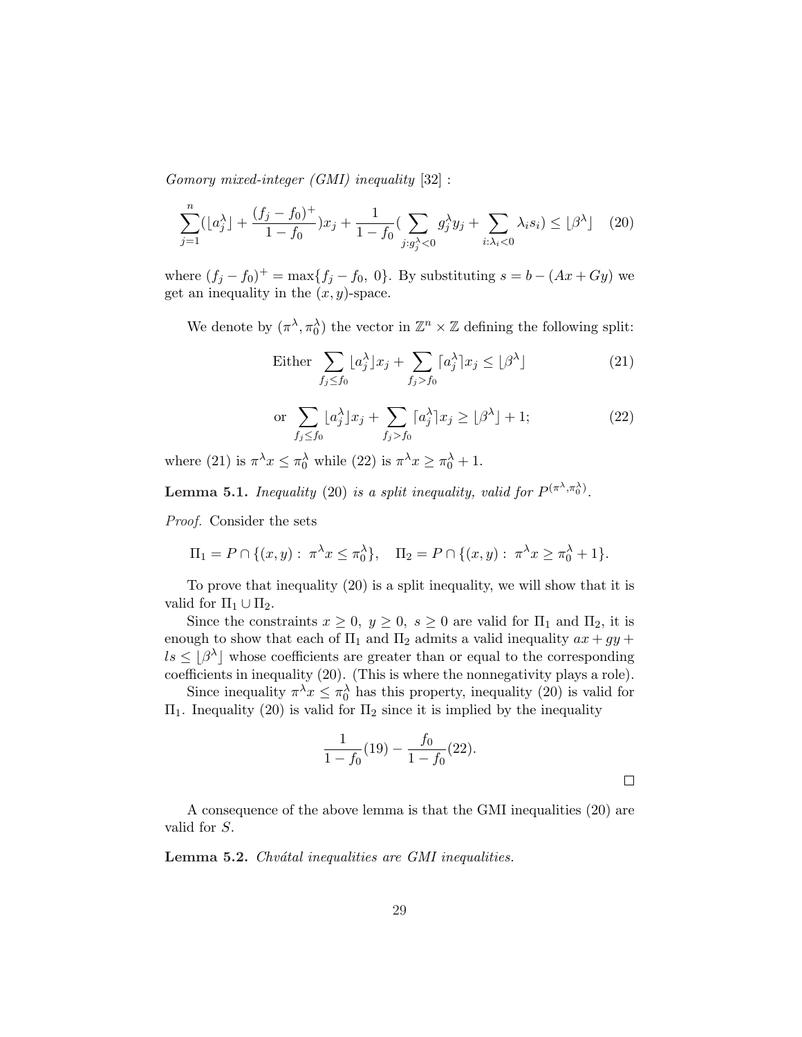*Gomory mixed-integer (GMI) inequality* [32] :

$$\sum_{j=1}^{n}(\lfloor a_j^\lambda \rfloor + \frac{(f_j - f_0)^+}{1-f_0})x_j + \frac{1}{1-f_0}(\sum_{j:g_j^\lambda<0} g_j^\lambda y_j + \sum_{i:\lambda_i<0} \lambda_i s_i) \leq \lfloor \beta^\lambda \rfloor \quad (20)$$

where $(f_j - f_0)^+ = \max\{f_j - f_0,\ 0\}$. By substituting $s = b - (Ax + Gy)$ we get an inequality in the $(x, y)$-space.

We denote by $(\pi^\lambda, \pi_0^\lambda)$ the vector in $\mathbb{Z}^n \times \mathbb{Z}$ defining the following split:

$$\text{Either} \quad \sum_{f_j \leq f_0} \lfloor a_j^\lambda \rfloor x_j + \sum_{f_j > f_0} \lceil a_j^\lambda \rceil x_j \leq \lfloor \beta^\lambda \rfloor \quad (21)$$

$$\text{or} \quad \sum_{f_j \leq f_0} \lfloor a_j^\lambda \rfloor x_j + \sum_{f_j > f_0} \lceil a_j^\lambda \rceil x_j \geq \lfloor \beta^\lambda \rfloor + 1; \quad (22)$$

where (21) is $\pi^\lambda x \leq \pi_0^\lambda$ while (22) is $\pi^\lambda x \geq \pi_0^\lambda + 1$.

**Lemma 5.1.** *Inequality* (20) *is a split inequality, valid for* $P^{(\pi^\lambda, \pi_0^\lambda)}$.

*Proof.* Consider the sets

$$\Pi_1 = P \cap \{(x, y) :\ \pi^\lambda x \leq \pi_0^\lambda\}, \quad \Pi_2 = P \cap \{(x, y) :\ \pi^\lambda x \geq \pi_0^\lambda + 1\}.$$

To prove that inequality (20) is a split inequality, we will show that it is valid for $\Pi_1 \cup \Pi_2$.

Since the constraints $x \geq 0,\ y \geq 0,\ s \geq 0$ are valid for $\Pi_1$ and $\Pi_2$, it is enough to show that each of $\Pi_1$ and $\Pi_2$ admits a valid inequality $ax + gy + ls \leq \lfloor \beta^\lambda \rfloor$ whose coefficients are greater than or equal to the corresponding coefficients in inequality (20). (This is where the nonnegativity plays a role).

Since inequality $\pi^\lambda x \leq \pi_0^\lambda$ has this property, inequality (20) is valid for $\Pi_1$. Inequality (20) is valid for $\Pi_2$ since it is implied by the inequality

$$\frac{1}{1-f_0}(19) - \frac{f_0}{1-f_0}(22).$$

□

A consequence of the above lemma is that the GMI inequalities (20) are valid for $S$.

**Lemma 5.2.** *Chvátal inequalities are GMI inequalities.*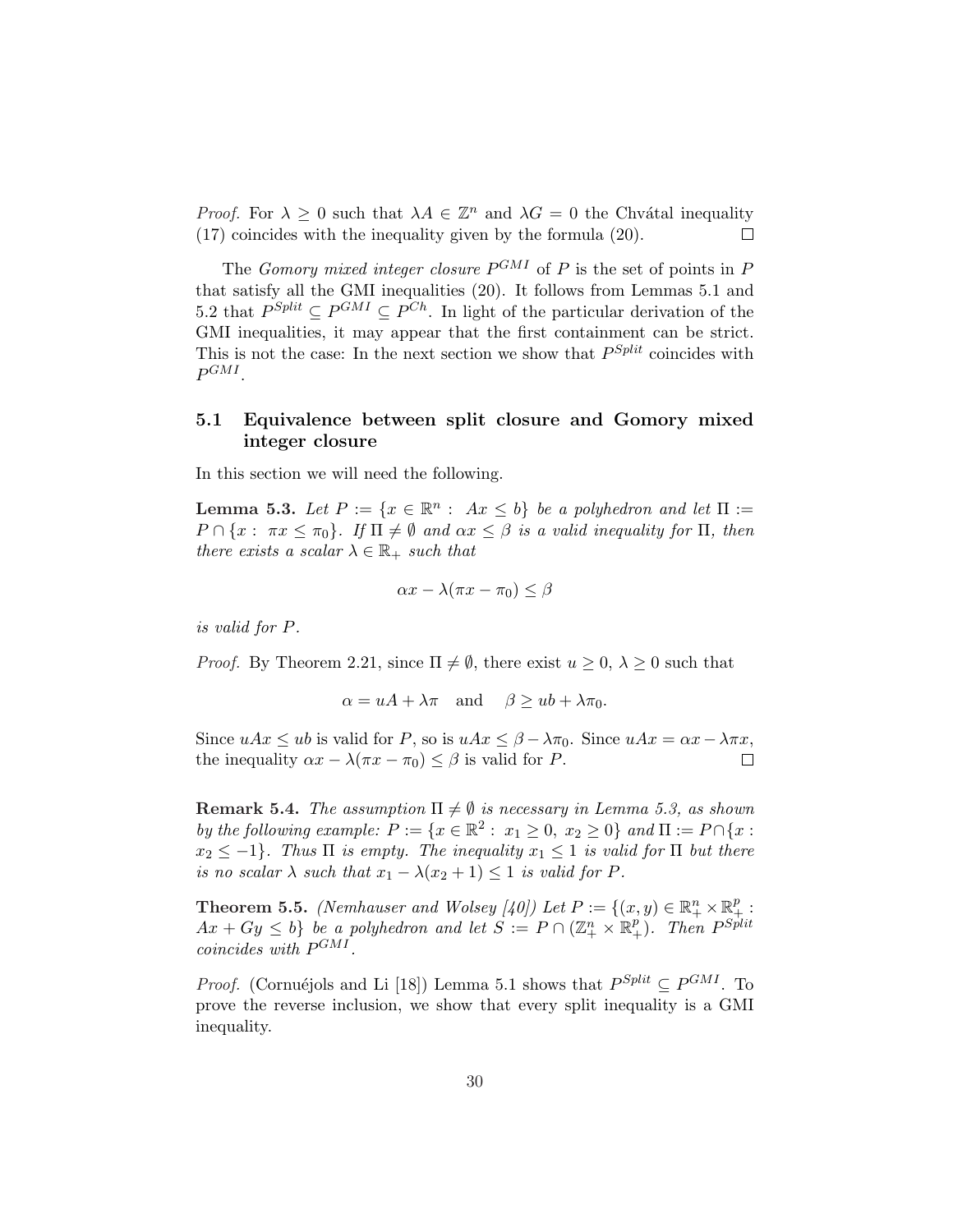*Proof.* For $\lambda \geq 0$ such that $\lambda A \in \mathbb{Z}^n$ and $\lambda G = 0$ the Chvátal inequality (17) coincides with the inequality given by the formula (20). $\square$

The *Gomory mixed integer closure* $P^{GMI}$ of $P$ is the set of points in $P$ that satisfy all the GMI inequalities (20). It follows from Lemmas 5.1 and 5.2 that $P^{Split} \subseteq P^{GMI} \subseteq P^{Ch}$. In light of the particular derivation of the GMI inequalities, it may appear that the first containment can be strict. This is not the case: In the next section we show that $P^{Split}$ coincides with $P^{GMI}$.

## 5.1 Equivalence between split closure and Gomory mixed integer closure

In this section we will need the following.

**Lemma 5.3.** *Let $P := \{x \in \mathbb{R}^n : Ax \leq b\}$ be a polyhedron and let $\Pi := P \cap \{x : \pi x \leq \pi_0\}$. If $\Pi \neq \emptyset$ and $\alpha x \leq \beta$ is a valid inequality for $\Pi$, then there exists a scalar $\lambda \in \mathbb{R}_+$ such that*

$$\alpha x - \lambda(\pi x - \pi_0) \leq \beta$$

*is valid for $P$.*

*Proof.* By Theorem 2.21, since $\Pi \neq \emptyset$, there exist $u \geq 0$, $\lambda \geq 0$ such that

$$\alpha = uA + \lambda\pi \quad \text{and} \quad \beta \geq ub + \lambda\pi_0.$$

Since $uAx \leq ub$ is valid for $P$, so is $uAx \leq \beta - \lambda\pi_0$. Since $uAx = \alpha x - \lambda\pi x$, the inequality $\alpha x - \lambda(\pi x - \pi_0) \leq \beta$ is valid for $P$. $\square$

**Remark 5.4.** *The assumption $\Pi \neq \emptyset$ is necessary in Lemma 5.3, as shown by the following example: $P := \{x \in \mathbb{R}^2 : x_1 \geq 0, x_2 \geq 0\}$ and $\Pi := P \cap \{x : x_2 \leq -1\}$. Thus $\Pi$ is empty. The inequality $x_1 \leq 1$ is valid for $\Pi$ but there is no scalar $\lambda$ such that $x_1 - \lambda(x_2 + 1) \leq 1$ is valid for $P$.*

**Theorem 5.5.** *(Nemhauser and Wolsey [40]) Let $P := \{(x, y) \in \mathbb{R}^n_+ \times \mathbb{R}^p_+ : Ax + Gy \leq b\}$ be a polyhedron and let $S := P \cap (\mathbb{Z}^n_+ \times \mathbb{R}^p_+)$. Then $P^{Split}$ coincides with $P^{GMI}$.*

*Proof.* (Cornuéjols and Li [18]) Lemma 5.1 shows that $P^{Split} \subseteq P^{GMI}$. To prove the reverse inclusion, we show that every split inequality is a GMI inequality.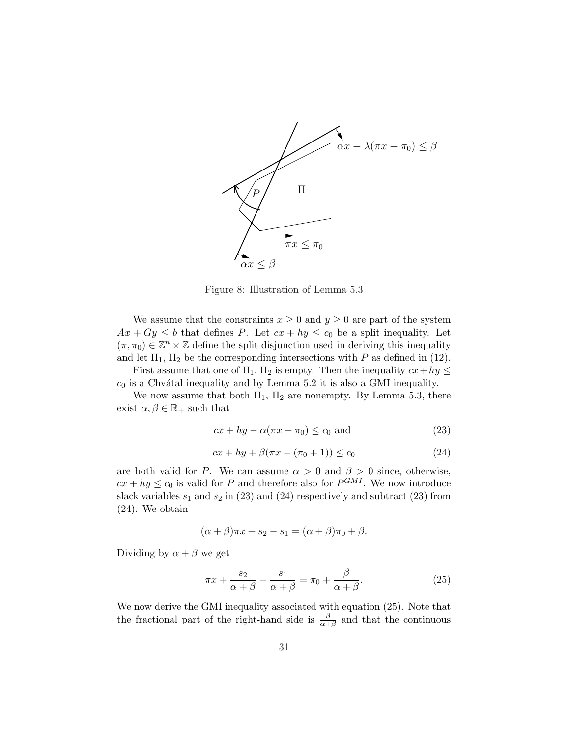Figure 8: Illustration of Lemma 5.3

We assume that the constraints $x \geq 0$ and $y \geq 0$ are part of the system $Ax + Gy \leq b$ that defines $P$. Let $cx + hy \leq c_0$ be a split inequality. Let $(\pi, \pi_0) \in \mathbb{Z}^n \times \mathbb{Z}$ define the split disjunction used in deriving this inequality and let $\Pi_1$, $\Pi_2$ be the corresponding intersections with $P$ as defined in (12).

First assume that one of $\Pi_1$, $\Pi_2$ is empty. Then the inequality $cx + hy \leq c_0$ is a Chvátal inequality and by Lemma 5.2 it is also a GMI inequality.

We now assume that both $\Pi_1$, $\Pi_2$ are nonempty. By Lemma 5.3, there exist $\alpha, \beta \in \mathbb{R}_+$ such that

$$cx + hy - \alpha(\pi x - \pi_0) \leq c_0 \text{ and} \tag{23}$$

$$cx + hy + \beta(\pi x - (\pi_0 + 1)) \leq c_0 \tag{24}$$

are both valid for $P$. We can assume $\alpha > 0$ and $\beta > 0$ since, otherwise, $cx + hy \leq c_0$ is valid for $P$ and therefore also for $P^{GMI}$. We now introduce slack variables $s_1$ and $s_2$ in (23) and (24) respectively and subtract (23) from (24). We obtain

$$(\alpha + \beta)\pi x + s_2 - s_1 = (\alpha + \beta)\pi_0 + \beta.$$

Dividing by $\alpha + \beta$ we get

$$\pi x + \frac{s_2}{\alpha + \beta} - \frac{s_1}{\alpha + \beta} = \pi_0 + \frac{\beta}{\alpha + \beta}. \tag{25}$$

We now derive the GMI inequality associated with equation (25). Note that the fractional part of the right-hand side is $\frac{\beta}{\alpha+\beta}$ and that the continuous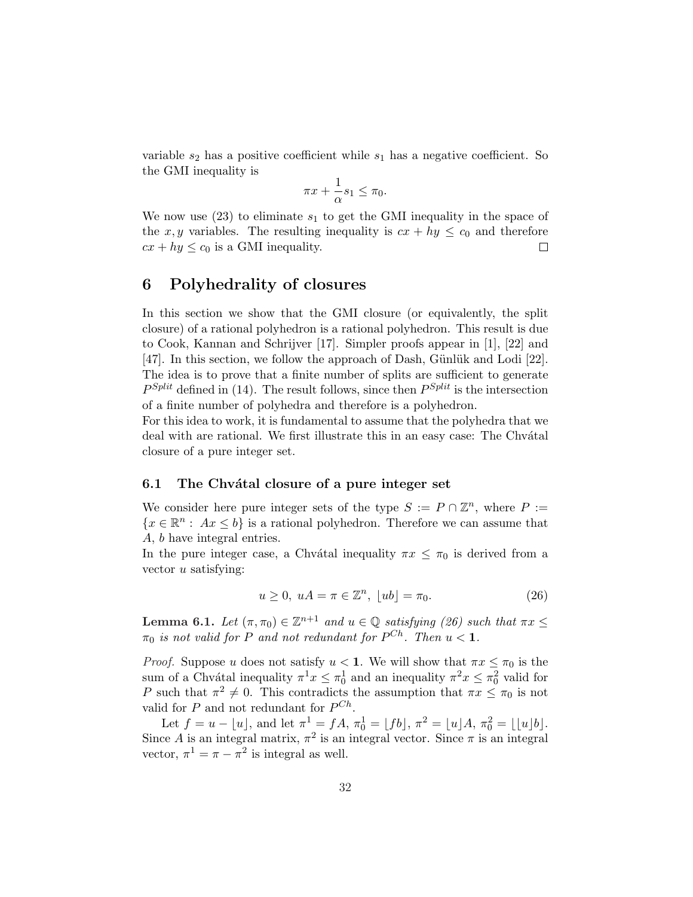variable $s_2$ has a positive coefficient while $s_1$ has a negative coefficient. So the GMI inequality is

$$\pi x + \frac{1}{\alpha} s_1 \leq \pi_0.$$

We now use (23) to eliminate $s_1$ to get the GMI inequality in the space of the $x, y$ variables. The resulting inequality is $cx + hy \leq c_0$ and therefore $cx + hy \leq c_0$ is a GMI inequality. □

## 6 Polyhedrality of closures

In this section we show that the GMI closure (or equivalently, the split closure) of a rational polyhedron is a rational polyhedron. This result is due to Cook, Kannan and Schrijver [17]. Simpler proofs appear in [1], [22] and [47]. In this section, we follow the approach of Dash, Günlük and Lodi [22]. The idea is to prove that a finite number of splits are sufficient to generate $P^{Split}$ defined in (14). The result follows, since then $P^{Split}$ is the intersection of a finite number of polyhedra and therefore is a polyhedron.

For this idea to work, it is fundamental to assume that the polyhedra that we deal with are rational. We first illustrate this in an easy case: The Chvátal closure of a pure integer set.

### 6.1 The Chvátal closure of a pure integer set

We consider here pure integer sets of the type $S := P \cap \mathbb{Z}^n$, where $P := \{x \in \mathbb{R}^n : Ax \leq b\}$ is a rational polyhedron. Therefore we can assume that $A$, $b$ have integral entries.

In the pure integer case, a Chvátal inequality $\pi x \leq \pi_0$ is derived from a vector $u$ satisfying:

$$u \geq 0,\ uA = \pi \in \mathbb{Z}^n,\ \lfloor ub \rfloor = \pi_0. \tag{26}$$

**Lemma 6.1.** *Let $(\pi, \pi_0) \in \mathbb{Z}^{n+1}$ and $u \in \mathbb{Q}$ satisfying (26) such that $\pi x \leq \pi_0$ is not valid for $P$ and not redundant for $P^{Ch}$. Then $u < \mathbf{1}$.*

*Proof.* Suppose $u$ does not satisfy $u < \mathbf{1}$. We will show that $\pi x \leq \pi_0$ is the sum of a Chvátal inequality $\pi^1 x \leq \pi_0^1$ and an inequality $\pi^2 x \leq \pi_0^2$ valid for $P$ such that $\pi^2 \neq 0$. This contradicts the assumption that $\pi x \leq \pi_0$ is not valid for $P$ and not redundant for $P^{Ch}$.

Let $f = u - \lfloor u \rfloor$, and let $\pi^1 = fA$, $\pi_0^1 = \lfloor fb \rfloor$, $\pi^2 = \lfloor u \rfloor A$, $\pi_0^2 = \lfloor \lfloor u \rfloor b \rfloor$. Since $A$ is an integral matrix, $\pi^2$ is an integral vector. Since $\pi$ is an integral vector, $\pi^1 = \pi - \pi^2$ is integral as well.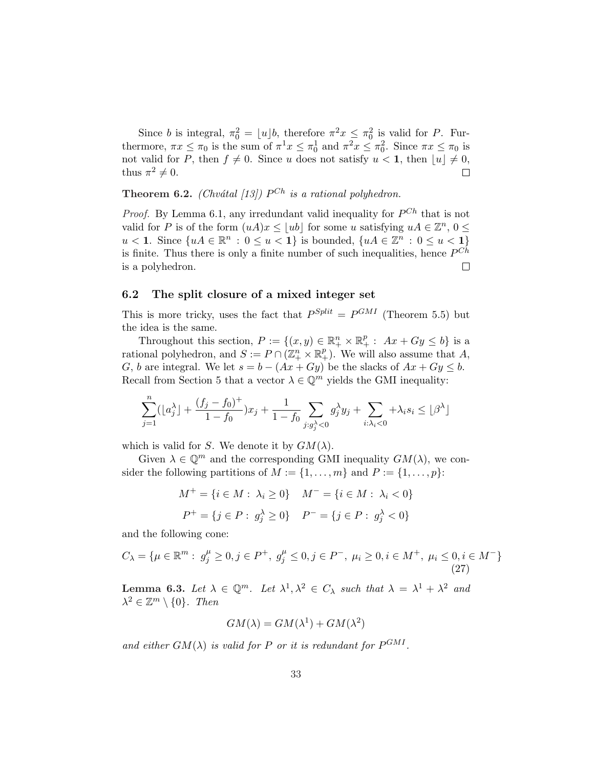Since $b$ is integral, $\pi^2_0 = \lfloor u \rfloor b$, therefore $\pi^2 x \le \pi^2_0$ is valid for $P$. Furthermore, $\pi x \le \pi_0$ is the sum of $\pi^1 x \le \pi^1_0$ and $\pi^2 x \le \pi^2_0$. Since $\pi x \le \pi_0$ is not valid for $P$, then $f \neq 0$. Since $u$ does not satisfy $u < \mathbf{1}$, then $\lfloor u \rfloor \neq 0$, thus $\pi^2 \neq 0$. □

**Theorem 6.2.** *(Chvátal [13]) $P^{Ch}$ is a rational polyhedron.*

*Proof.* By Lemma 6.1, any irredundant valid inequality for $P^{Ch}$ that is not valid for $P$ is of the form $(uA)x \le \lfloor ub \rfloor$ for some $u$ satisfying $uA \in \mathbb{Z}^n$, $0 \le u < \mathbf{1}$. Since $\{uA \in \mathbb{R}^n : 0 \le u < \mathbf{1}\}$ is bounded, $\{uA \in \mathbb{Z}^n : 0 \le u < \mathbf{1}\}$ is finite. Thus there is only a finite number of such inequalities, hence $P^{Ch}$ is a polyhedron. □

## 6.2 The split closure of a mixed integer set

This is more tricky, uses the fact that $P^{Split} = P^{GMI}$ (Theorem 5.5) but the idea is the same.

Throughout this section, $P := \{(x, y) \in \mathbb{R}^n_+ \times \mathbb{R}^p_+ : Ax + Gy \le b\}$ is a rational polyhedron, and $S := P \cap (\mathbb{Z}^n_+ \times \mathbb{R}^p_+)$. We will also assume that $A$, $G$, $b$ are integral. We let $s = b - (Ax + Gy)$ be the slacks of $Ax + Gy \le b$. Recall from Section 5 that a vector $\lambda \in \mathbb{Q}^m$ yields the GMI inequality:

$$\sum_{j=1}^{n} (\lfloor a^\lambda_j \rfloor + \frac{(f_j - f_0)^+}{1 - f_0}) x_j + \frac{1}{1 - f_0} \sum_{j: g^\lambda_j < 0} g^\lambda_j y_j + \sum_{i: \lambda_i < 0} + \lambda_i s_i \le \lfloor \beta^\lambda \rfloor$$

which is valid for $S$. We denote it by $GM(\lambda)$.

Given $\lambda \in \mathbb{Q}^m$ and the corresponding GMI inequality $GM(\lambda)$, we consider the following partitions of $M := \{1, \dots, m\}$ and $P := \{1, \dots, p\}$:

$$M^+ = \{i \in M : \lambda_i \ge 0\} \quad M^- = \{i \in M : \lambda_i < 0\}$$

$$P^+ = \{j \in P : g^\lambda_j \ge 0\} \quad P^- = \{j \in P : g^\lambda_j < 0\}$$

and the following cone:

$$C_\lambda = \{\mu \in \mathbb{R}^m : g^\mu_j \ge 0, j \in P^+, \ g^\mu_j \le 0, j \in P^-, \ \mu_i \ge 0, i \in M^+, \ \mu_i \le 0, i \in M^-\} \tag{27}$$

**Lemma 6.3.** *Let $\lambda \in \mathbb{Q}^m$. Let $\lambda^1, \lambda^2 \in C_\lambda$ such that $\lambda = \lambda^1 + \lambda^2$ and $\lambda^2 \in \mathbb{Z}^m \setminus \{0\}$. Then*

$$GM(\lambda) = GM(\lambda^1) + GM(\lambda^2)$$

*and either $GM(\lambda)$ is valid for $P$ or it is redundant for $P^{GMI}$.*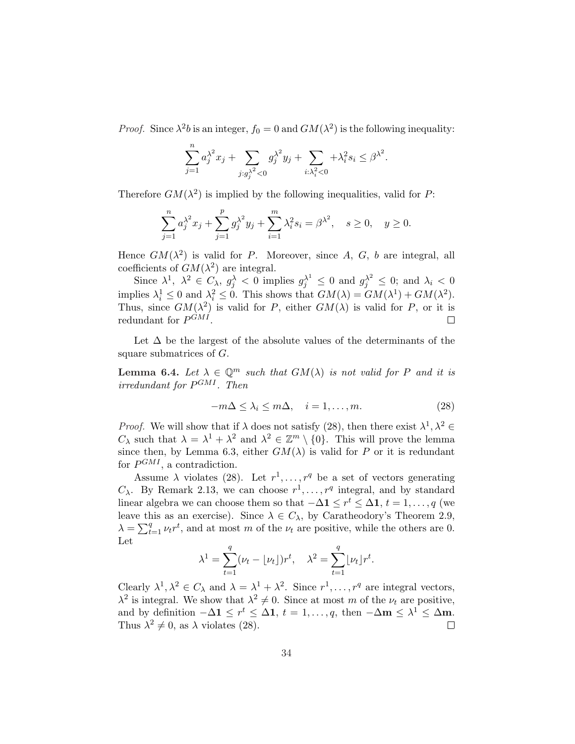*Proof.* Since $\lambda^2 b$ is an integer, $f_0 = 0$ and $GM(\lambda^2)$ is the following inequality:

$$\sum_{j=1}^{n} a_j^{\lambda^2} x_j + \sum_{j: g_j^{\lambda^2} < 0} g_j^{\lambda^2} y_j + \sum_{i:\lambda_i^2 < 0} +\lambda_i^2 s_i \leq \beta^{\lambda^2}.$$

Therefore $GM(\lambda^2)$ is implied by the following inequalities, valid for $P$:

$$\sum_{j=1}^{n} a_j^{\lambda^2} x_j + \sum_{j=1}^{p} g_j^{\lambda^2} y_j + \sum_{i=1}^{m} \lambda_i^2 s_i = \beta^{\lambda^2}, \quad s \geq 0, \quad y \geq 0.$$

Hence $GM(\lambda^2)$ is valid for $P$. Moreover, since $A$, $G$, $b$ are integral, all coefficients of $GM(\lambda^2)$ are integral.

Since $\lambda^1$, $\lambda^2 \in C_\lambda$, $g_j^\lambda < 0$ implies $g_j^{\lambda^1} \leq 0$ and $g_j^{\lambda^2} \leq 0$; and $\lambda_i < 0$ implies $\lambda_i^1 \leq 0$ and $\lambda_i^2 \leq 0$. This shows that $GM(\lambda) = GM(\lambda^1) + GM(\lambda^2)$. Thus, since $GM(\lambda^2)$ is valid for $P$, either $GM(\lambda)$ is valid for $P$, or it is redundant for $P^{GMI}$. $\square$

Let $\Delta$ be the largest of the absolute values of the determinants of the square submatrices of $G$.

**Lemma 6.4.** *Let $\lambda \in \mathbb{Q}^m$ such that $GM(\lambda)$ is not valid for $P$ and it is irredundant for $P^{GMI}$. Then*

$$-m\Delta \leq \lambda_i \leq m\Delta, \quad i = 1, \ldots, m. \tag{28}$$

*Proof.* We will show that if $\lambda$ does not satisfy (28), then there exist $\lambda^1, \lambda^2 \in C_\lambda$ such that $\lambda = \lambda^1 + \lambda^2$ and $\lambda^2 \in \mathbb{Z}^m \setminus \{0\}$. This will prove the lemma since then, by Lemma 6.3, either $GM(\lambda)$ is valid for $P$ or it is redundant for $P^{GMI}$, a contradiction.

Assume $\lambda$ violates (28). Let $r^1, \ldots, r^q$ be a set of vectors generating $C_\lambda$. By Remark 2.13, we can choose $r^1, \ldots, r^q$ integral, and by standard linear algebra we can choose them so that $-\Delta\mathbf{1} \leq r^t \leq \Delta\mathbf{1}$, $t = 1, \ldots, q$ (we leave this as an exercise). Since $\lambda \in C_\lambda$, by Caratheodory's Theorem 2.9, $\lambda = \sum_{t=1}^{q} \nu_t r^t$, and at most $m$ of the $\nu_t$ are positive, while the others are 0. Let

$$\lambda^1 = \sum_{t=1}^{q} (\nu_t - \lfloor \nu_t \rfloor) r^t, \quad \lambda^2 = \sum_{t=1}^{q} \lfloor \nu_t \rfloor r^t.$$

Clearly $\lambda^1, \lambda^2 \in C_\lambda$ and $\lambda = \lambda^1 + \lambda^2$. Since $r^1, \ldots, r^q$ are integral vectors, $\lambda^2$ is integral. We show that $\lambda^2 \neq 0$. Since at most $m$ of the $\nu_t$ are positive, and by definition $-\Delta\mathbf{1} \leq r^t \leq \Delta\mathbf{1}$, $t = 1, \ldots, q$, then $-\Delta\mathbf{m} \leq \lambda^1 \leq \Delta\mathbf{m}$. Thus $\lambda^2 \neq 0$, as $\lambda$ violates (28). $\square$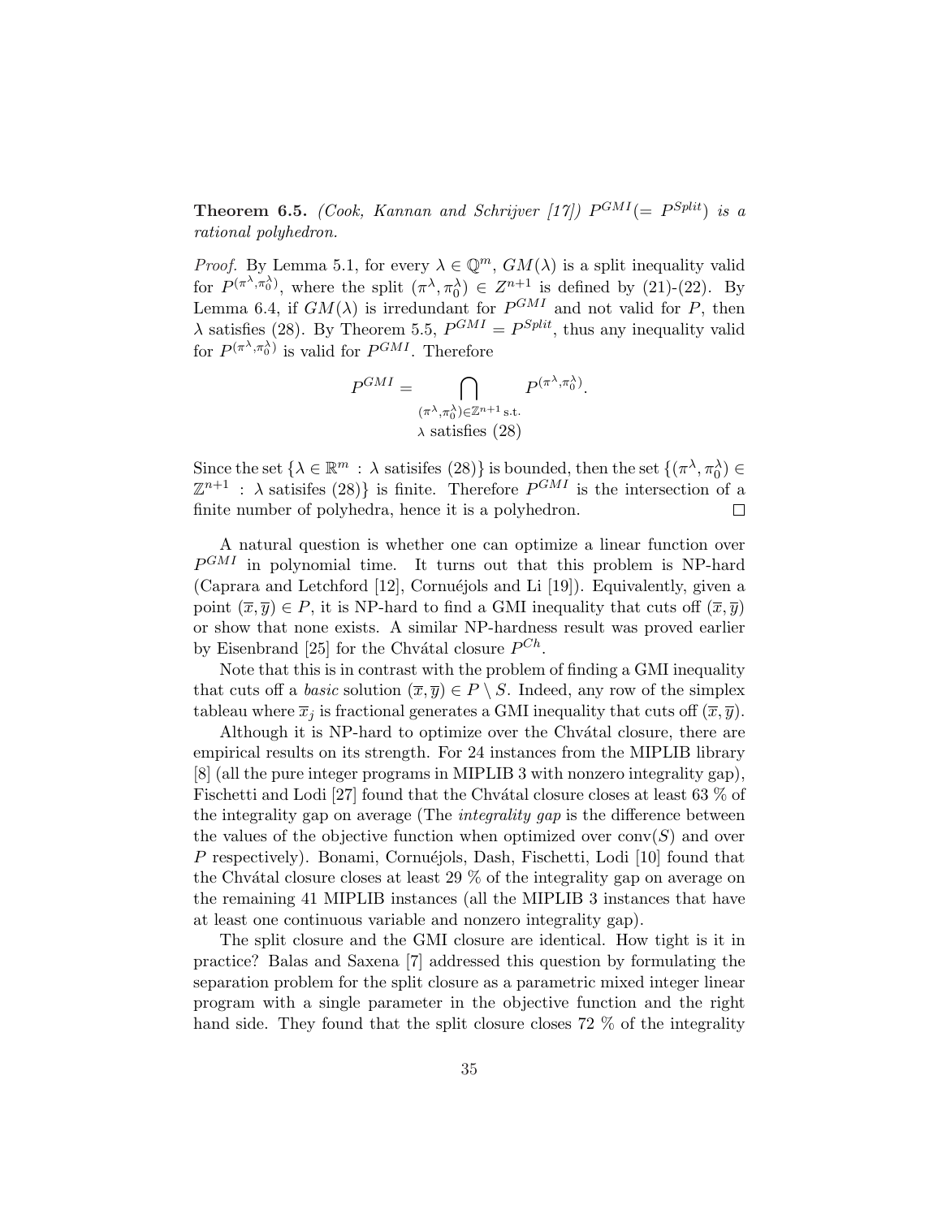**Theorem 6.5.** *(Cook, Kannan and Schrijver [17]) $P^{GMI}(= P^{Split})$ is a rational polyhedron.*

*Proof.* By Lemma 5.1, for every $\lambda \in \mathbb{Q}^m$, $GM(\lambda)$ is a split inequality valid for $P^{(\pi^\lambda, \pi_0^\lambda)}$, where the split $(\pi^\lambda, \pi_0^\lambda) \in Z^{n+1}$ is defined by (21)-(22). By Lemma 6.4, if $GM(\lambda)$ is irredundant for $P^{GMI}$ and not valid for $P$, then $\lambda$ satisfies (28). By Theorem 5.5, $P^{GMI} = P^{Split}$, thus any inequality valid for $P^{(\pi^\lambda, \pi_0^\lambda)}$ is valid for $P^{GMI}$. Therefore

$$P^{GMI} = \bigcap_{\substack{(\pi^\lambda, \pi_0^\lambda) \in \mathbb{Z}^{n+1} \text{ s.t.} \\ \lambda \text{ satisfies (28)}}} P^{(\pi^\lambda, \pi_0^\lambda)}.$$

Since the set $\{\lambda \in \mathbb{R}^m : \lambda \text{ satisifes (28)}\}$ is bounded, then the set $\{(\pi^\lambda, \pi_0^\lambda) \in \mathbb{Z}^{n+1} : \lambda \text{ satisifes (28)}\}$ is finite. Therefore $P^{GMI}$ is the intersection of a finite number of polyhedra, hence it is a polyhedron. □

A natural question is whether one can optimize a linear function over $P^{GMI}$ in polynomial time. It turns out that this problem is NP-hard (Caprara and Letchford [12], Cornuéjols and Li [19]). Equivalently, given a point $(\overline{x}, \overline{y}) \in P$, it is NP-hard to find a GMI inequality that cuts off $(\overline{x}, \overline{y})$ or show that none exists. A similar NP-hardness result was proved earlier by Eisenbrand [25] for the Chvátal closure $P^{Ch}$.

Note that this is in contrast with the problem of finding a GMI inequality that cuts off a *basic* solution $(\overline{x}, \overline{y}) \in P \setminus S$. Indeed, any row of the simplex tableau where $\overline{x}_j$ is fractional generates a GMI inequality that cuts off $(\overline{x}, \overline{y})$.

Although it is NP-hard to optimize over the Chvátal closure, there are empirical results on its strength. For 24 instances from the MIPLIB library [8] (all the pure integer programs in MIPLIB 3 with nonzero integrality gap), Fischetti and Lodi [27] found that the Chvátal closure closes at least 63 % of the integrality gap on average (The *integrality gap* is the difference between the values of the objective function when optimized over conv($S$) and over $P$ respectively). Bonami, Cornuéjols, Dash, Fischetti, Lodi [10] found that the Chvátal closure closes at least 29 % of the integrality gap on average on the remaining 41 MIPLIB instances (all the MIPLIB 3 instances that have at least one continuous variable and nonzero integrality gap).

The split closure and the GMI closure are identical. How tight is it in practice? Balas and Saxena [7] addressed this question by formulating the separation problem for the split closure as a parametric mixed integer linear program with a single parameter in the objective function and the right hand side. They found that the split closure closes 72 % of the integrality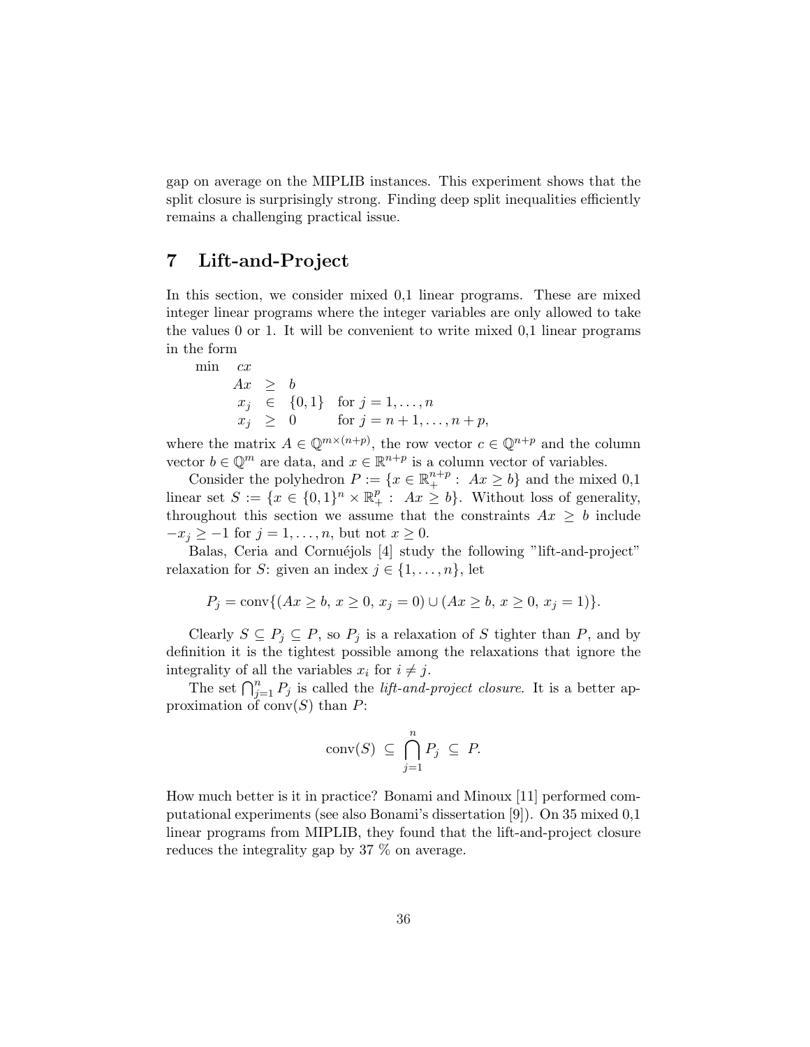gap on average on the MIPLIB instances. This experiment shows that the split closure is surprisingly strong. Finding deep split inequalities efficiently remains a challenging practical issue.

# 7 Lift-and-Project

In this section, we consider mixed 0,1 linear programs. These are mixed integer linear programs where the integer variables are only allowed to take the values 0 or 1. It will be convenient to write mixed 0,1 linear programs in the form

$$
\begin{array}{lrcll}
\min & cx & & & \\
 & Ax & \geq & b & \\
 & x_j & \in & \{0,1\} & \text{for } j = 1, \ldots, n \\
 & x_j & \geq & 0 & \text{for } j = n+1, \ldots, n+p,
\end{array}
$$

where the matrix $A \in \mathbb{Q}^{m \times (n+p)}$, the row vector $c \in \mathbb{Q}^{n+p}$ and the column vector $b \in \mathbb{Q}^m$ are data, and $x \in \mathbb{R}^{n+p}$ is a column vector of variables.

Consider the polyhedron $P := \{x \in \mathbb{R}_+^{n+p} : \ Ax \geq b\}$ and the mixed 0,1 linear set $S := \{x \in \{0,1\}^n \times \mathbb{R}_+^p : \ Ax \geq b\}$. Without loss of generality, throughout this section we assume that the constraints $Ax \geq b$ include $-x_j \geq -1$ for $j = 1, \ldots, n$, but not $x \geq 0$.

Balas, Ceria and Cornuéjols [4] study the following "lift-and-project" relaxation for $S$: given an index $j \in \{1, \ldots, n\}$, let

$$P_j = \text{conv}\{(Ax \geq b,\ x \geq 0,\ x_j = 0) \cup (Ax \geq b,\ x \geq 0,\ x_j = 1)\}.$$

Clearly $S \subseteq P_j \subseteq P$, so $P_j$ is a relaxation of $S$ tighter than $P$, and by definition it is the tightest possible among the relaxations that ignore the integrality of all the variables $x_i$ for $i \neq j$.

The set $\bigcap_{j=1}^n P_j$ is called the *lift-and-project closure*. It is a better approximation of $\text{conv}(S)$ than $P$:

$$\text{conv}(S) \ \subseteq \ \bigcap_{j=1}^{n} P_j \ \subseteq \ P.$$

How much better is it in practice? Bonami and Minoux [11] performed computational experiments (see also Bonami's dissertation [9]). On 35 mixed 0,1 linear programs from MIPLIB, they found that the lift-and-project closure reduces the integrality gap by 37 % on average.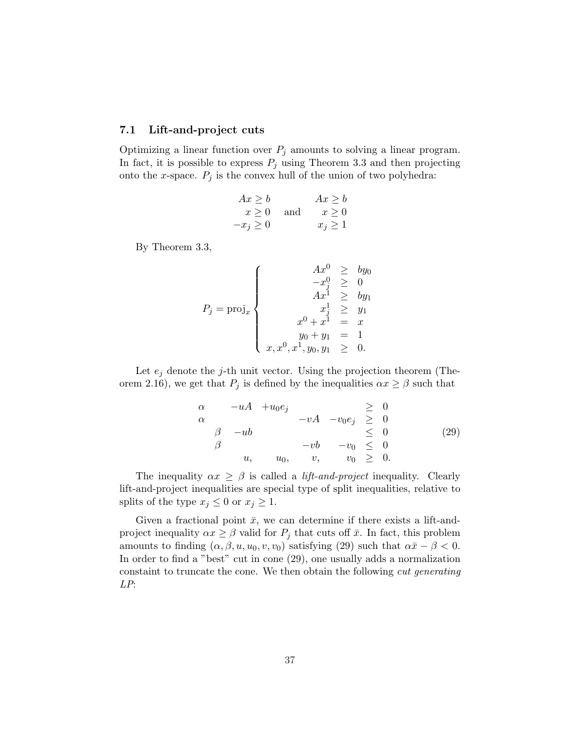### 7.1 Lift-and-project cuts

Optimizing a linear function over $P_j$ amounts to solving a linear program. In fact, it is possible to express $P_j$ using Theorem 3.3 and then projecting onto the $x$-space. $P_j$ is the convex hull of the union of two polyhedra:

$$
\begin{array}{rcl} Ax \geq b \\ x \geq 0 \\ -x_j \geq 0 \end{array} \quad \text{and} \quad \begin{array}{rcl} Ax \geq b \\ x \geq 0 \\ x_j \geq 1 \end{array}
$$

By Theorem 3.3,

$$
P_j = \text{proj}_x \left\{ \begin{array}{rcl} Ax^0 & \geq & by_0 \\ -x^0_j & \geq & 0 \\ Ax^1 & \geq & by_1 \\ x^1_j & \geq & y_1 \\ x^0 + x^1 & = & x \\ y_0 + y_1 & = & 1 \\ x, x^0, x^1, y_0, y_1 & \geq & 0. \end{array} \right.
$$

Let $e_j$ denote the $j$-th unit vector. Using the projection theorem (Theorem 2.16), we get that $P_j$ is defined by the inequalities $\alpha x \geq \beta$ such that

$$
\begin{array}{cccccccc} \alpha & & -uA & +u_0 e_j & & & \geq & 0 \\ \alpha & & & & -vA & -v_0 e_j & \geq & 0 \\ & \beta & -ub & & & & \leq & 0 \\ & \beta & & & -vb & -v_0 & \leq & 0 \\ & & u, & u_0, & v, & v_0 & \geq & 0. \end{array} \tag{29}
$$

The inequality $\alpha x \geq \beta$ is called a *lift-and-project* inequality. Clearly lift-and-project inequalities are special type of split inequalities, relative to splits of the type $x_j \leq 0$ or $x_j \geq 1$.

Given a fractional point $\bar{x}$, we can determine if there exists a lift-and-project inequality $\alpha x \geq \beta$ valid for $P_j$ that cuts off $\bar{x}$. In fact, this problem amounts to finding $(\alpha, \beta, u, u_0, v, v_0)$ satisfying (29) such that $\alpha \bar{x} - \beta < 0$. In order to find a "best" cut in cone (29), one usually adds a normalization constaint to truncate the cone. We then obtain the following *cut generating LP*: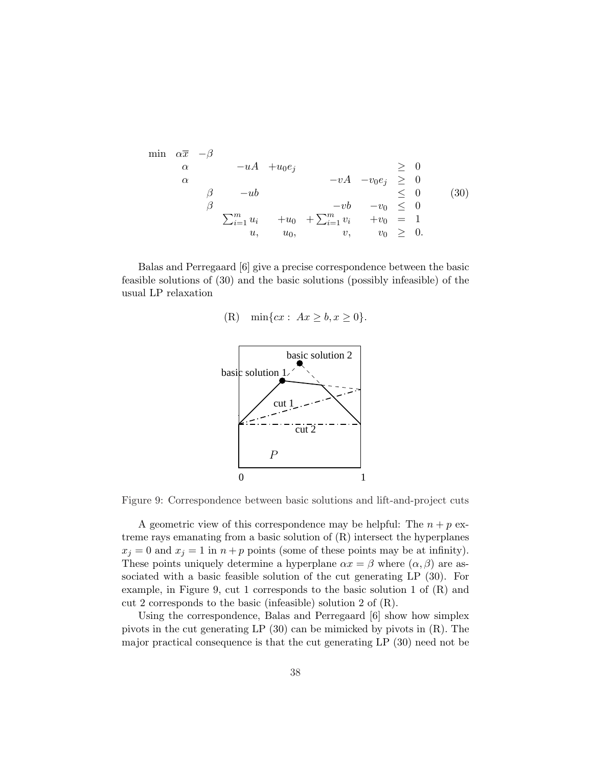$$
\begin{array}{lllllllll}
\min & \alpha\overline{x} & -\beta & & & & & & \\
& \alpha & & -uA & +u_0 e_j & & & \geq & 0 \\
& \alpha & & & & -vA & -v_0 e_j & \geq & 0 \\
& & \beta & -ub & & & & \leq & 0 \\
& & \beta & & & -vb & -v_0 & \leq & 0 \\
& & & \sum_{i=1}^m u_i & +u_0 & +\sum_{i=1}^m v_i & +v_0 & = & 1 \\
& & & u, & u_0, & v, & v_0 & \geq & 0.
\end{array}
\qquad (30)
$$

Balas and Perregaard [6] give a precise correspondence between the basic feasible solutions of (30) and the basic solutions (possibly infeasible) of the usual LP relaxation

$$
\text{(R)} \quad \min\{cx : \; Ax \geq b, x \geq 0\}.
$$

Figure 9: Correspondence between basic solutions and lift-and-project cuts

A geometric view of this correspondence may be helpful: The $n+p$ extreme rays emanating from a basic solution of (R) intersect the hyperplanes $x_j = 0$ and $x_j = 1$ in $n+p$ points (some of these points may be at infinity). These points uniquely determine a hyperplane $\alpha x = \beta$ where $(\alpha, \beta)$ are associated with a basic feasible solution of the cut generating LP (30). For example, in Figure 9, cut 1 corresponds to the basic solution 1 of (R) and cut 2 corresponds to the basic (infeasible) solution 2 of (R).

Using the correspondence, Balas and Perregaard [6] show how simplex pivots in the cut generating LP (30) can be mimicked by pivots in (R). The major practical consequence is that the cut generating LP (30) need not be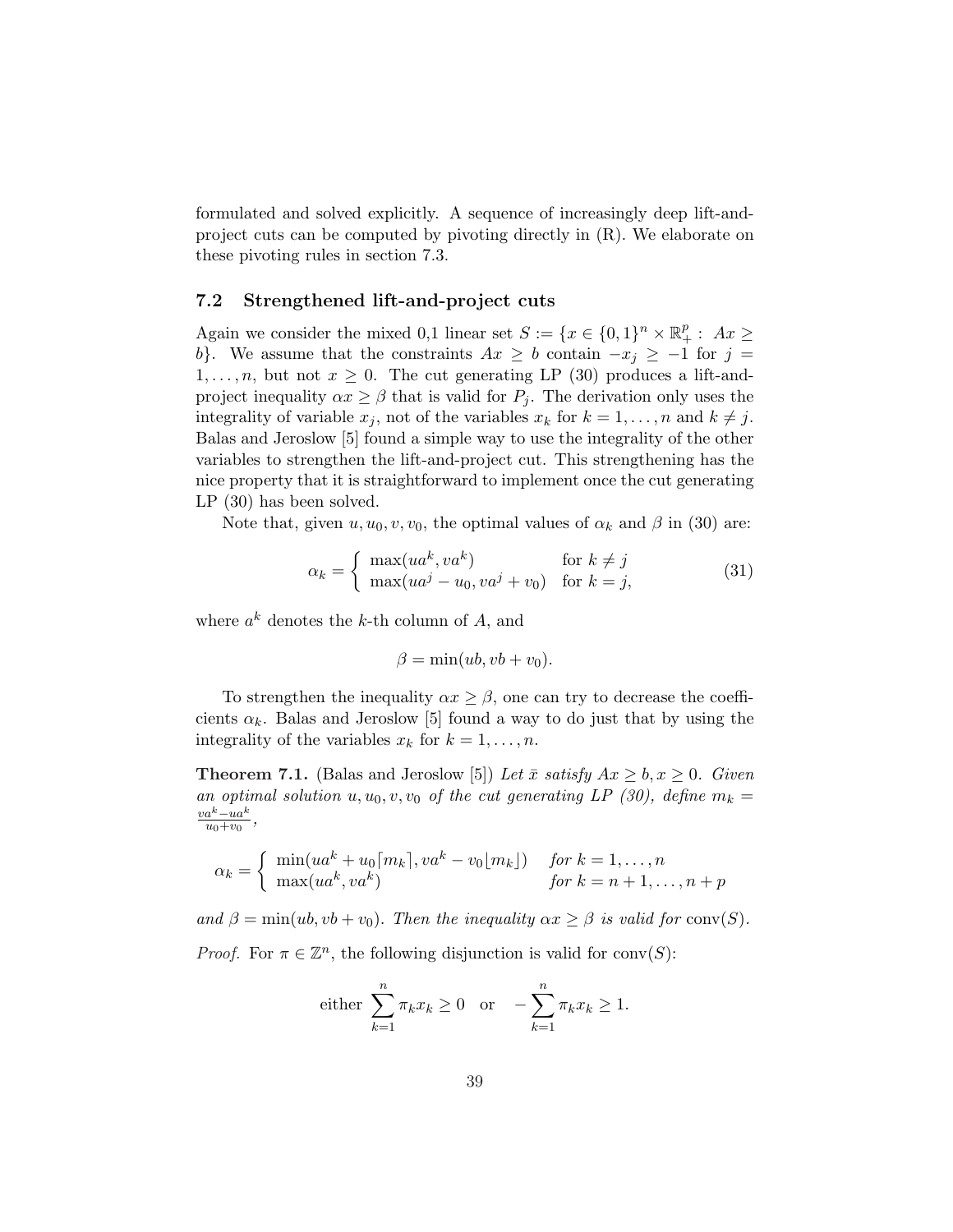formulated and solved explicitly. A sequence of increasingly deep lift-and-project cuts can be computed by pivoting directly in (R). We elaborate on these pivoting rules in section 7.3.

### 7.2 Strengthened lift-and-project cuts

Again we consider the mixed 0,1 linear set $S := \{x \in \{0,1\}^n \times \mathbb{R}_+^p : Ax \geq b\}$. We assume that the constraints $Ax \geq b$ contain $-x_j \geq -1$ for $j = 1, \ldots, n$, but not $x \geq 0$. The cut generating LP (30) produces a lift-and-project inequality $\alpha x \geq \beta$ that is valid for $P_j$. The derivation only uses the integrality of variable $x_j$, not of the variables $x_k$ for $k = 1, \ldots, n$ and $k \neq j$. Balas and Jeroslow [5] found a simple way to use the integrality of the other variables to strengthen the lift-and-project cut. This strengthening has the nice property that it is straightforward to implement once the cut generating LP (30) has been solved.

Note that, given $u, u_0, v, v_0$, the optimal values of $\alpha_k$ and $\beta$ in (30) are:

$$\alpha_k = \begin{cases} \max(ua^k, va^k) & \text{for } k \neq j \\ \max(ua^j - u_0, va^j + v_0) & \text{for } k = j, \end{cases} \tag{31}$$

where $a^k$ denotes the $k$-th column of $A$, and

$$\beta = \min(ub, vb + v_0).$$

To strengthen the inequality $\alpha x \geq \beta$, one can try to decrease the coefficients $\alpha_k$. Balas and Jeroslow [5] found a way to do just that by using the integrality of the variables $x_k$ for $k = 1, \ldots, n$.

**Theorem 7.1.** (Balas and Jeroslow [5]) *Let $\bar{x}$ satisfy $Ax \geq b, x \geq 0$. Given an optimal solution $u, u_0, v, v_0$ of the cut generating LP (30), define $m_k = \frac{va^k - ua^k}{u_0 + v_0}$,*

$$\alpha_k = \begin{cases} \min(ua^k + u_0\lceil m_k \rceil, va^k - v_0\lfloor m_k \rfloor) & \text{for } k = 1, \ldots, n \\ \max(ua^k, va^k) & \text{for } k = n+1, \ldots, n+p \end{cases}$$

*and $\beta = \min(ub, vb + v_0)$. Then the inequality $\alpha x \geq \beta$ is valid for $\text{conv}(S)$.*

*Proof.* For $\pi \in \mathbb{Z}^n$, the following disjunction is valid for $\text{conv}(S)$:

$$\text{either } \sum_{k=1}^{n} \pi_k x_k \geq 0 \quad \text{or} \quad -\sum_{k=1}^{n} \pi_k x_k \geq 1.$$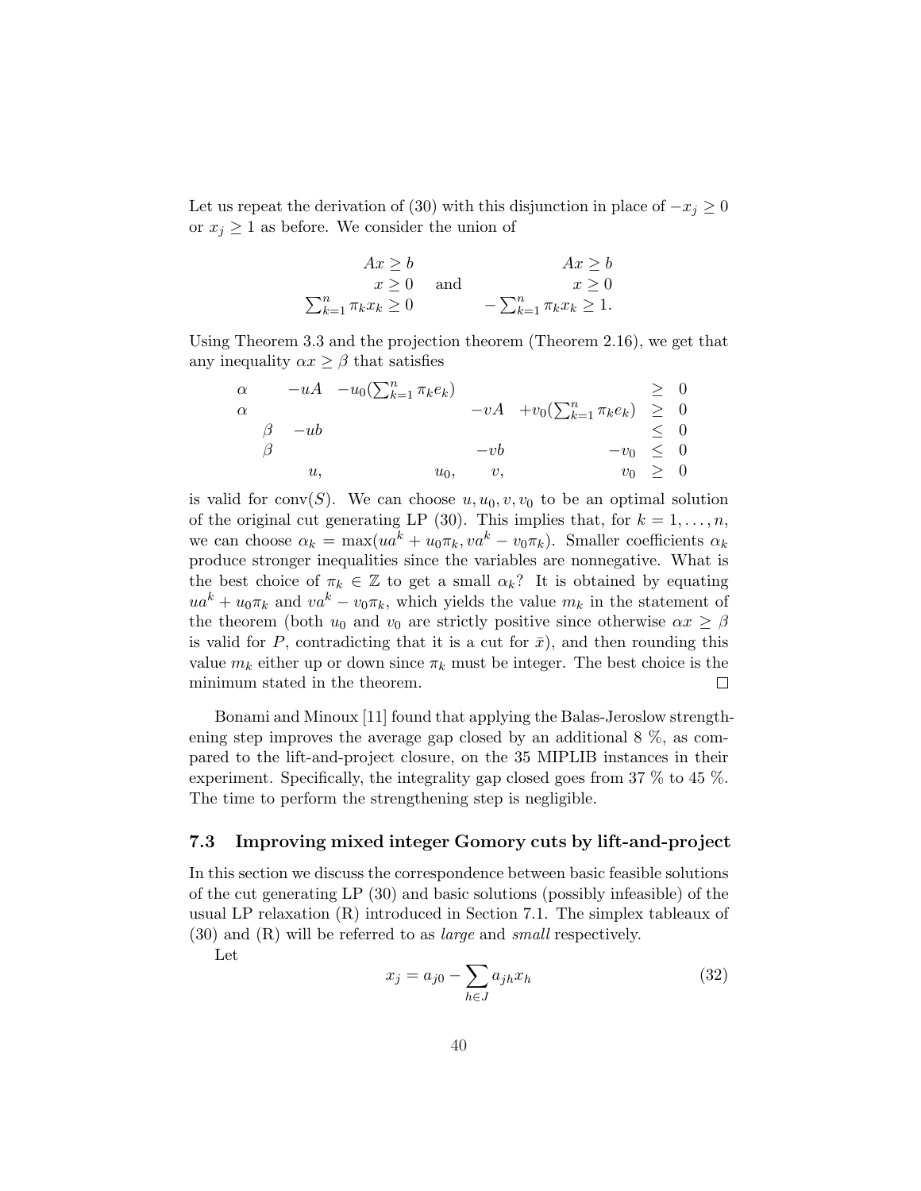Let us repeat the derivation of (30) with this disjunction in place of $-x_j \geq 0$ or $x_j \geq 1$ as before. We consider the union of

$$
\begin{array}{rl}
Ax \geq b & \\
x \geq 0 & \\
\sum_{k=1}^{n} \pi_k x_k \geq 0 &
\end{array}
\quad \text{and} \quad
\begin{array}{r}
Ax \geq b \\
x \geq 0 \\
-\sum_{k=1}^{n} \pi_k x_k \geq 1.
\end{array}
$$

Using Theorem 3.3 and the projection theorem (Theorem 2.16), we get that any inequality $\alpha x \geq \beta$ that satisfies

$$
\begin{array}{llllllll}
\alpha & & -uA & -u_0(\sum_{k=1}^{n} \pi_k e_k) & & & & \geq 0 \\
\alpha & & & & & -vA & +v_0(\sum_{k=1}^{n} \pi_k e_k) & \geq 0 \\
& \beta & -ub & & & & & \leq 0 \\
& \beta & & & & -vb & -v_0 & \leq 0 \\
& & u, & & u_0, & v, & v_0 & \geq 0
\end{array}
$$

is valid for $\text{conv}(S)$. We can choose $u, u_0, v, v_0$ to be an optimal solution of the original cut generating LP (30). This implies that, for $k = 1, \ldots, n$, we can choose $\alpha_k = \max(ua^k + u_0\pi_k, va^k - v_0\pi_k)$. Smaller coefficients $\alpha_k$ produce stronger inequalities since the variables are nonnegative. What is the best choice of $\pi_k \in \mathbb{Z}$ to get a small $\alpha_k$? It is obtained by equating $ua^k + u_0\pi_k$ and $va^k - v_0\pi_k$, which yields the value $m_k$ in the statement of the theorem (both $u_0$ and $v_0$ are strictly positive since otherwise $\alpha x \geq \beta$ is valid for $P$, contradicting that it is a cut for $\bar{x}$), and then rounding this value $m_k$ either up or down since $\pi_k$ must be integer. The best choice is the minimum stated in the theorem. □

Bonami and Minoux [11] found that applying the Balas-Jeroslow strengthening step improves the average gap closed by an additional 8 %, as compared to the lift-and-project closure, on the 35 MIPLIB instances in their experiment. Specifically, the integrality gap closed goes from 37 % to 45 %. The time to perform the strengthening step is negligible.

### 7.3 Improving mixed integer Gomory cuts by lift-and-project

In this section we discuss the correspondence between basic feasible solutions of the cut generating LP (30) and basic solutions (possibly infeasible) of the usual LP relaxation (R) introduced in Section 7.1. The simplex tableaux of (30) and (R) will be referred to as *large* and *small* respectively.

Let

$$
x_j = a_{j0} - \sum_{h \in J} a_{jh} x_h \tag{32}
$$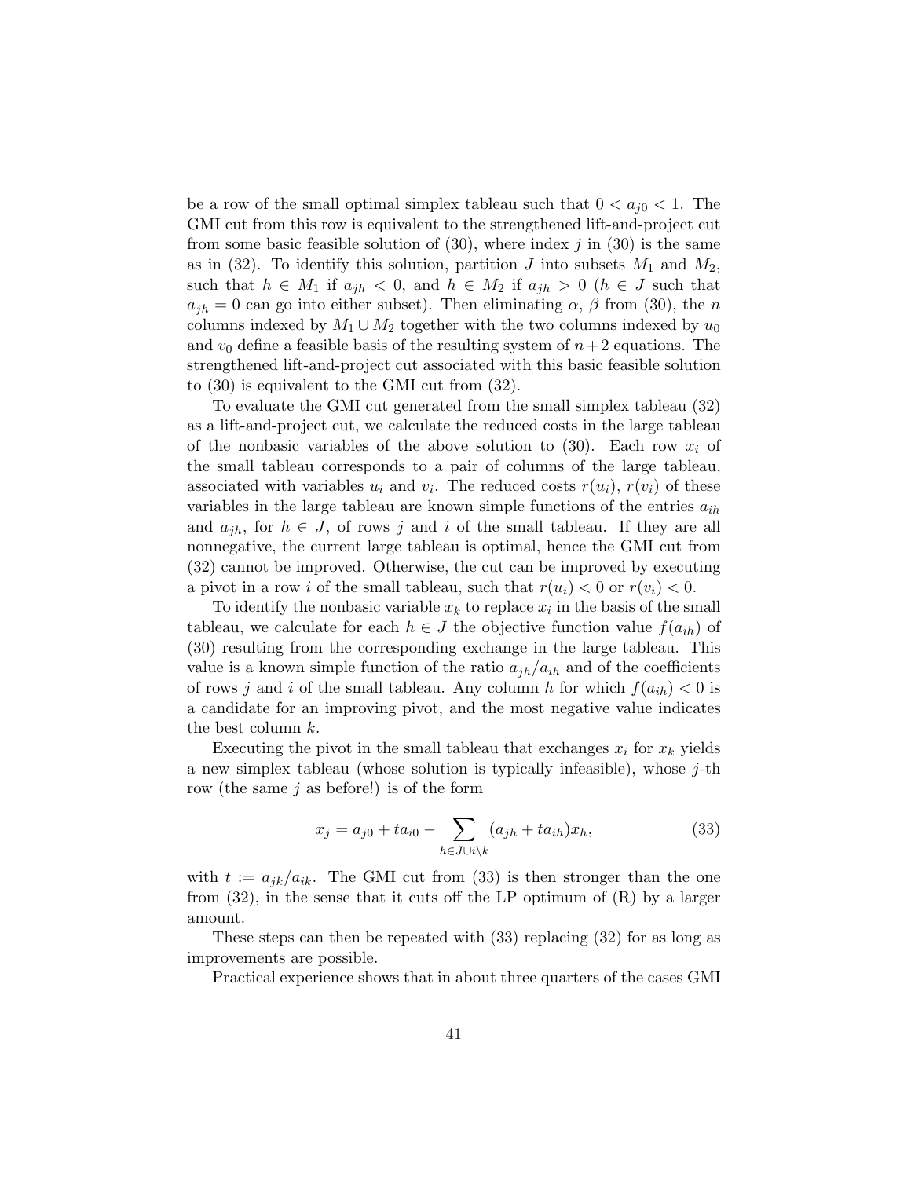be a row of the small optimal simplex tableau such that $0 < a_{j0} < 1$. The GMI cut from this row is equivalent to the strengthened lift-and-project cut from some basic feasible solution of (30), where index $j$ in (30) is the same as in (32). To identify this solution, partition $J$ into subsets $M_1$ and $M_2$, such that $h \in M_1$ if $a_{jh} < 0$, and $h \in M_2$ if $a_{jh} > 0$ ($h \in J$ such that $a_{jh} = 0$ can go into either subset). Then eliminating $\alpha$, $\beta$ from (30), the $n$ columns indexed by $M_1 \cup M_2$ together with the two columns indexed by $u_0$ and $v_0$ define a feasible basis of the resulting system of $n+2$ equations. The strengthened lift-and-project cut associated with this basic feasible solution to (30) is equivalent to the GMI cut from (32).

To evaluate the GMI cut generated from the small simplex tableau (32) as a lift-and-project cut, we calculate the reduced costs in the large tableau of the nonbasic variables of the above solution to (30). Each row $x_i$ of the small tableau corresponds to a pair of columns of the large tableau, associated with variables $u_i$ and $v_i$. The reduced costs $r(u_i)$, $r(v_i)$ of these variables in the large tableau are known simple functions of the entries $a_{ih}$ and $a_{jh}$, for $h \in J$, of rows $j$ and $i$ of the small tableau. If they are all nonnegative, the current large tableau is optimal, hence the GMI cut from (32) cannot be improved. Otherwise, the cut can be improved by executing a pivot in a row $i$ of the small tableau, such that $r(u_i) < 0$ or $r(v_i) < 0$.

To identify the nonbasic variable $x_k$ to replace $x_i$ in the basis of the small tableau, we calculate for each $h \in J$ the objective function value $f(a_{ih})$ of (30) resulting from the corresponding exchange in the large tableau. This value is a known simple function of the ratio $a_{jh}/a_{ih}$ and of the coefficients of rows $j$ and $i$ of the small tableau. Any column $h$ for which $f(a_{ih}) < 0$ is a candidate for an improving pivot, and the most negative value indicates the best column $k$.

Executing the pivot in the small tableau that exchanges $x_i$ for $x_k$ yields a new simplex tableau (whose solution is typically infeasible), whose $j$-th row (the same $j$ as before!) is of the form

$$x_j = a_{j0} + ta_{i0} - \sum_{h \in J \cup i \setminus k} (a_{jh} + ta_{ih})x_h, \tag{33}$$

with $t := a_{jk}/a_{ik}$. The GMI cut from (33) is then stronger than the one from (32), in the sense that it cuts off the LP optimum of (R) by a larger amount.

These steps can then be repeated with (33) replacing (32) for as long as improvements are possible.

Practical experience shows that in about three quarters of the cases GMI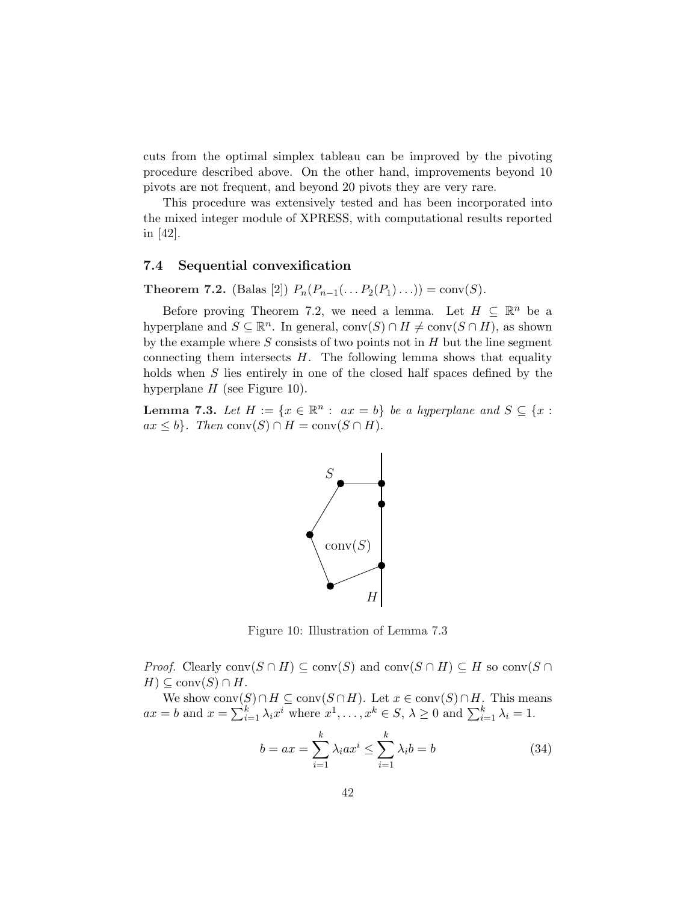cuts from the optimal simplex tableau can be improved by the pivoting procedure described above. On the other hand, improvements beyond 10 pivots are not frequent, and beyond 20 pivots they are very rare.

This procedure was extensively tested and has been incorporated into the mixed integer module of XPRESS, with computational results reported in [42].

### 7.4 Sequential convexification

**Theorem 7.2.** (Balas [2]) $P_n(P_{n-1}(\ldots P_2(P_1)\ldots)) = \text{conv}(S)$.

Before proving Theorem 7.2, we need a lemma. Let $H \subseteq \mathbb{R}^n$ be a hyperplane and $S \subseteq \mathbb{R}^n$. In general, $\text{conv}(S) \cap H \neq \text{conv}(S \cap H)$, as shown by the example where $S$ consists of two points not in $H$ but the line segment connecting them intersects $H$. The following lemma shows that equality holds when $S$ lies entirely in one of the closed half spaces defined by the hyperplane $H$ (see Figure 10).

**Lemma 7.3.** *Let $H := \{x \in \mathbb{R}^n : ax = b\}$ be a hyperplane and $S \subseteq \{x : ax \leq b\}$. Then $\text{conv}(S) \cap H = \text{conv}(S \cap H)$.*

Figure 10: Illustration of Lemma 7.3

*Proof.* Clearly $\text{conv}(S \cap H) \subseteq \text{conv}(S)$ and $\text{conv}(S \cap H) \subseteq H$ so $\text{conv}(S \cap H) \subseteq \text{conv}(S) \cap H$.

We show $\text{conv}(S) \cap H \subseteq \text{conv}(S \cap H)$. Let $x \in \text{conv}(S) \cap H$. This means $ax = b$ and $x = \sum_{i=1}^k \lambda_i x^i$ where $x^1, \ldots, x^k \in S$, $\lambda \geq 0$ and $\sum_{i=1}^k \lambda_i = 1$.

$$b = ax = \sum_{i=1}^{k} \lambda_i a x^i \leq \sum_{i=1}^{k} \lambda_i b = b \tag{34}$$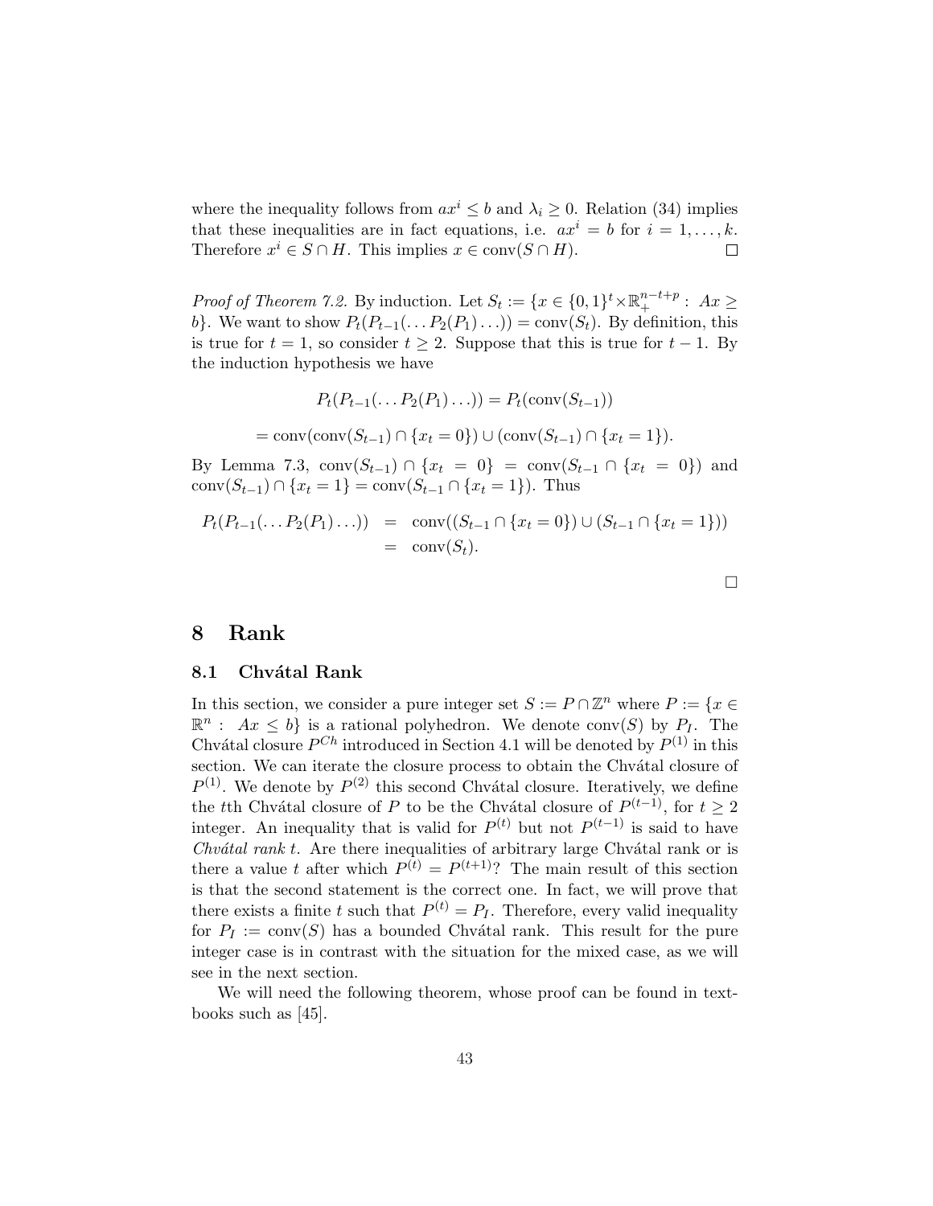where the inequality follows from $ax^i \leq b$ and $\lambda_i \geq 0$. Relation (34) implies that these inequalities are in fact equations, i.e. $ax^i = b$ for $i = 1, \dots, k$. Therefore $x^i \in S \cap H$. This implies $x \in \text{conv}(S \cap H)$. □

*Proof of Theorem 7.2.* By induction. Let $S_t := \{x \in \{0,1\}^t \times \mathbb{R}_+^{n-t+p} : \ Ax \geq b\}$. We want to show $P_t(P_{t-1}(\dots P_2(P_1)\dots)) = \text{conv}(S_t)$. By definition, this is true for $t = 1$, so consider $t \geq 2$. Suppose that this is true for $t-1$. By the induction hypothesis we have

$$P_t(P_{t-1}(\dots P_2(P_1)\dots)) = P_t(\text{conv}(S_{t-1}))$$

$$= \text{conv}(\text{conv}(S_{t-1}) \cap \{x_t = 0\}) \cup (\text{conv}(S_{t-1}) \cap \{x_t = 1\}).$$

By Lemma 7.3, $\text{conv}(S_{t-1}) \cap \{x_t = 0\} = \text{conv}(S_{t-1} \cap \{x_t = 0\})$ and $\text{conv}(S_{t-1}) \cap \{x_t = 1\} = \text{conv}(S_{t-1} \cap \{x_t = 1\})$. Thus

$$\begin{aligned} P_t(P_{t-1}(\dots P_2(P_1)\dots)) &= \text{conv}((S_{t-1} \cap \{x_t = 0\}) \cup (S_{t-1} \cap \{x_t = 1\})) \\ &= \text{conv}(S_t). \end{aligned}$$

□

# 8 Rank

## 8.1 Chvátal Rank

In this section, we consider a pure integer set $S := P \cap \mathbb{Z}^n$ where $P := \{x \in \mathbb{R}^n : \ Ax \leq b\}$ is a rational polyhedron. We denote $\text{conv}(S)$ by $P_I$. The Chvátal closure $P^{Ch}$ introduced in Section 4.1 will be denoted by $P^{(1)}$ in this section. We can iterate the closure process to obtain the Chvátal closure of $P^{(1)}$. We denote by $P^{(2)}$ this second Chvátal closure. Iteratively, we define the $t$th Chvátal closure of $P$ to be the Chvátal closure of $P^{(t-1)}$, for $t \geq 2$ integer. An inequality that is valid for $P^{(t)}$ but not $P^{(t-1)}$ is said to have *Chvátal rank* $t$. Are there inequalities of arbitrary large Chvátal rank or is there a value $t$ after which $P^{(t)} = P^{(t+1)}$? The main result of this section is that the second statement is the correct one. In fact, we will prove that there exists a finite $t$ such that $P^{(t)} = P_I$. Therefore, every valid inequality for $P_I := \text{conv}(S)$ has a bounded Chvátal rank. This result for the pure integer case is in contrast with the situation for the mixed case, as we will see in the next section.

We will need the following theorem, whose proof can be found in textbooks such as [45].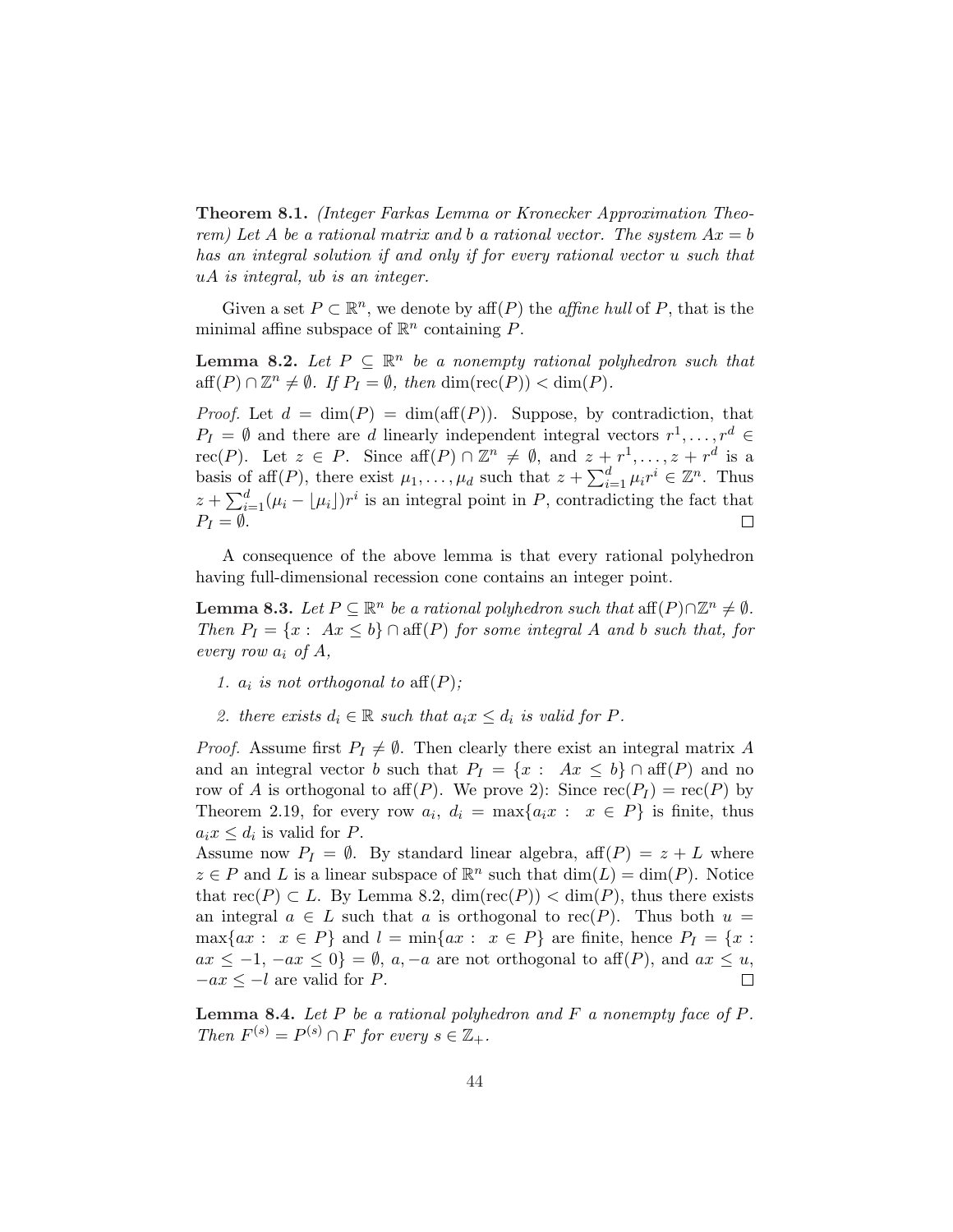**Theorem 8.1.** *(Integer Farkas Lemma or Kronecker Approximation Theorem) Let $A$ be a rational matrix and $b$ a rational vector. The system $Ax = b$ has an integral solution if and only if for every rational vector $u$ such that $uA$ is integral, $ub$ is an integer.*

Given a set $P \subset \mathbb{R}^n$, we denote by $\text{aff}(P)$ the *affine hull* of $P$, that is the minimal affine subspace of $\mathbb{R}^n$ containing $P$.

**Lemma 8.2.** *Let $P \subseteq \mathbb{R}^n$ be a nonempty rational polyhedron such that $\text{aff}(P) \cap \mathbb{Z}^n \neq \emptyset$. If $P_I = \emptyset$, then $\dim(\text{rec}(P)) < \dim(P)$.*

*Proof.* Let $d = \dim(P) = \dim(\text{aff}(P))$. Suppose, by contradiction, that $P_I = \emptyset$ and there are $d$ linearly independent integral vectors $r^1, \ldots, r^d \in \text{rec}(P)$. Let $z \in P$. Since $\text{aff}(P) \cap \mathbb{Z}^n \neq \emptyset$, and $z + r^1, \ldots, z + r^d$ is a basis of $\text{aff}(P)$, there exist $\mu_1, \ldots, \mu_d$ such that $z + \sum_{i=1}^{d} \mu_i r^i \in \mathbb{Z}^n$. Thus $z + \sum_{i=1}^{d} (\mu_i - \lfloor \mu_i \rfloor) r^i$ is an integral point in $P$, contradicting the fact that $P_I = \emptyset$. $\square$

A consequence of the above lemma is that every rational polyhedron having full-dimensional recession cone contains an integer point.

**Lemma 8.3.** *Let $P \subseteq \mathbb{R}^n$ be a rational polyhedron such that $\text{aff}(P) \cap \mathbb{Z}^n \neq \emptyset$. Then $P_I = \{x : \; Ax \leq b\} \cap \text{aff}(P)$ for some integral $A$ and $b$ such that, for every row $a_i$ of $A$,*

1. *$a_i$ is not orthogonal to $\text{aff}(P)$;*
2. *there exists $d_i \in \mathbb{R}$ such that $a_i x \leq d_i$ is valid for $P$.*

*Proof.* Assume first $P_I \neq \emptyset$. Then clearly there exist an integral matrix $A$ and an integral vector $b$ such that $P_I = \{x : \; Ax \leq b\} \cap \text{aff}(P)$ and no row of $A$ is orthogonal to $\text{aff}(P)$. We prove 2): Since $\text{rec}(P_I) = \text{rec}(P)$ by Theorem 2.19, for every row $a_i$, $d_i = \max\{a_i x : \; x \in P\}$ is finite, thus $a_i x \leq d_i$ is valid for $P$.
Assume now $P_I = \emptyset$. By standard linear algebra, $\text{aff}(P) = z + L$ where $z \in P$ and $L$ is a linear subspace of $\mathbb{R}^n$ such that $\dim(L) = \dim(P)$. Notice that $\text{rec}(P) \subset L$. By Lemma 8.2, $\dim(\text{rec}(P)) < \dim(P)$, thus there exists an integral $a \in L$ such that $a$ is orthogonal to $\text{rec}(P)$. Thus both $u = \max\{ax : \; x \in P\}$ and $l = \min\{ax : \; x \in P\}$ are finite, hence $P_I = \{x : ax \leq -1, \, -ax \leq 0\} = \emptyset$, $a, -a$ are not orthogonal to $\text{aff}(P)$, and $ax \leq u$, $-ax \leq -l$ are valid for $P$. $\square$

**Lemma 8.4.** *Let $P$ be a rational polyhedron and $F$ a nonempty face of $P$. Then $F^{(s)} = P^{(s)} \cap F$ for every $s \in \mathbb{Z}_+$.*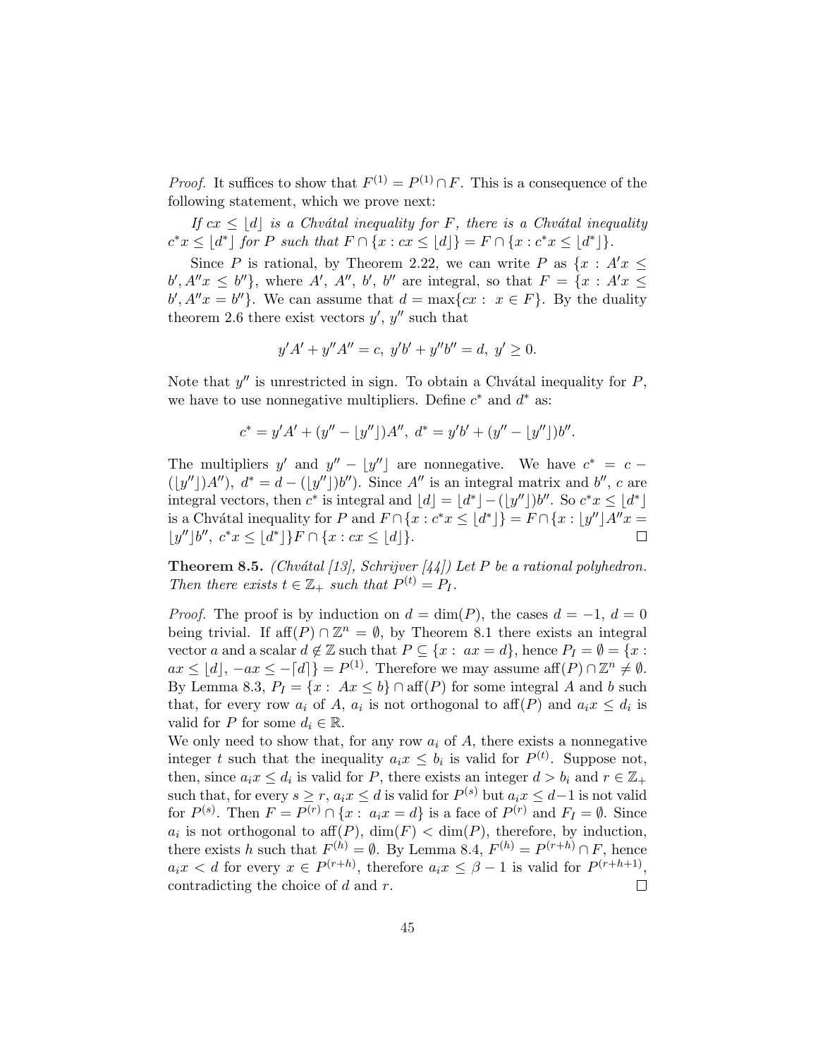*Proof.* It suffices to show that $F^{(1)} = P^{(1)} \cap F$. This is a consequence of the following statement, which we prove next:

*If $cx \leq \lfloor d \rfloor$ is a Chvátal inequality for $F$, there is a Chvátal inequality $c^* x \leq \lfloor d^* \rfloor$ for $P$ such that $F \cap \{x : cx \leq \lfloor d \rfloor\} = F \cap \{x : c^* x \leq \lfloor d^* \rfloor\}$.*

Since $P$ is rational, by Theorem 2.22, we can write $P$ as $\{x : A'x \leq b', A''x \leq b''\}$, where $A'$, $A''$, $b'$, $b''$ are integral, so that $F = \{x : A'x \leq b', A''x = b''\}$. We can assume that $d = \max\{cx : x \in F\}$. By the duality theorem 2.6 there exist vectors $y'$, $y''$ such that

$$y'A' + y''A'' = c, \; y'b' + y''b'' = d, \; y' \geq 0.$$

Note that $y''$ is unrestricted in sign. To obtain a Chvátal inequality for $P$, we have to use nonnegative multipliers. Define $c^*$ and $d^*$ as:

$$c^* = y'A' + (y'' - \lfloor y'' \rfloor)A'', \; d^* = y'b' + (y'' - \lfloor y'' \rfloor)b''.$$

The multipliers $y'$ and $y'' - \lfloor y'' \rfloor$ are nonnegative. We have $c^* = c - (\lfloor y'' \rfloor)A'')$, $d^* = d - (\lfloor y'' \rfloor)b'')$. Since $A''$ is an integral matrix and $b''$, $c$ are integral vectors, then $c^*$ is integral and $\lfloor d \rfloor = \lfloor d^* \rfloor - (\lfloor y'' \rfloor)b''$. So $c^* x \leq \lfloor d^* \rfloor$ is a Chvátal inequality for $P$ and $F \cap \{x : c^* x \leq \lfloor d^* \rfloor\} = F \cap \{x : \lfloor y'' \rfloor A'' x = \lfloor y'' \rfloor b'', \; c^* x \leq \lfloor d^* \rfloor\} F \cap \{x : cx \leq \lfloor d \rfloor\}$. ◻

**Theorem 8.5.** *(Chvátal [13], Schrijver [44]) Let $P$ be a rational polyhedron. Then there exists $t \in \mathbb{Z}_+$ such that $P^{(t)} = P_I$.*

*Proof.* The proof is by induction on $d = \dim(P)$, the cases $d = -1$, $d = 0$ being trivial. If $\text{aff}(P) \cap \mathbb{Z}^n = \emptyset$, by Theorem 8.1 there exists an integral vector $a$ and a scalar $d \notin \mathbb{Z}$ such that $P \subseteq \{x : ax = d\}$, hence $P_I = \emptyset = \{x : ax \leq \lfloor d \rfloor, \; -ax \leq -\lceil d \rceil\} = P^{(1)}$. Therefore we may assume $\text{aff}(P) \cap \mathbb{Z}^n \neq \emptyset$. By Lemma 8.3, $P_I = \{x : Ax \leq b\} \cap \text{aff}(P)$ for some integral $A$ and $b$ such that, for every row $a_i$ of $A$, $a_i$ is not orthogonal to $\text{aff}(P)$ and $a_i x \leq d_i$ is valid for $P$ for some $d_i \in \mathbb{R}$.
We only need to show that, for any row $a_i$ of $A$, there exists a nonnegative integer $t$ such that the inequality $a_i x \leq b_i$ is valid for $P^{(t)}$. Suppose not, then, since $a_i x \leq d_i$ is valid for $P$, there exists an integer $d > b_i$ and $r \in \mathbb{Z}_+$ such that, for every $s \geq r$, $a_i x \leq d$ is valid for $P^{(s)}$ but $a_i x \leq d-1$ is not valid for $P^{(s)}$. Then $F = P^{(r)} \cap \{x : a_i x = d\}$ is a face of $P^{(r)}$ and $F_I = \emptyset$. Since $a_i$ is not orthogonal to $\text{aff}(P)$, $\dim(F) < \dim(P)$, therefore, by induction, there exists $h$ such that $F^{(h)} = \emptyset$. By Lemma 8.4, $F^{(h)} = P^{(r+h)} \cap F$, hence $a_i x < d$ for every $x \in P^{(r+h)}$, therefore $a_i x \leq \beta - 1$ is valid for $P^{(r+h+1)}$, contradicting the choice of $d$ and $r$. ◻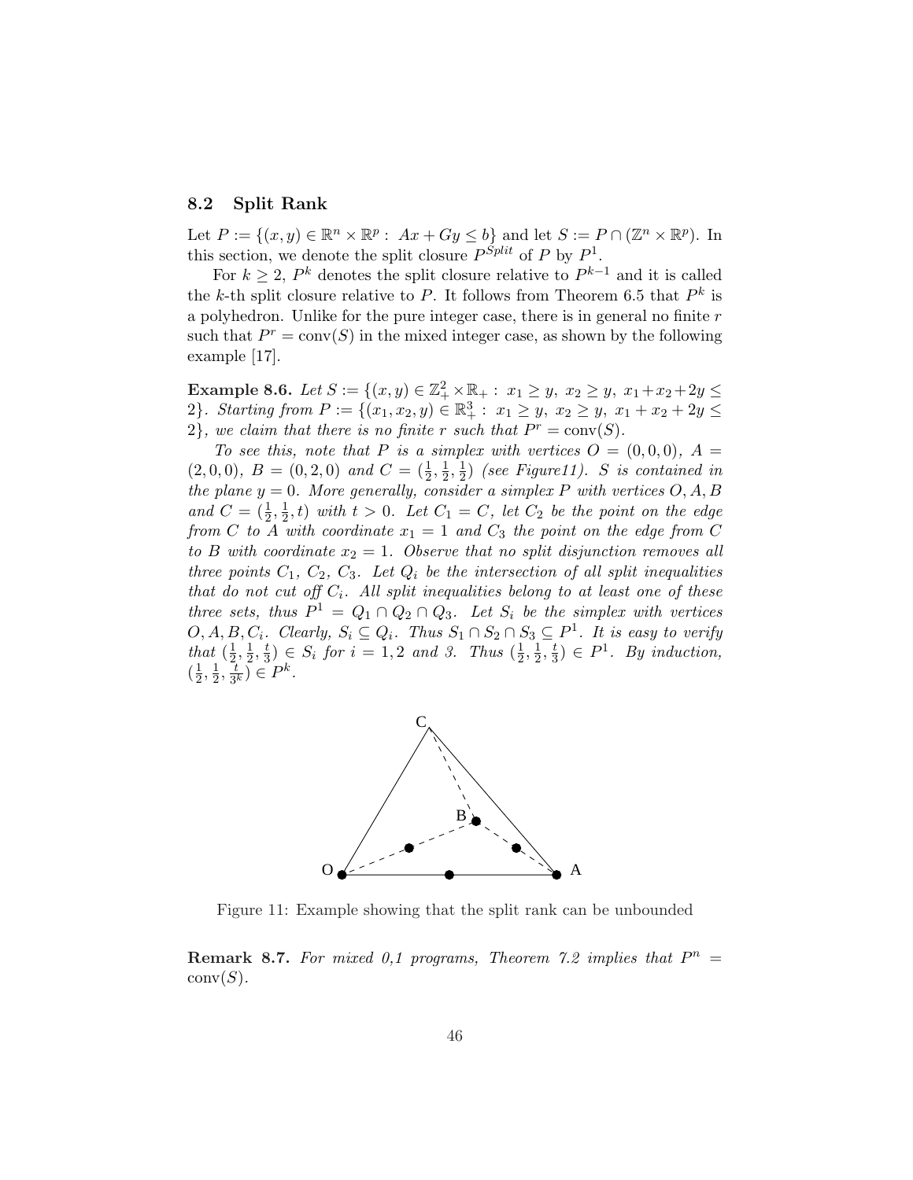### 8.2 Split Rank

Let $P := \{(x, y) \in \mathbb{R}^n \times \mathbb{R}^p : Ax + Gy \leq b\}$ and let $S := P \cap (\mathbb{Z}^n \times \mathbb{R}^p)$. In this section, we denote the split closure $P^{Split}$ of $P$ by $P^1$.

For $k \geq 2$, $P^k$ denotes the split closure relative to $P^{k-1}$ and it is called the $k$-th split closure relative to $P$. It follows from Theorem 6.5 that $P^k$ is a polyhedron. Unlike for the pure integer case, there is in general no finite $r$ such that $P^r = \text{conv}(S)$ in the mixed integer case, as shown by the following example [17].

**Example 8.6.** *Let $S := \{(x, y) \in \mathbb{Z}^2_+ \times \mathbb{R}_+ : x_1 \geq y,\ x_2 \geq y,\ x_1+x_2+2y \leq 2\}$. Starting from $P := \{(x_1, x_2, y) \in \mathbb{R}^3_+ : x_1 \geq y,\ x_2 \geq y,\ x_1 + x_2 + 2y \leq 2\}$, we claim that there is no finite $r$ such that $P^r = \text{conv}(S)$.*

*To see this, note that $P$ is a simplex with vertices $O = (0, 0, 0)$, $A = (2, 0, 0)$, $B = (0, 2, 0)$ and $C = (\frac{1}{2}, \frac{1}{2}, \frac{1}{2})$ (see Figure11). $S$ is contained in the plane $y = 0$. More generally, consider a simplex $P$ with vertices $O, A, B$ and $C = (\frac{1}{2}, \frac{1}{2}, t)$ with $t > 0$. Let $C_1 = C$, let $C_2$ be the point on the edge from $C$ to $A$ with coordinate $x_1 = 1$ and $C_3$ the point on the edge from $C$ to $B$ with coordinate $x_2 = 1$. Observe that no split disjunction removes all three points $C_1$, $C_2$, $C_3$. Let $Q_i$ be the intersection of all split inequalities that do not cut off $C_i$. All split inequalities belong to at least one of these three sets, thus $P^1 = Q_1 \cap Q_2 \cap Q_3$. Let $S_i$ be the simplex with vertices $O, A, B, C_i$. Clearly, $S_i \subseteq Q_i$. Thus $S_1 \cap S_2 \cap S_3 \subseteq P^1$. It is easy to verify that $(\frac{1}{2}, \frac{1}{2}, \frac{t}{3}) \in S_i$ for $i = 1, 2$ and $3$. Thus $(\frac{1}{2}, \frac{1}{2}, \frac{t}{3}) \in P^1$. By induction, $(\frac{1}{2}, \frac{1}{2}, \frac{t}{3^k}) \in P^k$.*

Figure 11: Example showing that the split rank can be unbounded

**Remark 8.7.** *For mixed 0,1 programs, Theorem 7.2 implies that $P^n = \text{conv}(S)$.*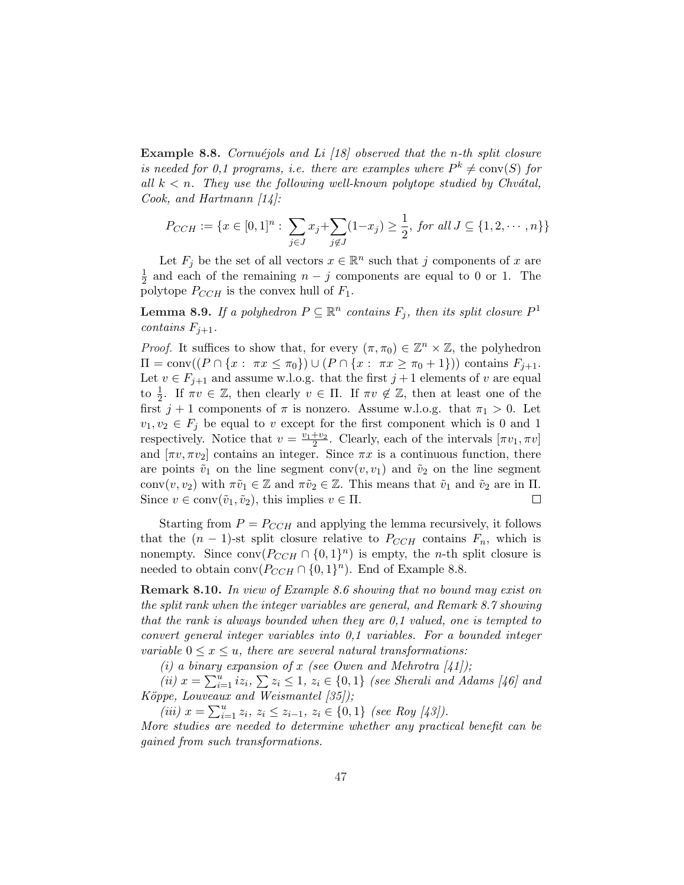**Example 8.8.** *Cornuéjols and Li [18] observed that the n-th split closure is needed for 0,1 programs, i.e. there are examples where $P^k \neq \text{conv}(S)$ for all $k < n$. They use the following well-known polytope studied by Chvátal, Cook, and Hartmann [14]:*

$$P_{CCH} := \{x \in [0,1]^n : \sum_{j \in J} x_j + \sum_{j \notin J} (1 - x_j) \geq \frac{1}{2}, \text{ for all } J \subseteq \{1, 2, \cdots, n\}\}$$

Let $F_j$ be the set of all vectors $x \in \mathbb{R}^n$ such that $j$ components of $x$ are $\frac{1}{2}$ and each of the remaining $n - j$ components are equal to 0 or 1. The polytope $P_{CCH}$ is the convex hull of $F_1$.

**Lemma 8.9.** *If a polyhedron $P \subseteq \mathbb{R}^n$ contains $F_j$, then its split closure $P^1$ contains $F_{j+1}$.*

*Proof.* It suffices to show that, for every $(\pi, \pi_0) \in \mathbb{Z}^n \times \mathbb{Z}$, the polyhedron $\Pi = \text{conv}((P \cap \{x : \pi x \leq \pi_0\}) \cup (P \cap \{x : \pi x \geq \pi_0 + 1\}))$ contains $F_{j+1}$. Let $v \in F_{j+1}$ and assume w.l.o.g. that the first $j + 1$ elements of $v$ are equal to $\frac{1}{2}$. If $\pi v \in \mathbb{Z}$, then clearly $v \in \Pi$. If $\pi v \notin \mathbb{Z}$, then at least one of the first $j + 1$ components of $\pi$ is nonzero. Assume w.l.o.g. that $\pi_1 > 0$. Let $v_1, v_2 \in F_j$ be equal to $v$ except for the first component which is 0 and 1 respectively. Notice that $v = \frac{v_1 + v_2}{2}$. Clearly, each of the intervals $[\pi v_1, \pi v]$ and $[\pi v, \pi v_2]$ contains an integer. Since $\pi x$ is a continuous function, there are points $\tilde{v}_1$ on the line segment $\text{conv}(v, v_1)$ and $\tilde{v}_2$ on the line segment $\text{conv}(v, v_2)$ with $\pi \tilde{v}_1 \in \mathbb{Z}$ and $\pi \tilde{v}_2 \in \mathbb{Z}$. This means that $\tilde{v}_1$ and $\tilde{v}_2$ are in $\Pi$. Since $v \in \text{conv}(\tilde{v}_1, \tilde{v}_2)$, this implies $v \in \Pi$. □

Starting from $P = P_{CCH}$ and applying the lemma recursively, it follows that the $(n - 1)$-st split closure relative to $P_{CCH}$ contains $F_n$, which is nonempty. Since $\text{conv}(P_{CCH} \cap \{0, 1\}^n)$ is empty, the $n$-th split closure is needed to obtain $\text{conv}(P_{CCH} \cap \{0, 1\}^n)$. End of Example 8.8.

**Remark 8.10.** *In view of Example 8.6 showing that no bound may exist on the split rank when the integer variables are general, and Remark 8.7 showing that the rank is always bounded when they are 0,1 valued, one is tempted to convert general integer variables into 0,1 variables. For a bounded integer variable $0 \leq x \leq u$, there are several natural transformations:*

*(i) a binary expansion of $x$ (see Owen and Mehrotra [41]);*

*(ii) $x = \sum_{i=1}^{u} i z_i$, $\sum z_i \leq 1$, $z_i \in \{0, 1\}$ (see Sherali and Adams [46] and Köppe, Louveaux and Weismantel [35]);*

*(iii) $x = \sum_{i=1}^{u} z_i$, $z_i \leq z_{i-1}$, $z_i \in \{0, 1\}$ (see Roy [43]).*

*More studies are needed to determine whether any practical benefit can be gained from such transformations.*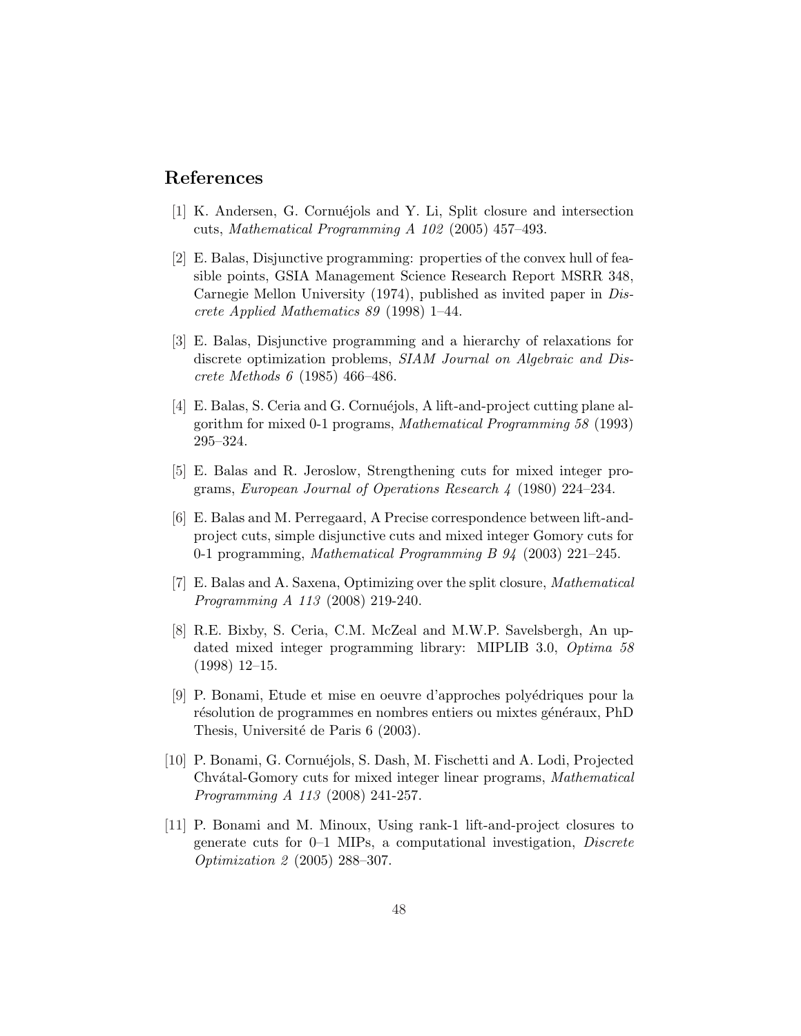## References

[1] K. Andersen, G. Cornuéjols and Y. Li, Split closure and intersection cuts, *Mathematical Programming A 102* (2005) 457–493.

[2] E. Balas, Disjunctive programming: properties of the convex hull of feasible points, GSIA Management Science Research Report MSRR 348, Carnegie Mellon University (1974), published as invited paper in *Discrete Applied Mathematics 89* (1998) 1–44.

[3] E. Balas, Disjunctive programming and a hierarchy of relaxations for discrete optimization problems, *SIAM Journal on Algebraic and Discrete Methods 6* (1985) 466–486.

[4] E. Balas, S. Ceria and G. Cornuéjols, A lift-and-project cutting plane algorithm for mixed 0-1 programs, *Mathematical Programming 58* (1993) 295–324.

[5] E. Balas and R. Jeroslow, Strengthening cuts for mixed integer programs, *European Journal of Operations Research 4* (1980) 224–234.

[6] E. Balas and M. Perregaard, A Precise correspondence between lift-and-project cuts, simple disjunctive cuts and mixed integer Gomory cuts for 0-1 programming, *Mathematical Programming B 94* (2003) 221–245.

[7] E. Balas and A. Saxena, Optimizing over the split closure, *Mathematical Programming A 113* (2008) 219-240.

[8] R.E. Bixby, S. Ceria, C.M. McZeal and M.W.P. Savelsbergh, An updated mixed integer programming library: MIPLIB 3.0, *Optima 58* (1998) 12–15.

[9] P. Bonami, Etude et mise en oeuvre d'approches polyédriques pour la résolution de programmes en nombres entiers ou mixtes généraux, PhD Thesis, Université de Paris 6 (2003).

[10] P. Bonami, G. Cornuéjols, S. Dash, M. Fischetti and A. Lodi, Projected Chvátal-Gomory cuts for mixed integer linear programs, *Mathematical Programming A 113* (2008) 241-257.

[11] P. Bonami and M. Minoux, Using rank-1 lift-and-project closures to generate cuts for 0–1 MIPs, a computational investigation, *Discrete Optimization 2* (2005) 288–307.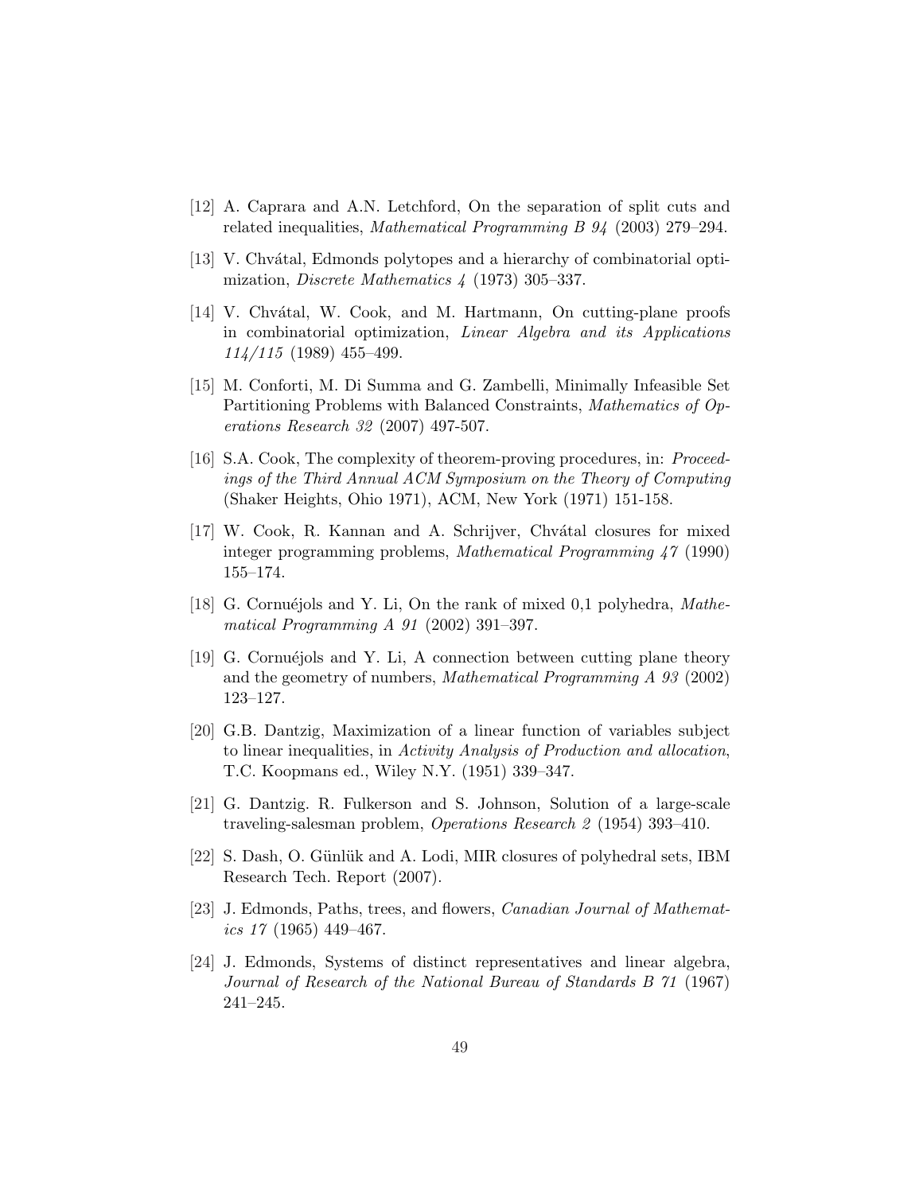[12] A. Caprara and A.N. Letchford, On the separation of split cuts and related inequalities, *Mathematical Programming B 94* (2003) 279–294.

[13] V. Chvátal, Edmonds polytopes and a hierarchy of combinatorial optimization, *Discrete Mathematics 4* (1973) 305–337.

[14] V. Chvátal, W. Cook, and M. Hartmann, On cutting-plane proofs in combinatorial optimization, *Linear Algebra and its Applications 114/115* (1989) 455–499.

[15] M. Conforti, M. Di Summa and G. Zambelli, Minimally Infeasible Set Partitioning Problems with Balanced Constraints, *Mathematics of Operations Research 32* (2007) 497-507.

[16] S.A. Cook, The complexity of theorem-proving procedures, in: *Proceedings of the Third Annual ACM Symposium on the Theory of Computing* (Shaker Heights, Ohio 1971), ACM, New York (1971) 151-158.

[17] W. Cook, R. Kannan and A. Schrijver, Chvátal closures for mixed integer programming problems, *Mathematical Programming 47* (1990) 155–174.

[18] G. Cornuéjols and Y. Li, On the rank of mixed 0,1 polyhedra, *Mathematical Programming A 91* (2002) 391–397.

[19] G. Cornuéjols and Y. Li, A connection between cutting plane theory and the geometry of numbers, *Mathematical Programming A 93* (2002) 123–127.

[20] G.B. Dantzig, Maximization of a linear function of variables subject to linear inequalities, in *Activity Analysis of Production and allocation*, T.C. Koopmans ed., Wiley N.Y. (1951) 339–347.

[21] G. Dantzig. R. Fulkerson and S. Johnson, Solution of a large-scale traveling-salesman problem, *Operations Research 2* (1954) 393–410.

[22] S. Dash, O. Günlük and A. Lodi, MIR closures of polyhedral sets, IBM Research Tech. Report (2007).

[23] J. Edmonds, Paths, trees, and flowers, *Canadian Journal of Mathematics 17* (1965) 449–467.

[24] J. Edmonds, Systems of distinct representatives and linear algebra, *Journal of Research of the National Bureau of Standards B 71* (1967) 241–245.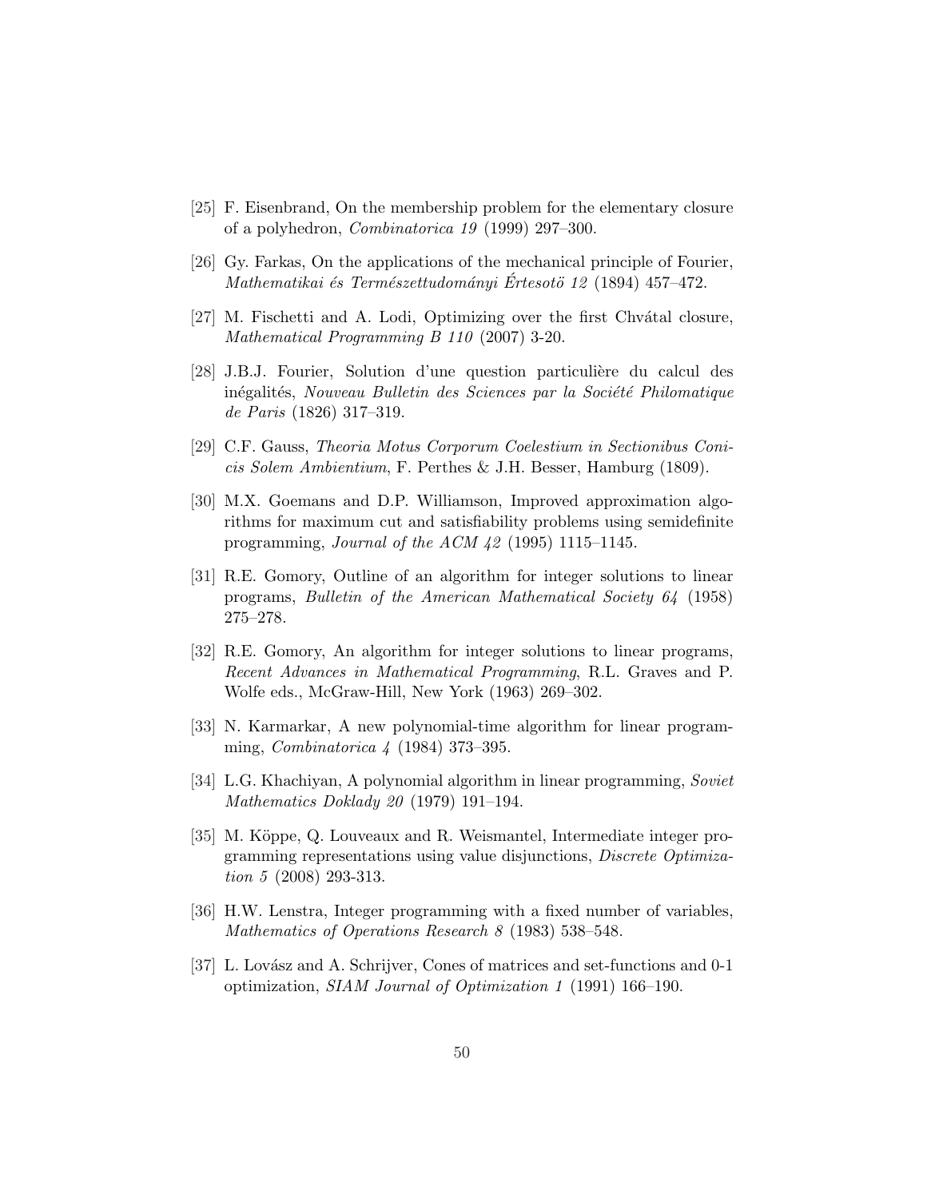[25] F. Eisenbrand, On the membership problem for the elementary closure of a polyhedron, *Combinatorica 19* (1999) 297–300.

[26] Gy. Farkas, On the applications of the mechanical principle of Fourier, *Mathematikai és Természettudományi Értesotö 12* (1894) 457–472.

[27] M. Fischetti and A. Lodi, Optimizing over the first Chvátal closure, *Mathematical Programming B 110* (2007) 3-20.

[28] J.B.J. Fourier, Solution d'une question particulière du calcul des inégalités, *Nouveau Bulletin des Sciences par la Société Philomatique de Paris* (1826) 317–319.

[29] C.F. Gauss, *Theoria Motus Corporum Coelestium in Sectionibus Conicis Solem Ambientium*, F. Perthes & J.H. Besser, Hamburg (1809).

[30] M.X. Goemans and D.P. Williamson, Improved approximation algorithms for maximum cut and satisfiability problems using semidefinite programming, *Journal of the ACM 42* (1995) 1115–1145.

[31] R.E. Gomory, Outline of an algorithm for integer solutions to linear programs, *Bulletin of the American Mathematical Society 64* (1958) 275–278.

[32] R.E. Gomory, An algorithm for integer solutions to linear programs, *Recent Advances in Mathematical Programming*, R.L. Graves and P. Wolfe eds., McGraw-Hill, New York (1963) 269–302.

[33] N. Karmarkar, A new polynomial-time algorithm for linear programming, *Combinatorica 4* (1984) 373–395.

[34] L.G. Khachiyan, A polynomial algorithm in linear programming, *Soviet Mathematics Doklady 20* (1979) 191–194.

[35] M. Köppe, Q. Louveaux and R. Weismantel, Intermediate integer programming representations using value disjunctions, *Discrete Optimization 5* (2008) 293-313.

[36] H.W. Lenstra, Integer programming with a fixed number of variables, *Mathematics of Operations Research 8* (1983) 538–548.

[37] L. Lovász and A. Schrijver, Cones of matrices and set-functions and 0-1 optimization, *SIAM Journal of Optimization 1* (1991) 166–190.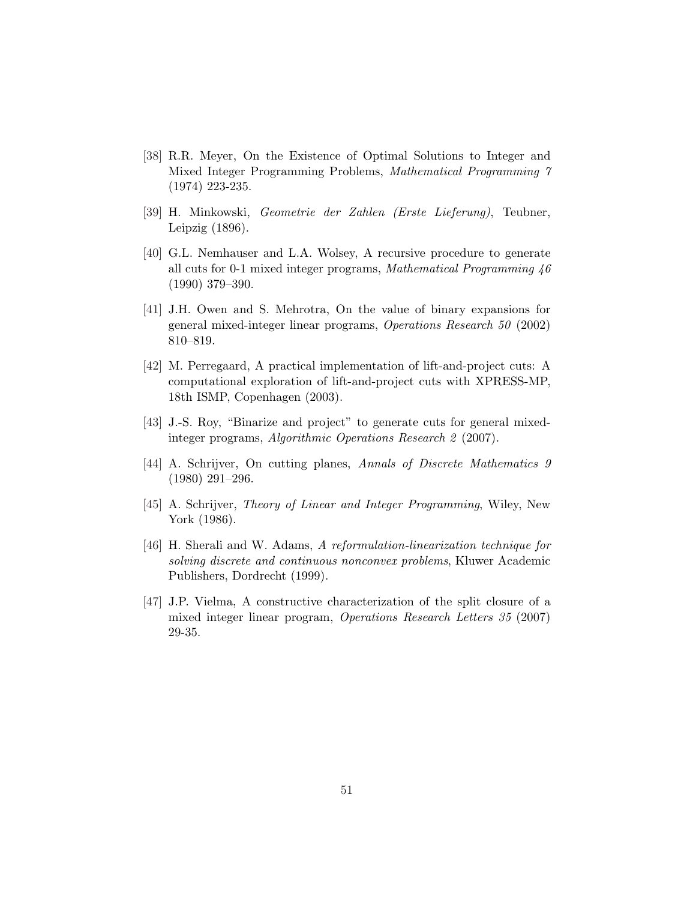[38] R.R. Meyer, On the Existence of Optimal Solutions to Integer and Mixed Integer Programming Problems, *Mathematical Programming 7* (1974) 223-235.

[39] H. Minkowski, *Geometrie der Zahlen (Erste Lieferung)*, Teubner, Leipzig (1896).

[40] G.L. Nemhauser and L.A. Wolsey, A recursive procedure to generate all cuts for 0-1 mixed integer programs, *Mathematical Programming 46* (1990) 379–390.

[41] J.H. Owen and S. Mehrotra, On the value of binary expansions for general mixed-integer linear programs, *Operations Research 50* (2002) 810–819.

[42] M. Perregaard, A practical implementation of lift-and-project cuts: A computational exploration of lift-and-project cuts with XPRESS-MP, 18th ISMP, Copenhagen (2003).

[43] J.-S. Roy, "Binarize and project" to generate cuts for general mixed-integer programs, *Algorithmic Operations Research 2* (2007).

[44] A. Schrijver, On cutting planes, *Annals of Discrete Mathematics 9* (1980) 291–296.

[45] A. Schrijver, *Theory of Linear and Integer Programming*, Wiley, New York (1986).

[46] H. Sherali and W. Adams, *A reformulation-linearization technique for solving discrete and continuous nonconvex problems*, Kluwer Academic Publishers, Dordrecht (1999).

[47] J.P. Vielma, A constructive characterization of the split closure of a mixed integer linear program, *Operations Research Letters 35* (2007) 29-35.